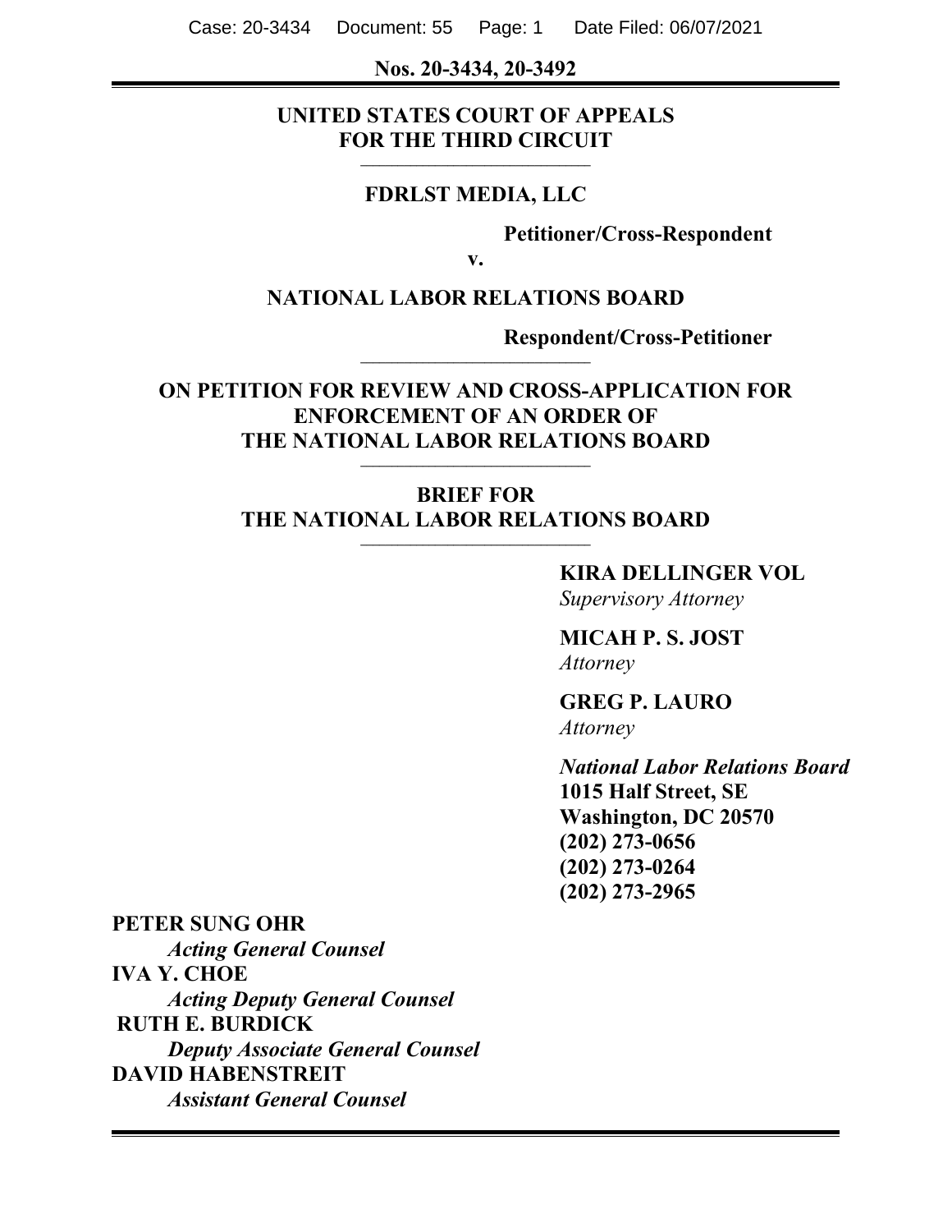**Nos. 20-3434, 20-3492**

---

**UNITED STATES COURT OF APPEALS**
**FOR THE THIRD CIRCUIT**

---

**FDRLST MEDIA, LLC**

**Petitioner/Cross-Respondent**

**v.**

**NATIONAL LABOR RELATIONS BOARD**

**Respondent/Cross-Petitioner**

---

**ON PETITION FOR REVIEW AND CROSS-APPLICATION FOR ENFORCEMENT OF AN ORDER OF THE NATIONAL LABOR RELATIONS BOARD**

---

**BRIEF FOR**
**THE NATIONAL LABOR RELATIONS BOARD**

---

**KIRA DELLINGER VOL**
*Supervisory Attorney*

**MICAH P. S. JOST**
*Attorney*

**GREG P. LAURO**
*Attorney*

***National Labor Relations Board***
**1015 Half Street, SE**
**Washington, DC 20570**
**(202) 273-0656**
**(202) 273-0264**
**(202) 273-2965**

**PETER SUNG OHR**
***Acting General Counsel***
**IVA Y. CHOE**
***Acting Deputy General Counsel***
**RUTH E. BURDICK**
***Deputy Associate General Counsel***
**DAVID HABENSTREIT**
***Assistant General Counsel***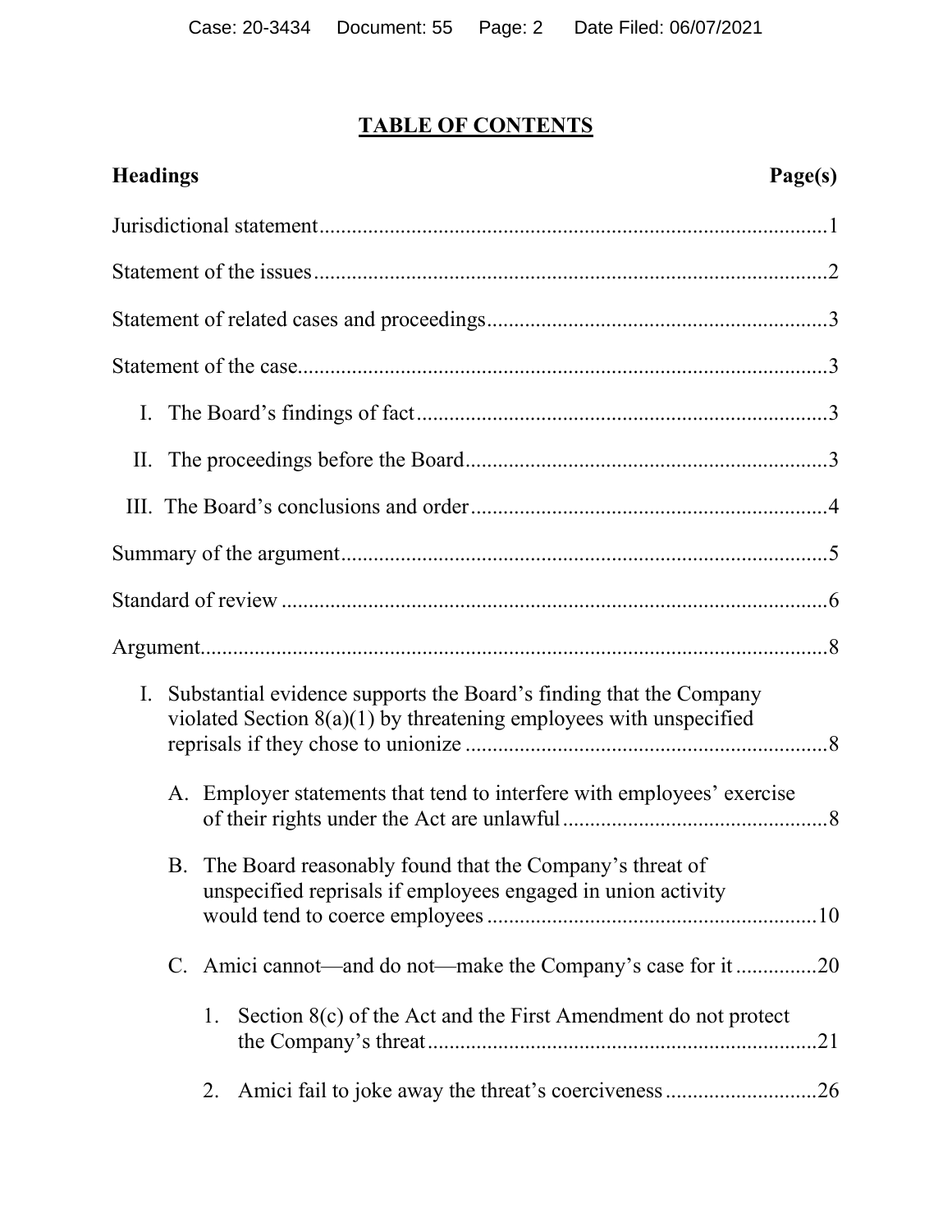## TABLE OF CONTENTS

| Headings | Page(s) |
| --- | --- |
| Jurisdictional statement | 1 |
| Statement of the issues | 2 |
| Statement of related cases and proceedings | 3 |
| Statement of the case | 3 |
| I. The Board's findings of fact | 3 |
| II. The proceedings before the Board | 3 |
| III. The Board's conclusions and order | 4 |
| Summary of the argument | 5 |
| Standard of review | 6 |
| Argument | 8 |
| I. Substantial evidence supports the Board's finding that the Company violated Section 8(a)(1) by threatening employees with unspecified reprisals if they chose to unionize | 8 |
| A. Employer statements that tend to interfere with employees' exercise of their rights under the Act are unlawful | 8 |
| B. The Board reasonably found that the Company's threat of unspecified reprisals if employees engaged in union activity would tend to coerce employees | 10 |
| C. Amici cannot—and do not—make the Company's case for it | 20 |
| 1. Section 8(c) of the Act and the First Amendment do not protect the Company's threat | 21 |
| 2. Amici fail to joke away the threat's coerciveness | 26 |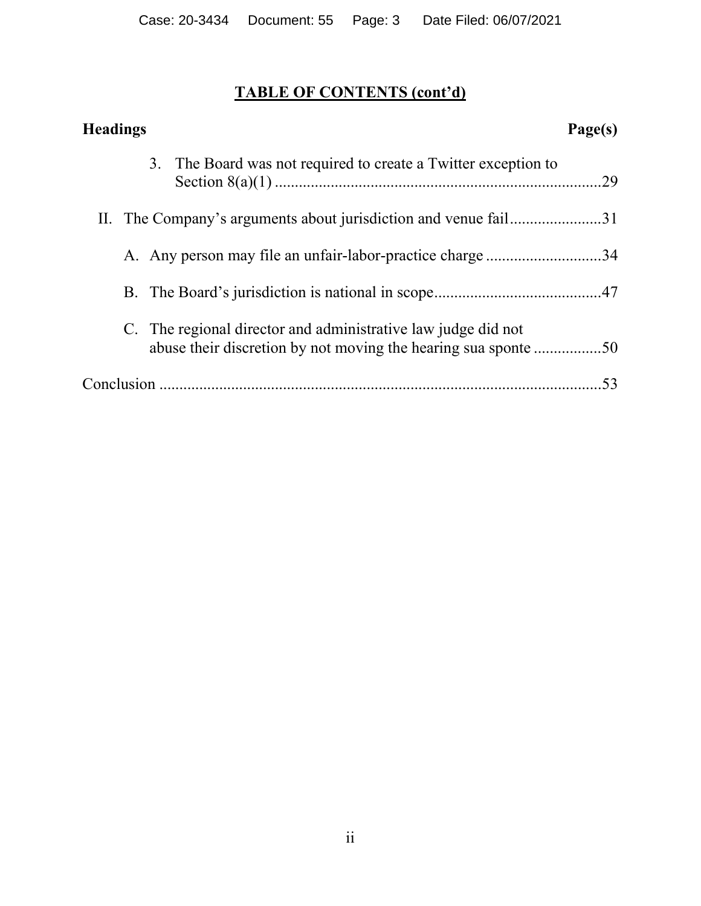## TABLE OF CONTENTS (cont'd)

| Headings | Page(s) |
|---|---|
| 3. The Board was not required to create a Twitter exception to Section 8(a)(1) | 29 |
| II. The Company's arguments about jurisdiction and venue fail | 31 |
| A. Any person may file an unfair-labor-practice charge | 34 |
| B. The Board's jurisdiction is national in scope | 47 |
| C. The regional director and administrative law judge did not abuse their discretion by not moving the hearing sua sponte | 50 |
| Conclusion | 53 |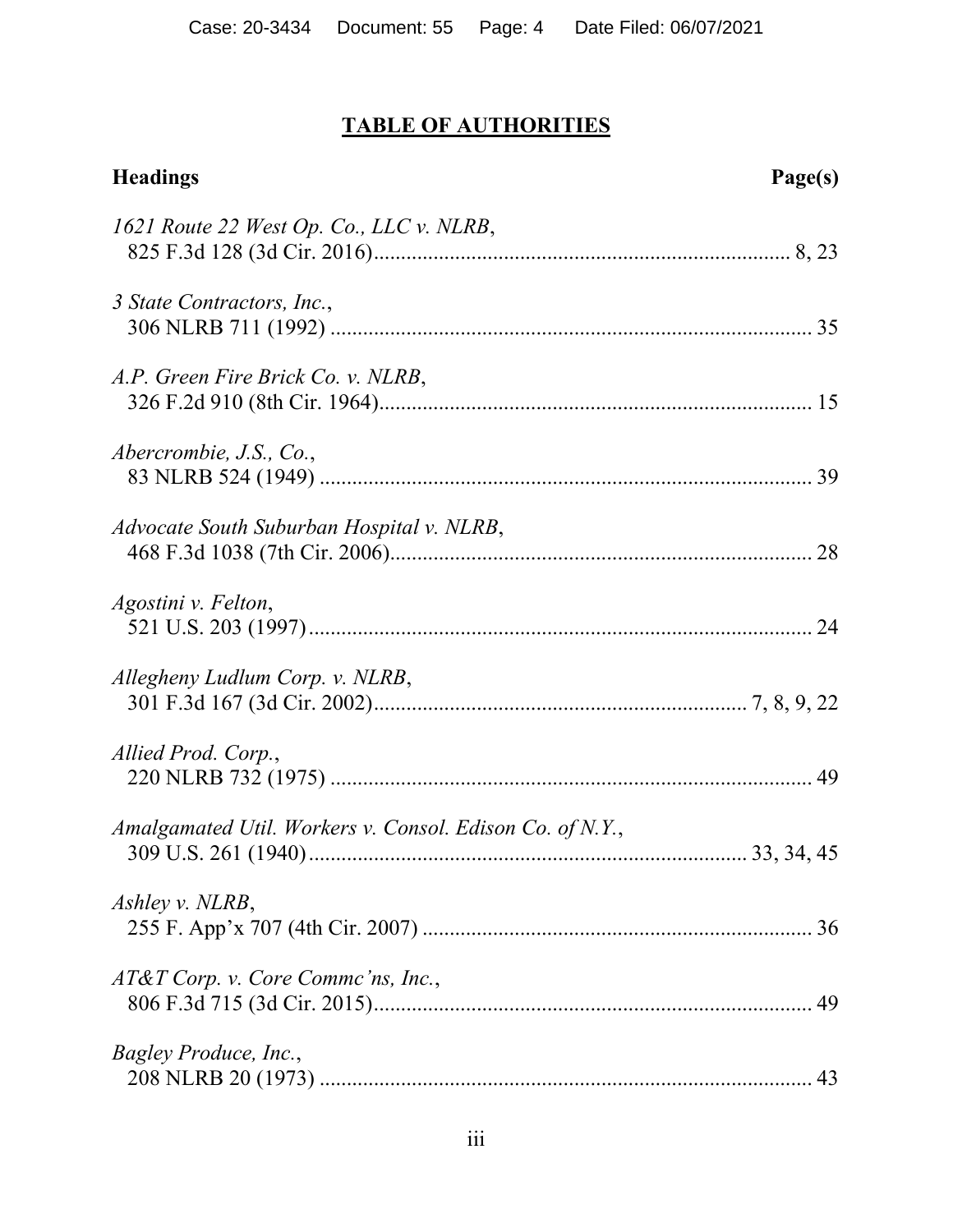## TABLE OF AUTHORITIES

**Headings** **Page(s)**

*1621 Route 22 West Op. Co., LLC v. NLRB*,
825 F.3d 128 (3d Cir. 2016)........................................................................ 8, 23

*3 State Contractors, Inc.*,
306 NLRB 711 (1992) ....................................................................................... 35

*A.P. Green Fire Brick Co. v. NLRB*,
326 F.2d 910 (8th Cir. 1964)............................................................................ 15

*Abercrombie, J.S., Co.*,
83 NLRB 524 (1949) ......................................................................................... 39

*Advocate South Suburban Hospital v. NLRB*,
468 F.3d 1038 (7th Cir. 2006)........................................................................... 28

*Agostini v. Felton*,
521 U.S. 203 (1997)........................................................................................... 24

*Allegheny Ludlum Corp. v. NLRB*,
301 F.3d 167 (3d Cir. 2002).............................................................. 7, 8, 9, 22

*Allied Prod. Corp.*,
220 NLRB 732 (1975) ....................................................................................... 49

*Amalgamated Util. Workers v. Consol. Edison Co. of N.Y.*,
309 U.S. 261 (1940)..................................................................... 33, 34, 45

*Ashley v. NLRB*,
255 F. App'x 707 (4th Cir. 2007) ..................................................................... 36

*AT&T Corp. v. Core Commc'ns, Inc.*,
806 F.3d 715 (3d Cir. 2015).............................................................................. 49

*Bagley Produce, Inc.*,
208 NLRB 20 (1973) ......................................................................................... 43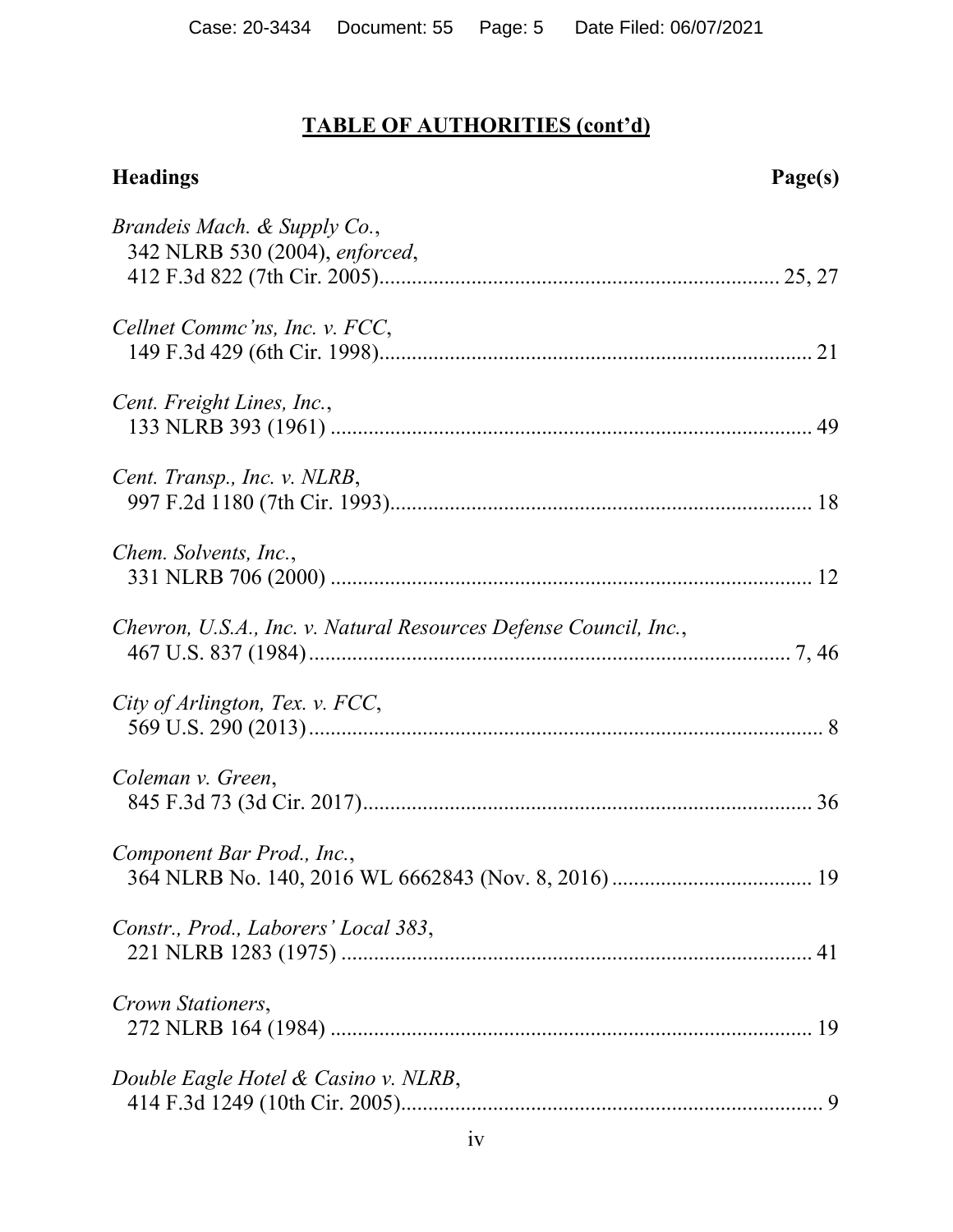## TABLE OF AUTHORITIES (cont'd)

**Headings** **Page(s)**

*Brandeis Mach. & Supply Co.*,
342 NLRB 530 (2004), *enforced*,
412 F.3d 822 (7th Cir. 2005)........................................................................ 25, 27

*Cellnet Commc'ns, Inc. v. FCC*,
149 F.3d 429 (6th Cir. 1998)............................................................................... 21

*Cent. Freight Lines, Inc.*,
133 NLRB 393 (1961) ........................................................................................ 49

*Cent. Transp., Inc. v. NLRB*,
997 F.2d 1180 (7th Cir. 1993)............................................................................. 18

*Chem. Solvents, Inc.*,
331 NLRB 706 (2000) ........................................................................................ 12

*Chevron, U.S.A., Inc. v. Natural Resources Defense Council, Inc.*,
467 U.S. 837 (1984)......................................................................................... 7, 46

*City of Arlington, Tex. v. FCC*,
569 U.S. 290 (2013)............................................................................................. 8

*Coleman v. Green*,
845 F.3d 73 (3d Cir. 2017).................................................................................. 36

*Component Bar Prod., Inc.*,
364 NLRB No. 140, 2016 WL 6662843 (Nov. 8, 2016) .................................... 19

*Constr., Prod., Laborers' Local 383*,
221 NLRB 1283 (1975) ...................................................................................... 41

*Crown Stationers*,
272 NLRB 164 (1984) ........................................................................................ 19

*Double Eagle Hotel & Casino v. NLRB*,
414 F.3d 1249 (10th Cir. 2005)............................................................................. 9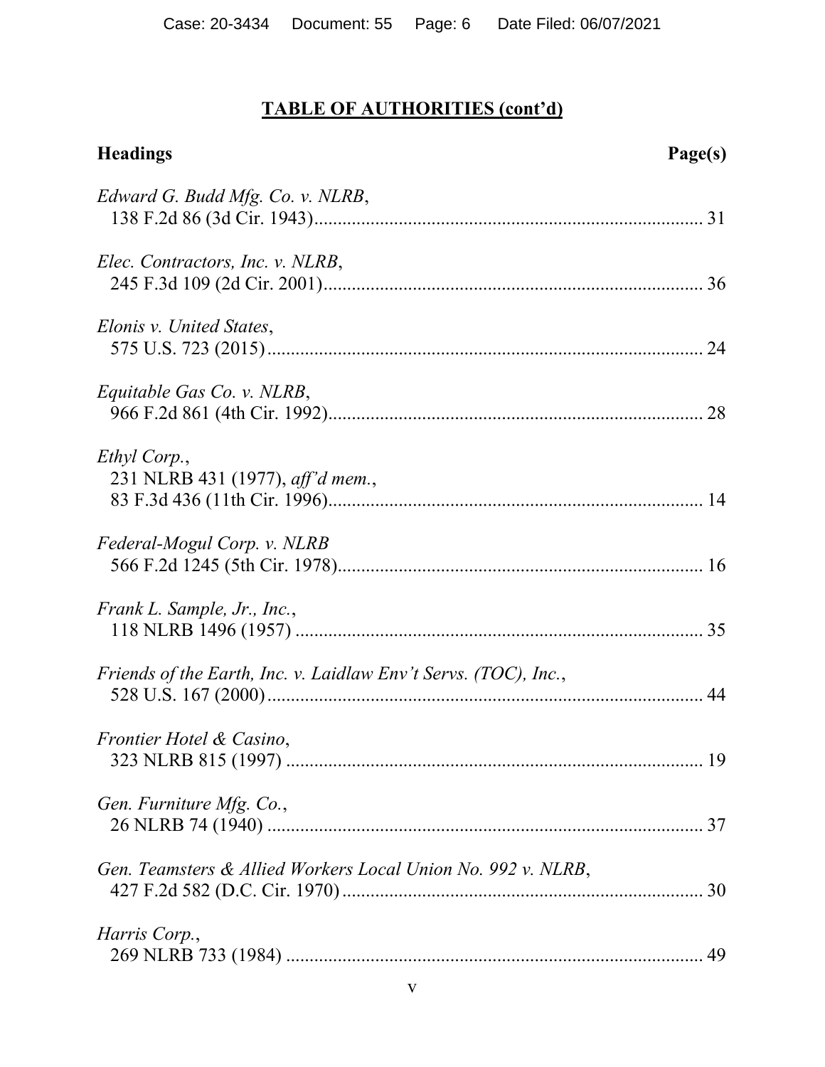## TABLE OF AUTHORITIES (cont'd)

**Headings** **Page(s)**

*Edward G. Budd Mfg. Co. v. NLRB*,
138 F.2d 86 (3d Cir. 1943) ........................................................................ 31

*Elec. Contractors, Inc. v. NLRB*,
245 F.3d 109 (2d Cir. 2001) ...................................................................... 36

*Elonis v. United States*,
575 U.S. 723 (2015) .................................................................................. 24

*Equitable Gas Co. v. NLRB*,
966 F.2d 861 (4th Cir. 1992) ...................................................................... 28

*Ethyl Corp.*,
231 NLRB 431 (1977), *aff'd mem.*,
83 F.3d 436 (11th Cir. 1996) ...................................................................... 14

*Federal-Mogul Corp. v. NLRB*
566 F.2d 1245 (5th Cir. 1978) .................................................................... 16

*Frank L. Sample, Jr., Inc.*,
118 NLRB 1496 (1957) .............................................................................. 35

*Friends of the Earth, Inc. v. Laidlaw Env't Servs. (TOC), Inc.*,
528 U.S. 167 (2000) .................................................................................... 44

*Frontier Hotel & Casino*,
323 NLRB 815 (1997) ................................................................................ 19

*Gen. Furniture Mfg. Co.*,
26 NLRB 74 (1940) .................................................................................... 37

*Gen. Teamsters & Allied Workers Local Union No. 992 v. NLRB*,
427 F.2d 582 (D.C. Cir. 1970) .................................................................... 30

*Harris Corp.*,
269 NLRB 733 (1984) ................................................................................ 49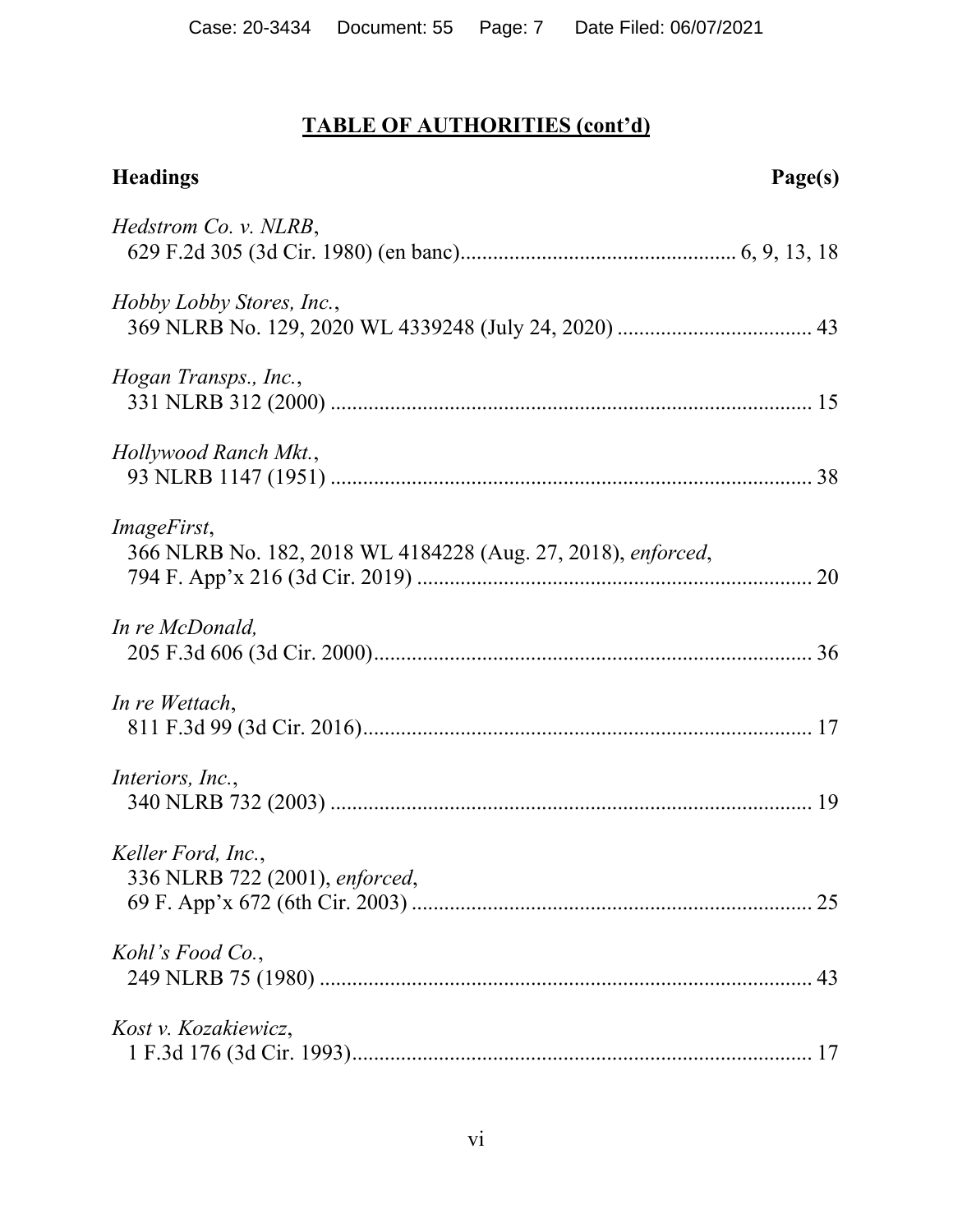## TABLE OF AUTHORITIES (cont'd)

**Headings** **Page(s)**

*Hedstrom Co. v. NLRB*,
629 F.2d 305 (3d Cir. 1980) (en banc) ................................................. 6, 9, 13, 18

*Hobby Lobby Stores, Inc.*,
369 NLRB No. 129, 2020 WL 4339248 (July 24, 2020) .................................... 43

*Hogan Transps., Inc.*,
331 NLRB 312 (2000) ........................................................................................ 15

*Hollywood Ranch Mkt.*,
93 NLRB 1147 (1951) ........................................................................................ 38

*ImageFirst*,
366 NLRB No. 182, 2018 WL 4184228 (Aug. 27, 2018), *enforced*,
794 F. App'x 216 (3d Cir. 2019) ........................................................................ 20

*In re McDonald,*
205 F.3d 606 (3d Cir. 2000) ................................................................................ 36

*In re Wettach*,
811 F.3d 99 (3d Cir. 2016) .................................................................................. 17

*Interiors, Inc.*,
340 NLRB 732 (2003) ........................................................................................ 19

*Keller Ford, Inc.*,
336 NLRB 722 (2001), *enforced*,
69 F. App'x 672 (6th Cir. 2003) .......................................................................... 25

*Kohl's Food Co.*,
249 NLRB 75 (1980) .......................................................................................... 43

*Kost v. Kozakiewicz*,
1 F.3d 176 (3d Cir. 1993) .................................................................................... 17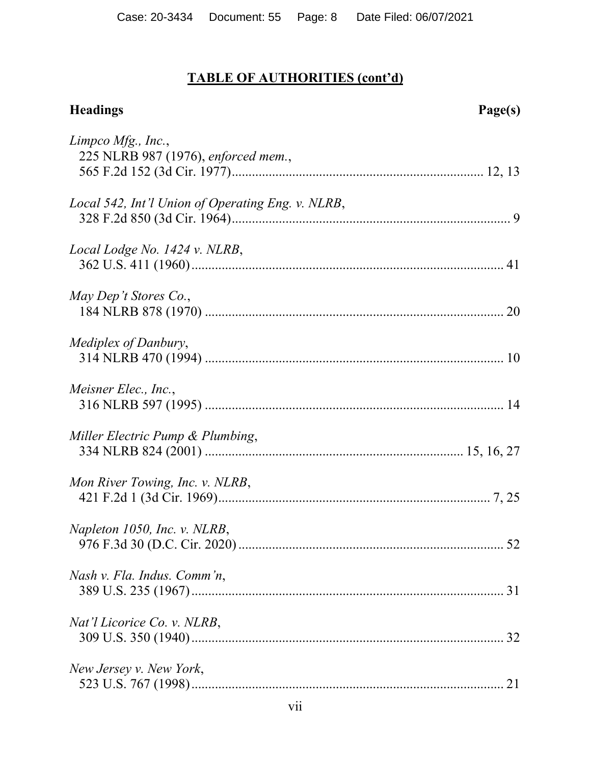## **TABLE OF AUTHORITIES (cont'd)**

**Headings** **Page(s)**

*Limpco Mfg., Inc.*,
225 NLRB 987 (1976), *enforced mem.*,
565 F.2d 152 (3d Cir. 1977) .......... 12, 13

*Local 542, Int'l Union of Operating Eng. v. NLRB*,
328 F.2d 850 (3d Cir. 1964) .......... 9

*Local Lodge No. 1424 v. NLRB*,
362 U.S. 411 (1960) .......... 41

*May Dep't Stores Co.*,
184 NLRB 878 (1970) .......... 20

*Mediplex of Danbury*,
314 NLRB 470 (1994) .......... 10

*Meisner Elec., Inc.*,
316 NLRB 597 (1995) .......... 14

*Miller Electric Pump & Plumbing*,
334 NLRB 824 (2001) .......... 15, 16, 27

*Mon River Towing, Inc. v. NLRB*,
421 F.2d 1 (3d Cir. 1969) .......... 7, 25

*Napleton 1050, Inc. v. NLRB*,
976 F.3d 30 (D.C. Cir. 2020) .......... 52

*Nash v. Fla. Indus. Comm'n*,
389 U.S. 235 (1967) .......... 31

*Nat'l Licorice Co. v. NLRB*,
309 U.S. 350 (1940) .......... 32

*New Jersey v. New York*,
523 U.S. 767 (1998) .......... 21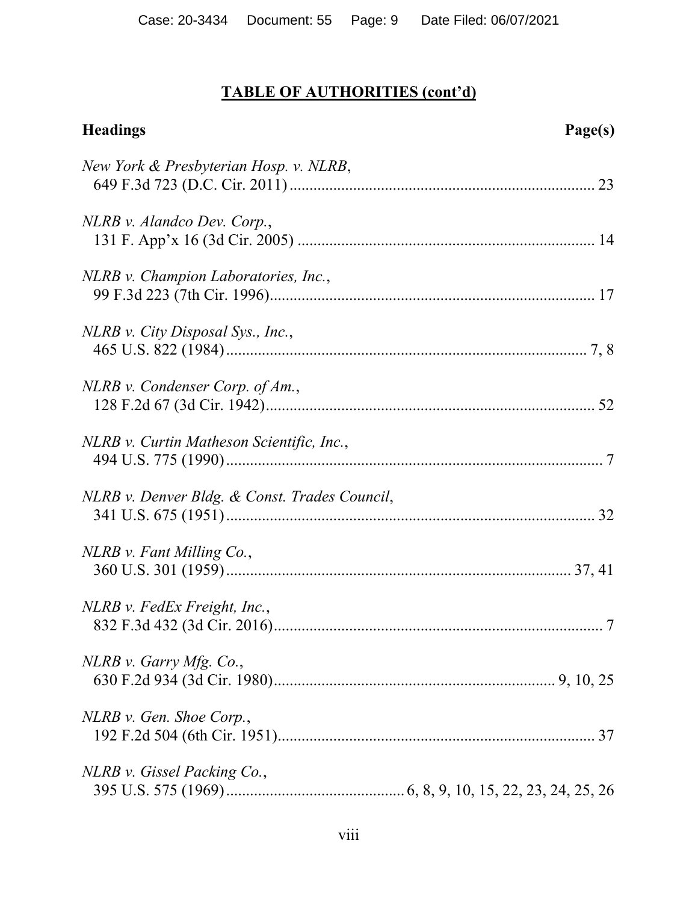## TABLE OF AUTHORITIES (cont'd)

**Headings** **Page(s)**

*New York & Presbyterian Hosp. v. NLRB*,
649 F.3d 723 (D.C. Cir. 2011) ........................................ 23

*NLRB v. Alandco Dev. Corp.*,
131 F. App'x 16 (3d Cir. 2005) ........................................ 14

*NLRB v. Champion Laboratories, Inc.*,
99 F.3d 223 (7th Cir. 1996) ........................................ 17

*NLRB v. City Disposal Sys., Inc.*,
465 U.S. 822 (1984) ........................................ 7, 8

*NLRB v. Condenser Corp. of Am.*,
128 F.2d 67 (3d Cir. 1942) ........................................ 52

*NLRB v. Curtin Matheson Scientific, Inc.*,
494 U.S. 775 (1990) ........................................ 7

*NLRB v. Denver Bldg. & Const. Trades Council*,
341 U.S. 675 (1951) ........................................ 32

*NLRB v. Fant Milling Co.*,
360 U.S. 301 (1959) ........................................ 37, 41

*NLRB v. FedEx Freight, Inc.*,
832 F.3d 432 (3d Cir. 2016) ........................................ 7

*NLRB v. Garry Mfg. Co.*,
630 F.2d 934 (3d Cir. 1980) ........................................ 9, 10, 25

*NLRB v. Gen. Shoe Corp.*,
192 F.2d 504 (6th Cir. 1951) ........................................ 37

*NLRB v. Gissel Packing Co.*,
395 U.S. 575 (1969) ........................................ 6, 8, 9, 10, 15, 22, 23, 24, 25, 26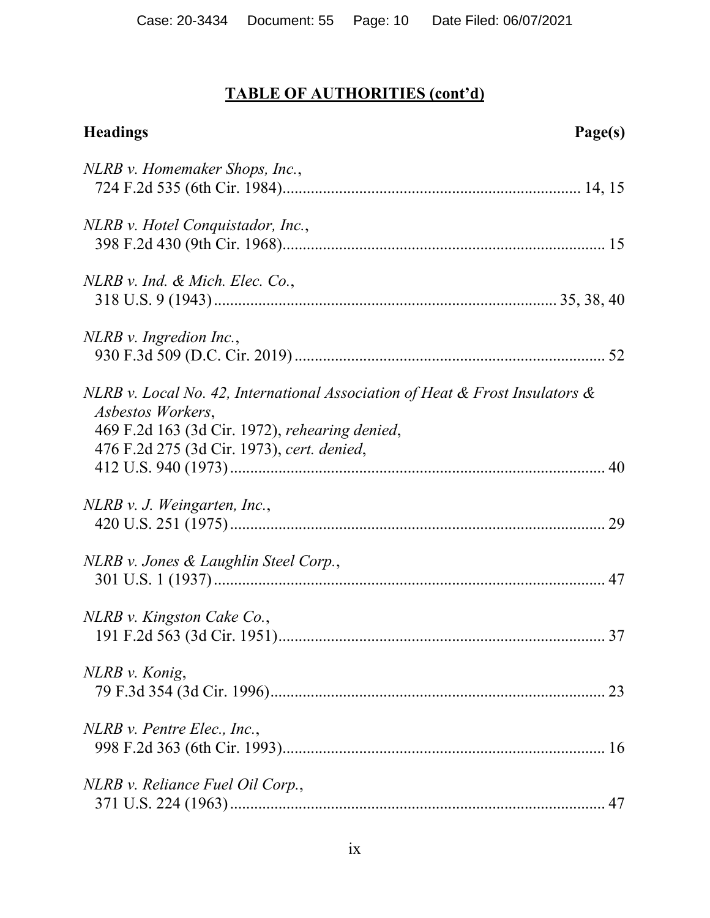## TABLE OF AUTHORITIES (cont'd)

**Headings** **Page(s)**

*NLRB v. Homemaker Shops, Inc.*,
724 F.2d 535 (6th Cir. 1984)........................................................................ 14, 15

*NLRB v. Hotel Conquistador, Inc.*,
398 F.2d 430 (9th Cir. 1968)............................................................................... 15

*NLRB v. Ind. & Mich. Elec. Co.*,
318 U.S. 9 (1943)................................................................................. 35, 38, 40

*NLRB v. Ingredion Inc.*,
930 F.3d 509 (D.C. Cir. 2019)............................................................................ 52

*NLRB v. Local No. 42, International Association of Heat & Frost Insulators & Asbestos Workers*,
469 F.2d 163 (3d Cir. 1972), *rehearing denied*,
476 F.2d 275 (3d Cir. 1973), *cert. denied*,
412 U.S. 940 (1973)............................................................................................ 40

*NLRB v. J. Weingarten, Inc.*,
420 U.S. 251 (1975)............................................................................................ 29

*NLRB v. Jones & Laughlin Steel Corp.*,
301 U.S. 1 (1937)................................................................................................ 47

*NLRB v. Kingston Cake Co.*,
191 F.2d 563 (3d Cir. 1951)................................................................................ 37

*NLRB v. Konig*,
79 F.3d 354 (3d Cir. 1996).................................................................................. 23

*NLRB v. Pentre Elec., Inc.*,
998 F.2d 363 (6th Cir. 1993)............................................................................... 16

*NLRB v. Reliance Fuel Oil Corp.*,
371 U.S. 224 (1963)............................................................................................ 47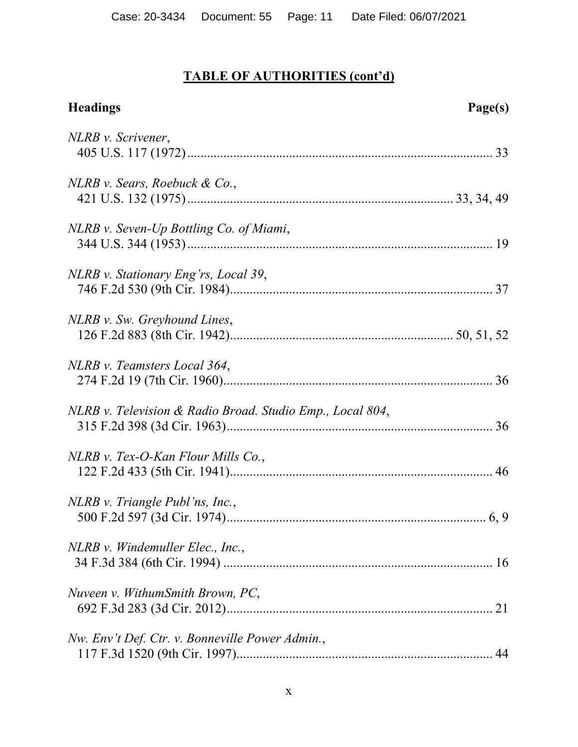## TABLE OF AUTHORITIES (cont'd)

**Headings** **Page(s)**

*NLRB v. Scrivener*,
405 U.S. 117 (1972) ............................................................................................ 33

*NLRB v. Sears, Roebuck & Co.*,
421 U.S. 132 (1975) .............................................................................. 33, 34, 49

*NLRB v. Seven-Up Bottling Co. of Miami*,
344 U.S. 344 (1953) ............................................................................................ 19

*NLRB v. Stationary Eng'rs, Local 39*,
746 F.2d 530 (9th Cir. 1984) ............................................................................... 37

*NLRB v. Sw. Greyhound Lines*,
126 F.2d 883 (8th Cir. 1942) ................................................................. 50, 51, 52

*NLRB v. Teamsters Local 364*,
274 F.2d 19 (7th Cir. 1960) ................................................................................. 36

*NLRB v. Television & Radio Broad. Studio Emp., Local 804*,
315 F.2d 398 (3d Cir. 1963) ................................................................................ 36

*NLRB v. Tex-O-Kan Flour Mills Co.*,
122 F.2d 433 (5th Cir. 1941) ............................................................................... 46

*NLRB v. Triangle Publ'ns, Inc.*,
500 F.2d 597 (3d Cir. 1974) ............................................................................. 6, 9

*NLRB v. Windemuller Elec., Inc.*,
34 F.3d 384 (6th Cir. 1994) ................................................................................. 16

*Nuveen v. WithumSmith Brown, PC*,
692 F.3d 283 (3d Cir. 2012) ................................................................................ 21

*Nw. Env't Def. Ctr. v. Bonneville Power Admin.*,
117 F.3d 1520 (9th Cir. 1997) .............................................................................. 44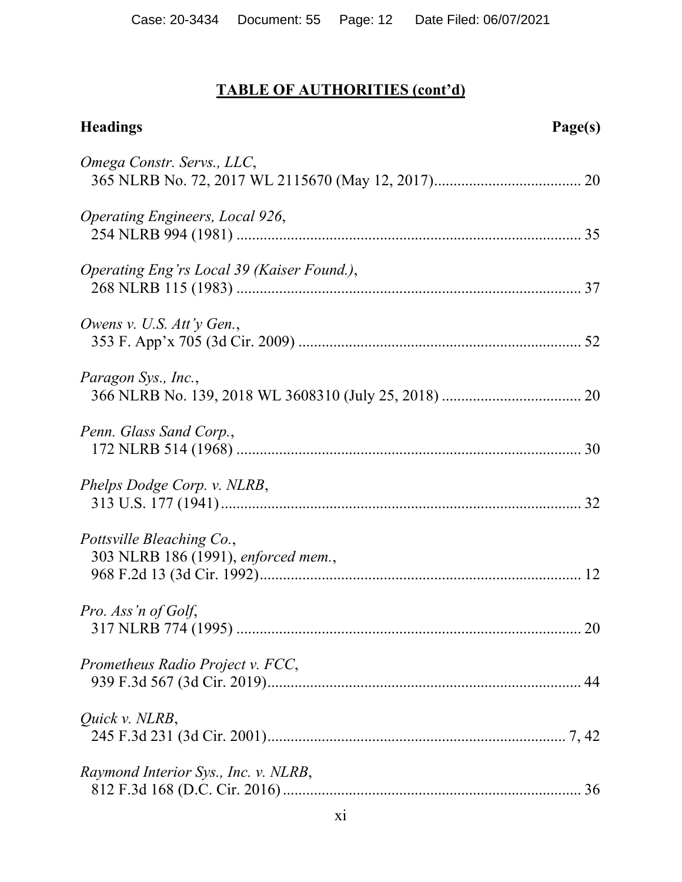## TABLE OF AUTHORITIES (cont'd)

**Headings** **Page(s)**

*Omega Constr. Servs., LLC*,
365 NLRB No. 72, 2017 WL 2115670 (May 12, 2017) ..................................... 20

*Operating Engineers, Local 926*,
254 NLRB 994 (1981) ........................................................................................ 35

*Operating Eng'rs Local 39 (Kaiser Found.)*,
268 NLRB 115 (1983) ........................................................................................ 37

*Owens v. U.S. Att'y Gen.*,
353 F. App'x 705 (3d Cir. 2009) ........................................................................ 52

*Paragon Sys., Inc.*,
366 NLRB No. 139, 2018 WL 3608310 (July 25, 2018) ................................... 20

*Penn. Glass Sand Corp.*,
172 NLRB 514 (1968) ........................................................................................ 30

*Phelps Dodge Corp. v. NLRB*,
313 U.S. 177 (1941) ............................................................................................ 32

*Pottsville Bleaching Co.*,
303 NLRB 186 (1991), *enforced mem.*,
968 F.2d 13 (3d Cir. 1992) .................................................................................. 12

*Pro. Ass'n of Golf*,
317 NLRB 774 (1995) ........................................................................................ 20

*Prometheus Radio Project v. FCC*,
939 F.3d 567 (3d Cir. 2019) ................................................................................ 44

*Quick v. NLRB*,
245 F.3d 231 (3d Cir. 2001) ............................................................................ 7, 42

*Raymond Interior Sys., Inc. v. NLRB*,
812 F.3d 168 (D.C. Cir. 2016) ............................................................................ 36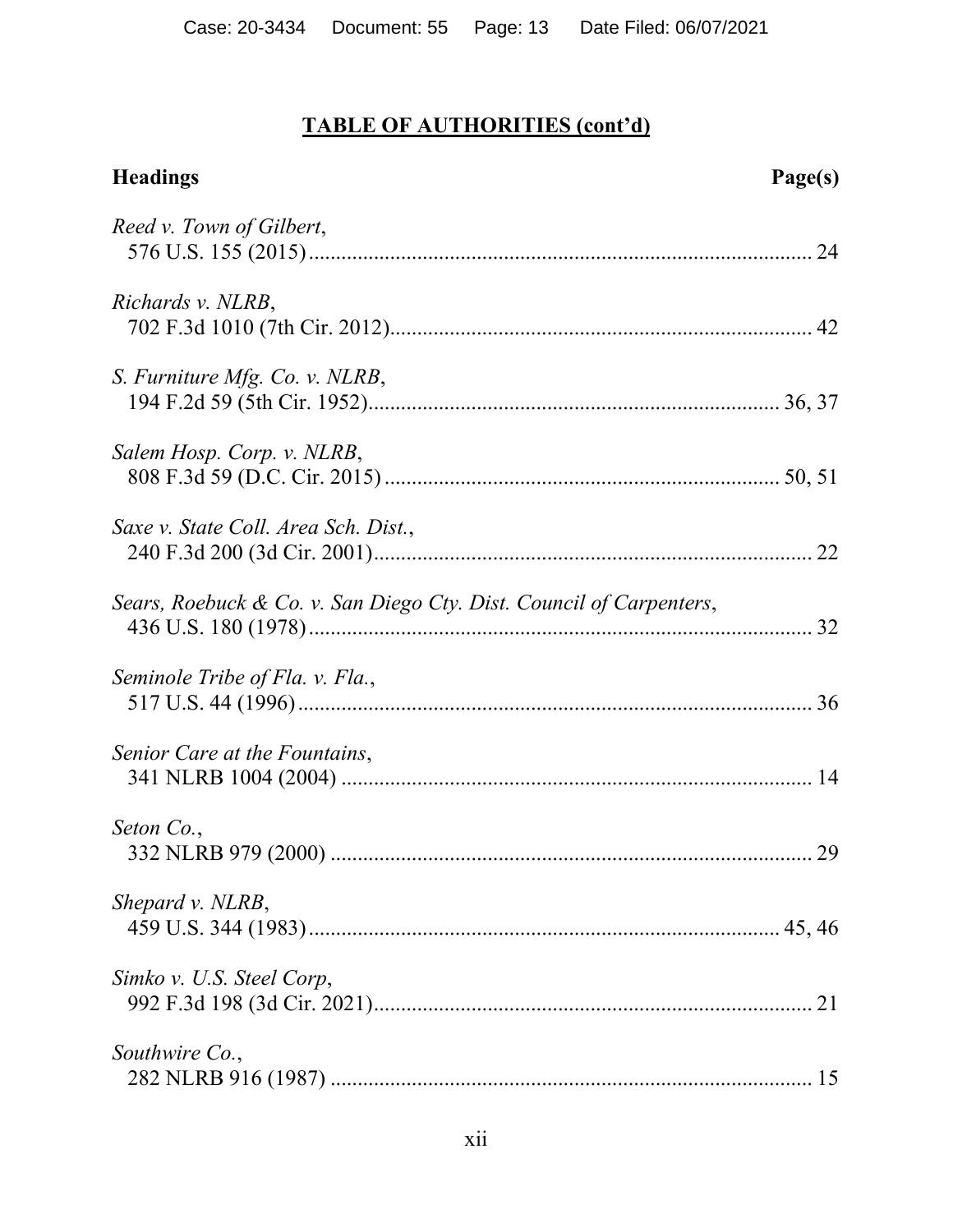## TABLE OF AUTHORITIES (cont'd)

**Headings** **Page(s)**

*Reed v. Town of Gilbert*,
576 U.S. 155 (2015)............................................................................................ 24

*Richards v. NLRB*,
702 F.3d 1010 (7th Cir. 2012).............................................................................. 42

*S. Furniture Mfg. Co. v. NLRB*,
194 F.2d 59 (5th Cir. 1952)........................................................................... 36, 37

*Salem Hosp. Corp. v. NLRB*,
808 F.3d 59 (D.C. Cir. 2015) ......................................................................... 50, 51

*Saxe v. State Coll. Area Sch. Dist.*,
240 F.3d 200 (3d Cir. 2001)................................................................................. 22

*Sears, Roebuck & Co. v. San Diego Cty. Dist. Council of Carpenters*,
436 U.S. 180 (1978)............................................................................................. 32

*Seminole Tribe of Fla. v. Fla.*,
517 U.S. 44 (1996)............................................................................................... 36

*Senior Care at the Fountains*,
341 NLRB 1004 (2004) ....................................................................................... 14

*Seton Co.*,
332 NLRB 979 (2000) ......................................................................................... 29

*Shepard v. NLRB*,
459 U.S. 344 (1983)....................................................................................... 45, 46

*Simko v. U.S. Steel Corp*,
992 F.3d 198 (3d Cir. 2021)................................................................................. 21

*Southwire Co.*,
282 NLRB 916 (1987) ......................................................................................... 15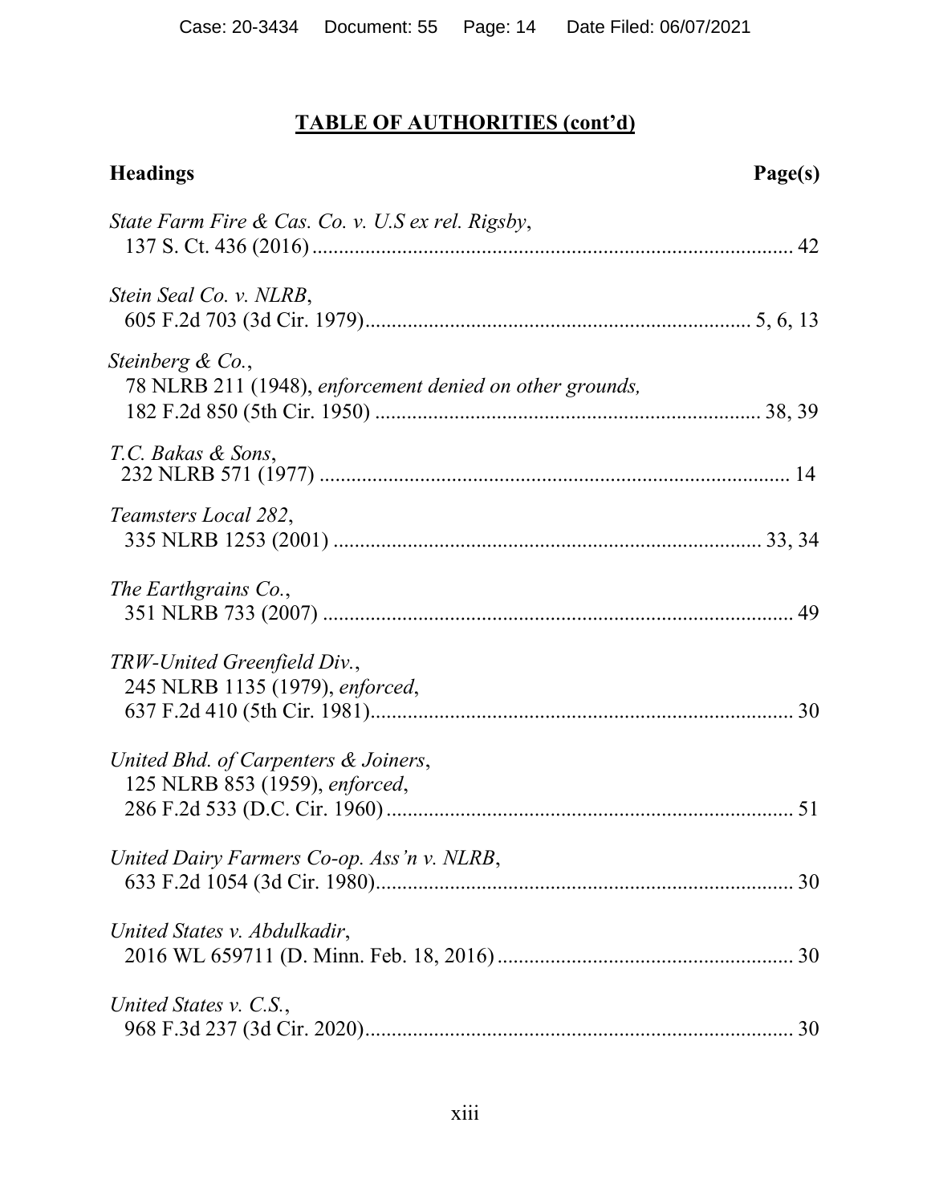## TABLE OF AUTHORITIES (cont'd)

**Headings** **Page(s)**

*State Farm Fire & Cas. Co. v. U.S ex rel. Rigsby*,
137 S. Ct. 436 (2016) ........................................................................................ 42

*Stein Seal Co. v. NLRB*,
605 F.2d 703 (3d Cir. 1979)........................................................................ 5, 6, 13

*Steinberg & Co.*,
78 NLRB 211 (1948), *enforcement denied on other grounds,*
182 F.2d 850 (5th Cir. 1950) ........................................................................ 38, 39

*T.C. Bakas & Sons*,
232 NLRB 571 (1977) ........................................................................................ 14

*Teamsters Local 282*,
335 NLRB 1253 (2001) ................................................................................ 33, 34

*The Earthgrains Co.*,
351 NLRB 733 (2007) ........................................................................................ 49

*TRW-United Greenfield Div.*,
245 NLRB 1135 (1979), *enforced*,
637 F.2d 410 (5th Cir. 1981)................................................................................ 30

*United Bhd. of Carpenters & Joiners*,
125 NLRB 853 (1959), *enforced*,
286 F.2d 533 (D.C. Cir. 1960) ............................................................................. 51

*United Dairy Farmers Co-op. Ass'n v. NLRB*,
633 F.2d 1054 (3d Cir. 1980)............................................................................... 30

*United States v. Abdulkadir*,
2016 WL 659711 (D. Minn. Feb. 18, 2016) ........................................................ 30

*United States v. C.S.*,
968 F.3d 237 (3d Cir. 2020)................................................................................. 30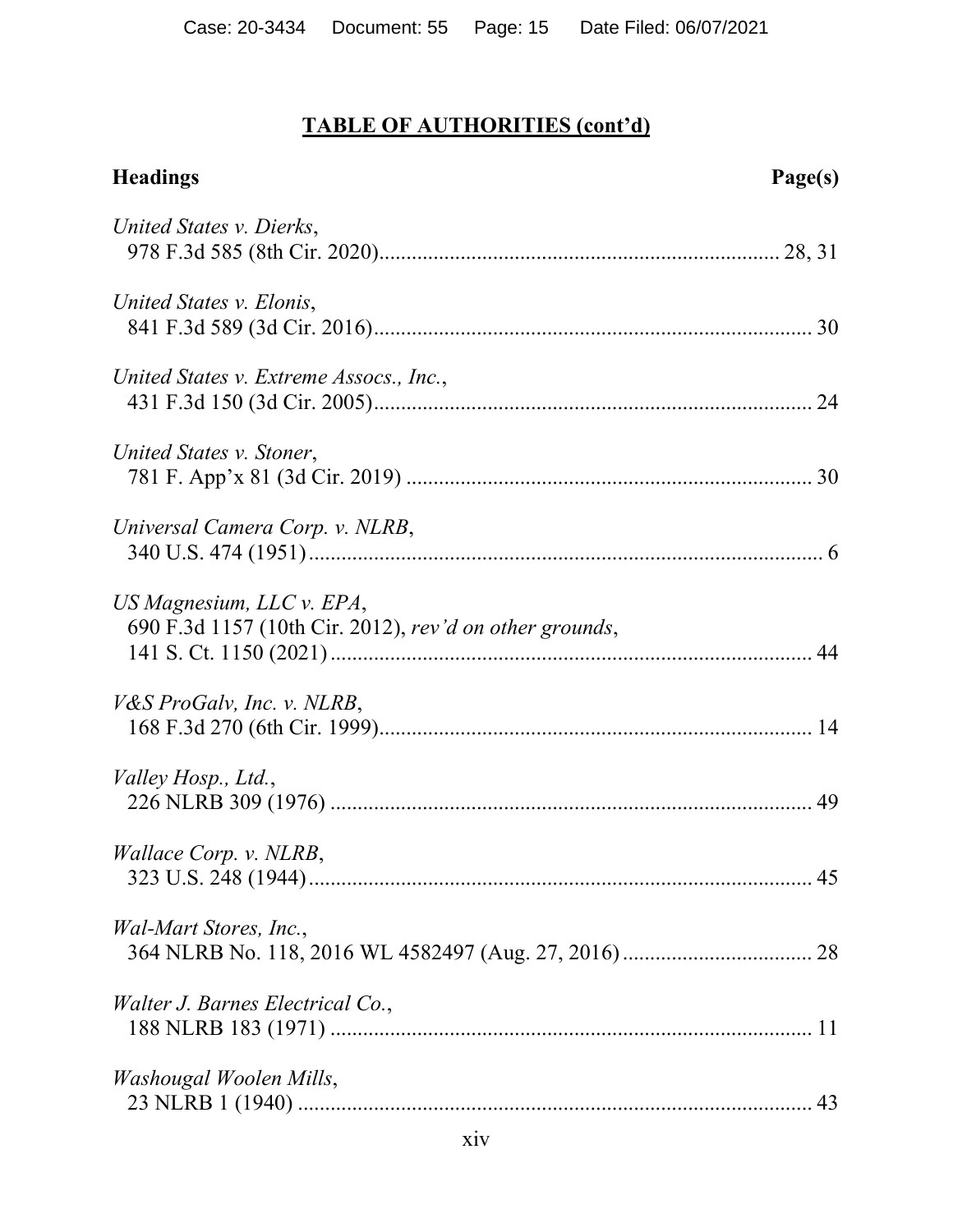## **TABLE OF AUTHORITIES (cont'd)**

**Headings** **Page(s)**

*United States v. Dierks*,
978 F.3d 585 (8th Cir. 2020)........................................................................ 28, 31

*United States v. Elonis*,
841 F.3d 589 (3d Cir. 2016)................................................................................ 30

*United States v. Extreme Assocs., Inc.*,
431 F.3d 150 (3d Cir. 2005)................................................................................ 24

*United States v. Stoner*,
781 F. App'x 81 (3d Cir. 2019) .......................................................................... 30

*Universal Camera Corp. v. NLRB*,
340 U.S. 474 (1951).............................................................................................. 6

*US Magnesium, LLC v. EPA*,
690 F.3d 1157 (10th Cir. 2012), *rev'd on other grounds*,
141 S. Ct. 1150 (2021) ........................................................................................ 44

*V&S ProGalv, Inc. v. NLRB*,
168 F.3d 270 (6th Cir. 1999)............................................................................... 14

*Valley Hosp., Ltd.*,
226 NLRB 309 (1976) ........................................................................................ 49

*Wallace Corp. v. NLRB*,
323 U.S. 248 (1944)............................................................................................ 45

*Wal-Mart Stores, Inc.*,
364 NLRB No. 118, 2016 WL 4582497 (Aug. 27, 2016).................................. 28

*Walter J. Barnes Electrical Co.*,
188 NLRB 183 (1971) ........................................................................................ 11

*Washougal Woolen Mills*,
23 NLRB 1 (1940) .............................................................................................. 43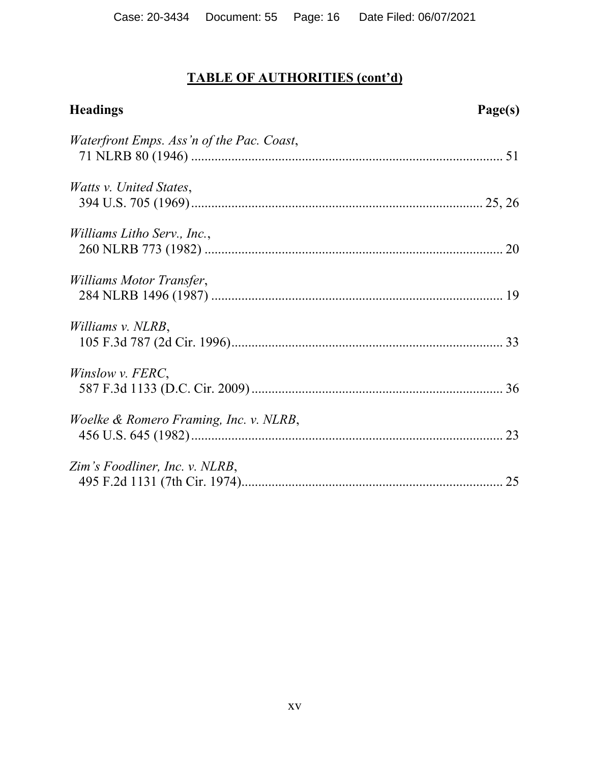## TABLE OF AUTHORITIES (cont'd)

**Headings** **Page(s)**

*Waterfront Emps. Ass'n of the Pac. Coast*,
71 NLRB 80 (1946) .......................................................................................... 51

*Watts v. United States*,
394 U.S. 705 (1969) .................................................................................... 25, 26

*Williams Litho Serv., Inc.*,
260 NLRB 773 (1982) ...................................................................................... 20

*Williams Motor Transfer*,
284 NLRB 1496 (1987) .................................................................................... 19

*Williams v. NLRB*,
105 F.3d 787 (2d Cir. 1996) .............................................................................. 33

*Winslow v. FERC*,
587 F.3d 1133 (D.C. Cir. 2009) ........................................................................ 36

*Woelke & Romero Framing, Inc. v. NLRB*,
456 U.S. 645 (1982) .......................................................................................... 23

*Zim's Foodliner, Inc. v. NLRB*,
495 F.2d 1131 (7th Cir. 1974) ........................................................................... 25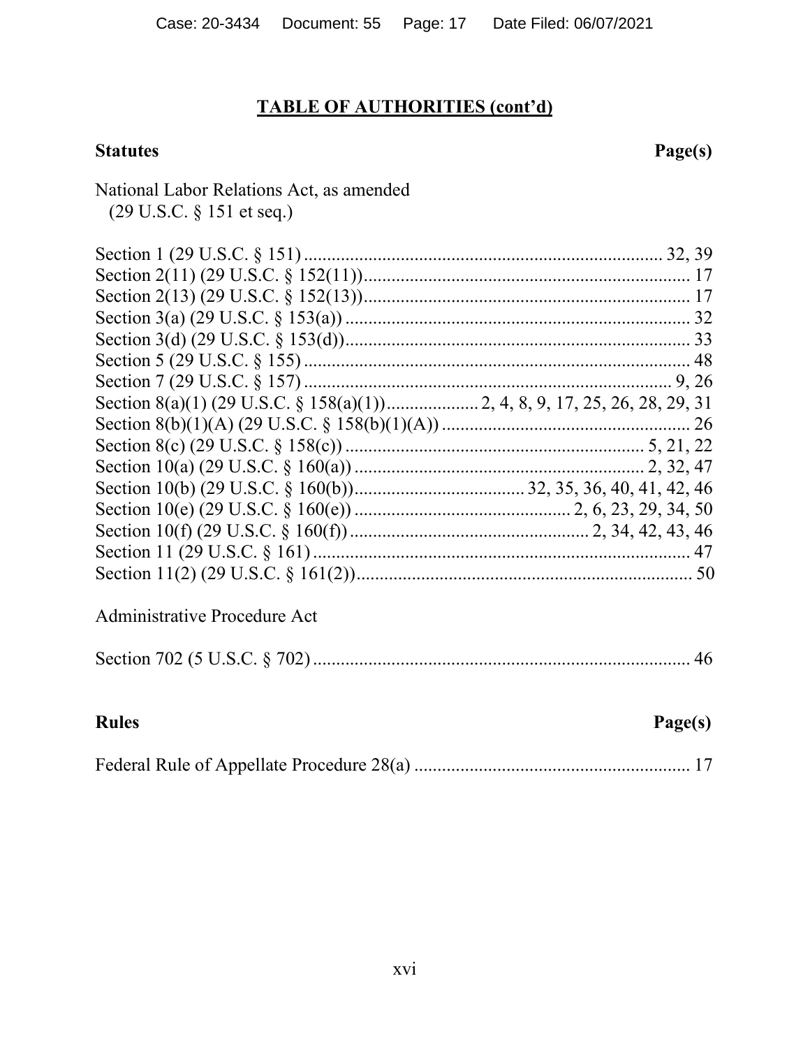## TABLE OF AUTHORITIES (cont'd)

| **Statutes** | **Page(s)** |
|---|---|
| National Labor Relations Act, as amended (29 U.S.C. § 151 et seq.) | |
| Section 1 (29 U.S.C. § 151) | 32, 39 |
| Section 2(11) (29 U.S.C. § 152(11)) | 17 |
| Section 2(13) (29 U.S.C. § 152(13)) | 17 |
| Section 3(a) (29 U.S.C. § 153(a)) | 32 |
| Section 3(d) (29 U.S.C. § 153(d)) | 33 |
| Section 5 (29 U.S.C. § 155) | 48 |
| Section 7 (29 U.S.C. § 157) | 9, 26 |
| Section 8(a)(1) (29 U.S.C. § 158(a)(1)) | 2, 4, 8, 9, 17, 25, 26, 28, 29, 31 |
| Section 8(b)(1)(A) (29 U.S.C. § 158(b)(1)(A)) | 26 |
| Section 8(c) (29 U.S.C. § 158(c)) | 5, 21, 22 |
| Section 10(a) (29 U.S.C. § 160(a)) | 2, 32, 47 |
| Section 10(b) (29 U.S.C. § 160(b)) | 32, 35, 36, 40, 41, 42, 46 |
| Section 10(e) (29 U.S.C. § 160(e)) | 2, 6, 23, 29, 34, 50 |
| Section 10(f) (29 U.S.C. § 160(f)) | 2, 34, 42, 43, 46 |
| Section 11 (29 U.S.C. § 161) | 47 |
| Section 11(2) (29 U.S.C. § 161(2)) | 50 |
| Administrative Procedure Act | |
| Section 702 (5 U.S.C. § 702) | 46 |

| **Rules** | **Page(s)** |
|---|---|
| Federal Rule of Appellate Procedure 28(a) | 17 |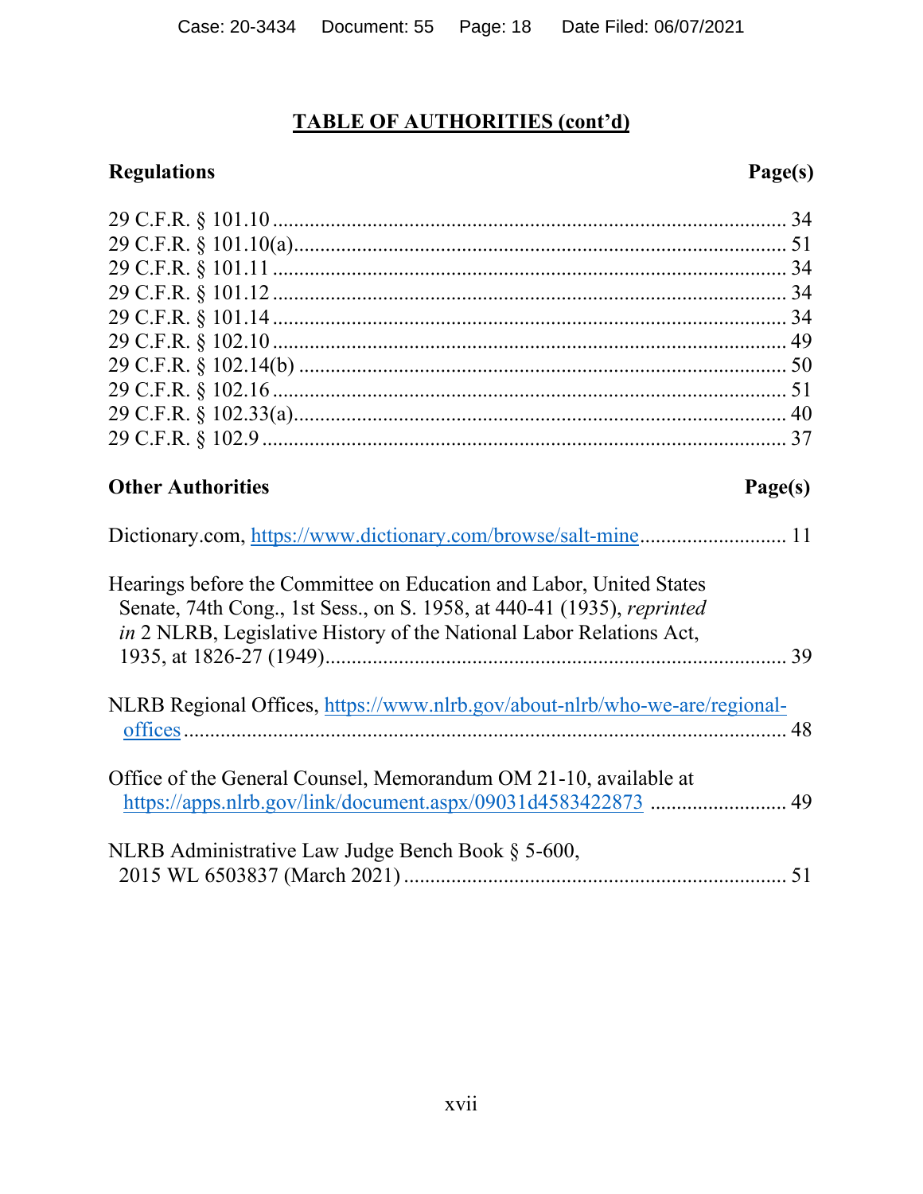## TABLE OF AUTHORITIES (cont'd)

| **Regulations** | **Page(s)** |
|---|---|
| 29 C.F.R. § 101.10 | 34 |
| 29 C.F.R. § 101.10(a) | 51 |
| 29 C.F.R. § 101.11 | 34 |
| 29 C.F.R. § 101.12 | 34 |
| 29 C.F.R. § 101.14 | 34 |
| 29 C.F.R. § 102.10 | 49 |
| 29 C.F.R. § 102.14(b) | 50 |
| 29 C.F.R. § 102.16 | 51 |
| 29 C.F.R. § 102.33(a) | 40 |
| 29 C.F.R. § 102.9 | 37 |

| **Other Authorities** | **Page(s)** |
|---|---|
| Dictionary.com, https://www.dictionary.com/browse/salt-mine | 11 |
| Hearings before the Committee on Education and Labor, United States Senate, 74th Cong., 1st Sess., on S. 1958, at 440-41 (1935), *reprinted in* 2 NLRB, Legislative History of the National Labor Relations Act, 1935, at 1826-27 (1949) | 39 |
| NLRB Regional Offices, https://www.nlrb.gov/about-nlrb/who-we-are/regional-offices | 48 |
| Office of the General Counsel, Memorandum OM 21-10, available at https://apps.nlrb.gov/link/document.aspx/09031d4583422873 | 49 |
| NLRB Administrative Law Judge Bench Book § 5-600, 2015 WL 6503837 (March 2021) | 51 |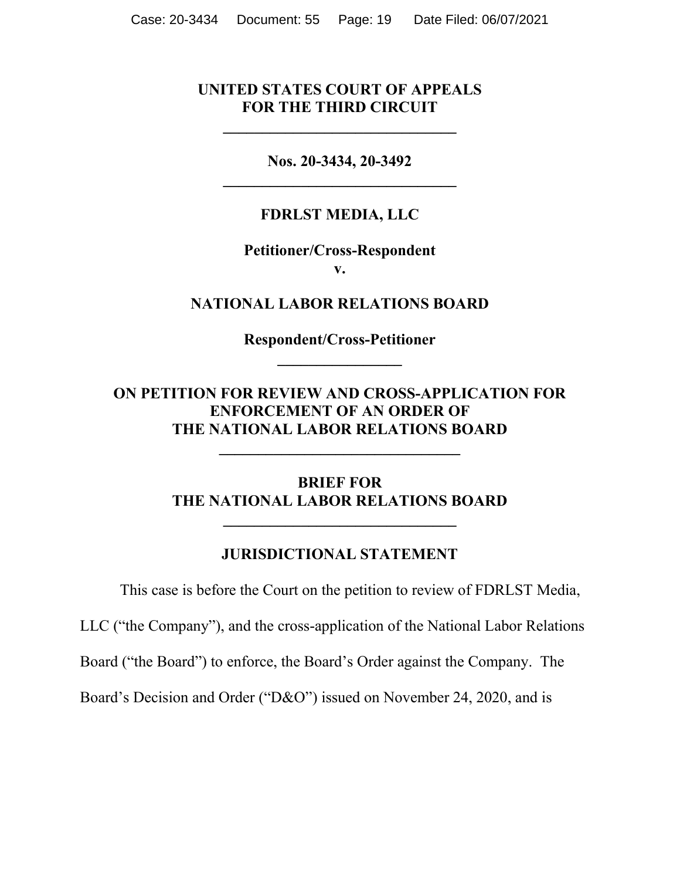**UNITED STATES COURT OF APPEALS**
**FOR THE THIRD CIRCUIT**

______________________________

**Nos. 20-3434, 20-3492**

______________________________

**FDRLST MEDIA, LLC**

**Petitioner/Cross-Respondent**
**v.**

**NATIONAL LABOR RELATIONS BOARD**

**Respondent/Cross-Petitioner**

________________

**ON PETITION FOR REVIEW AND CROSS-APPLICATION FOR ENFORCEMENT OF AN ORDER OF THE NATIONAL LABOR RELATIONS BOARD**

______________________________

**BRIEF FOR**
**THE NATIONAL LABOR RELATIONS BOARD**

______________________________

## JURISDICTIONAL STATEMENT

This case is before the Court on the petition to review of FDRLST Media, LLC ("the Company"), and the cross-application of the National Labor Relations Board ("the Board") to enforce, the Board's Order against the Company. The Board's Decision and Order ("D&O") issued on November 24, 2020, and is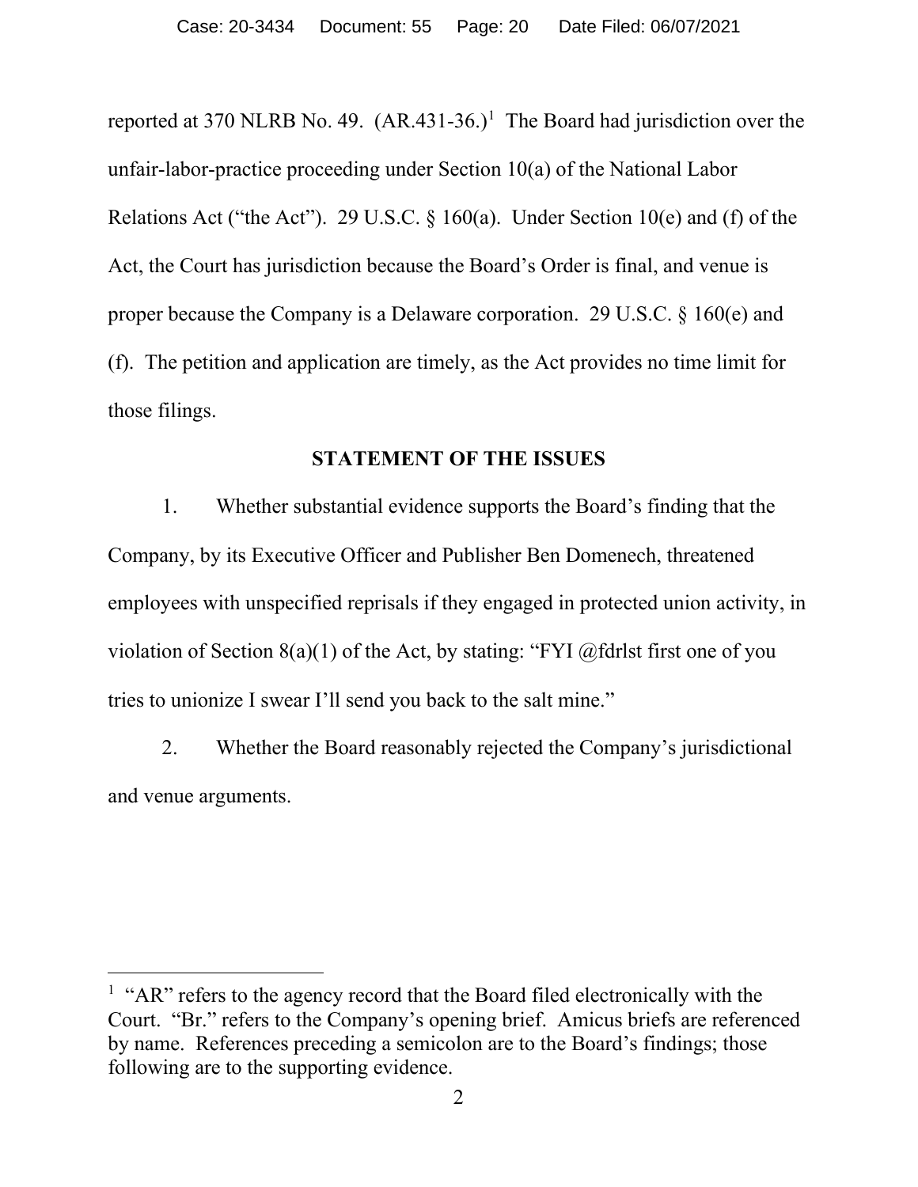reported at 370 NLRB No. 49. (AR.431-36.)[1] The Board had jurisdiction over the unfair-labor-practice proceeding under Section 10(a) of the National Labor Relations Act ("the Act"). 29 U.S.C. § 160(a). Under Section 10(e) and (f) of the Act, the Court has jurisdiction because the Board's Order is final, and venue is proper because the Company is a Delaware corporation. 29 U.S.C. § 160(e) and (f). The petition and application are timely, as the Act provides no time limit for those filings.

## STATEMENT OF THE ISSUES

1. Whether substantial evidence supports the Board's finding that the Company, by its Executive Officer and Publisher Ben Domenech, threatened employees with unspecified reprisals if they engaged in protected union activity, in violation of Section 8(a)(1) of the Act, by stating: "FYI @fdrlst first one of you tries to unionize I swear I'll send you back to the salt mine."

2. Whether the Board reasonably rejected the Company's jurisdictional and venue arguments.

---

[1] "AR" refers to the agency record that the Board filed electronically with the Court. "Br." refers to the Company's opening brief. Amicus briefs are referenced by name. References preceding a semicolon are to the Board's findings; those following are to the supporting evidence.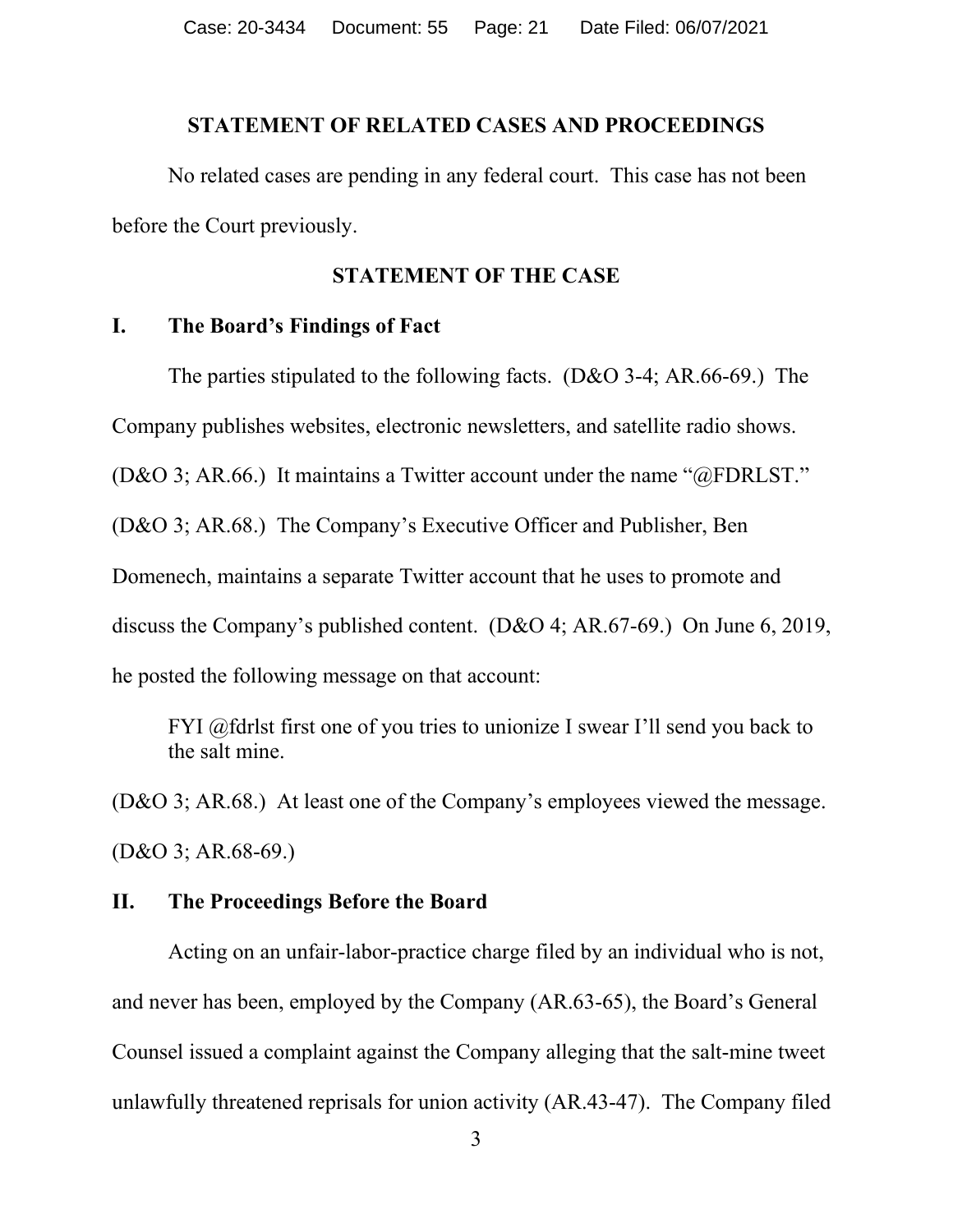## STATEMENT OF RELATED CASES AND PROCEEDINGS

No related cases are pending in any federal court. This case has not been before the Court previously.

## STATEMENT OF THE CASE

### I. The Board's Findings of Fact

The parties stipulated to the following facts. (D&O 3-4; AR.66-69.) The Company publishes websites, electronic newsletters, and satellite radio shows. (D&O 3; AR.66.) It maintains a Twitter account under the name "@FDRLST." (D&O 3; AR.68.) The Company's Executive Officer and Publisher, Ben Domenech, maintains a separate Twitter account that he uses to promote and discuss the Company's published content. (D&O 4; AR.67-69.) On June 6, 2019, he posted the following message on that account:

> FYI @fdrlst first one of you tries to unionize I swear I'll send you back to the salt mine.

(D&O 3; AR.68.) At least one of the Company's employees viewed the message. (D&O 3; AR.68-69.)

### II. The Proceedings Before the Board

Acting on an unfair-labor-practice charge filed by an individual who is not, and never has been, employed by the Company (AR.63-65), the Board's General Counsel issued a complaint against the Company alleging that the salt-mine tweet unlawfully threatened reprisals for union activity (AR.43-47). The Company filed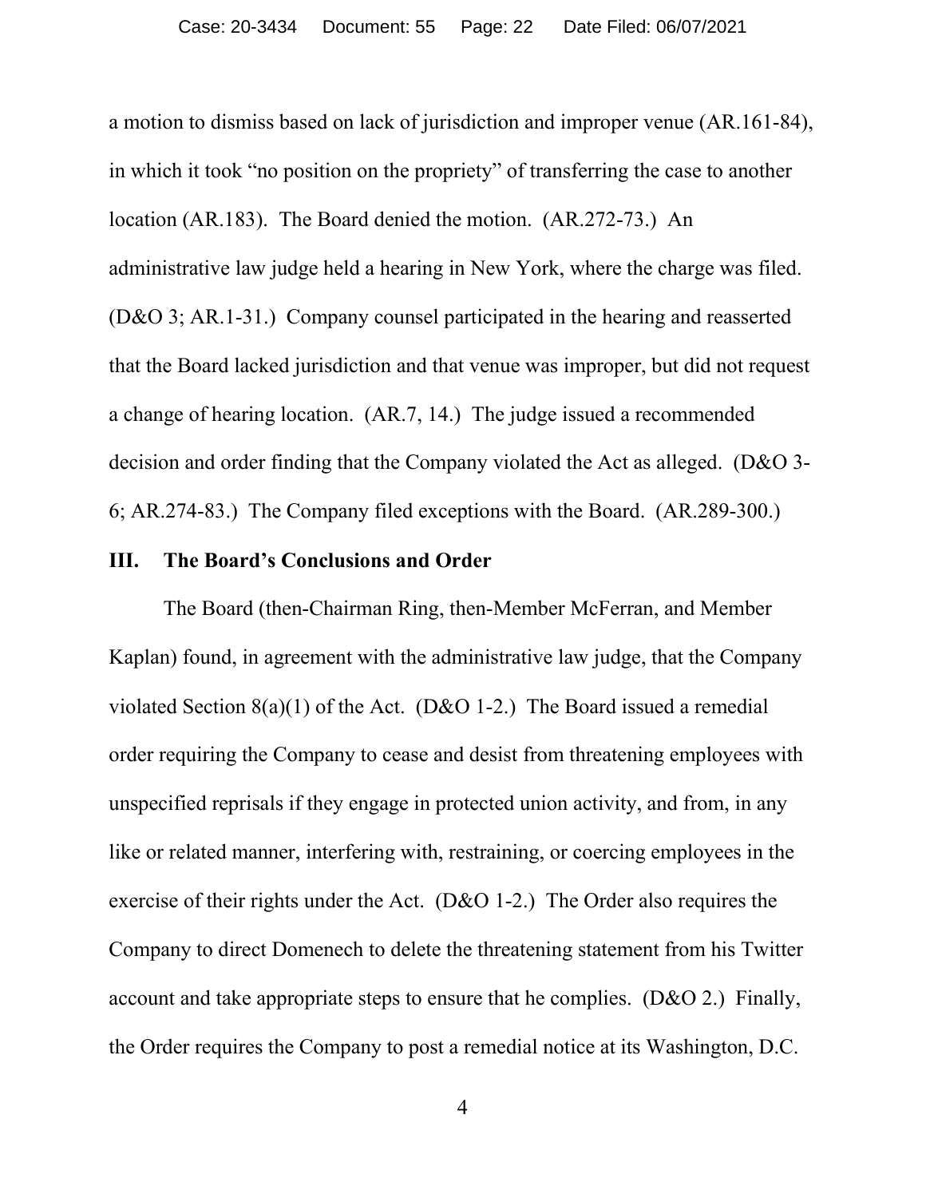a motion to dismiss based on lack of jurisdiction and improper venue (AR.161-84), in which it took "no position on the propriety" of transferring the case to another location (AR.183). The Board denied the motion. (AR.272-73.) An administrative law judge held a hearing in New York, where the charge was filed. (D&O 3; AR.1-31.) Company counsel participated in the hearing and reasserted that the Board lacked jurisdiction and that venue was improper, but did not request a change of hearing location. (AR.7, 14.) The judge issued a recommended decision and order finding that the Company violated the Act as alleged. (D&O 3-6; AR.274-83.) The Company filed exceptions with the Board. (AR.289-300.)

## III. The Board's Conclusions and Order

The Board (then-Chairman Ring, then-Member McFerran, and Member Kaplan) found, in agreement with the administrative law judge, that the Company violated Section 8(a)(1) of the Act. (D&O 1-2.) The Board issued a remedial order requiring the Company to cease and desist from threatening employees with unspecified reprisals if they engage in protected union activity, and from, in any like or related manner, interfering with, restraining, or coercing employees in the exercise of their rights under the Act. (D&O 1-2.) The Order also requires the Company to direct Domenech to delete the threatening statement from his Twitter account and take appropriate steps to ensure that he complies. (D&O 2.) Finally, the Order requires the Company to post a remedial notice at its Washington, D.C.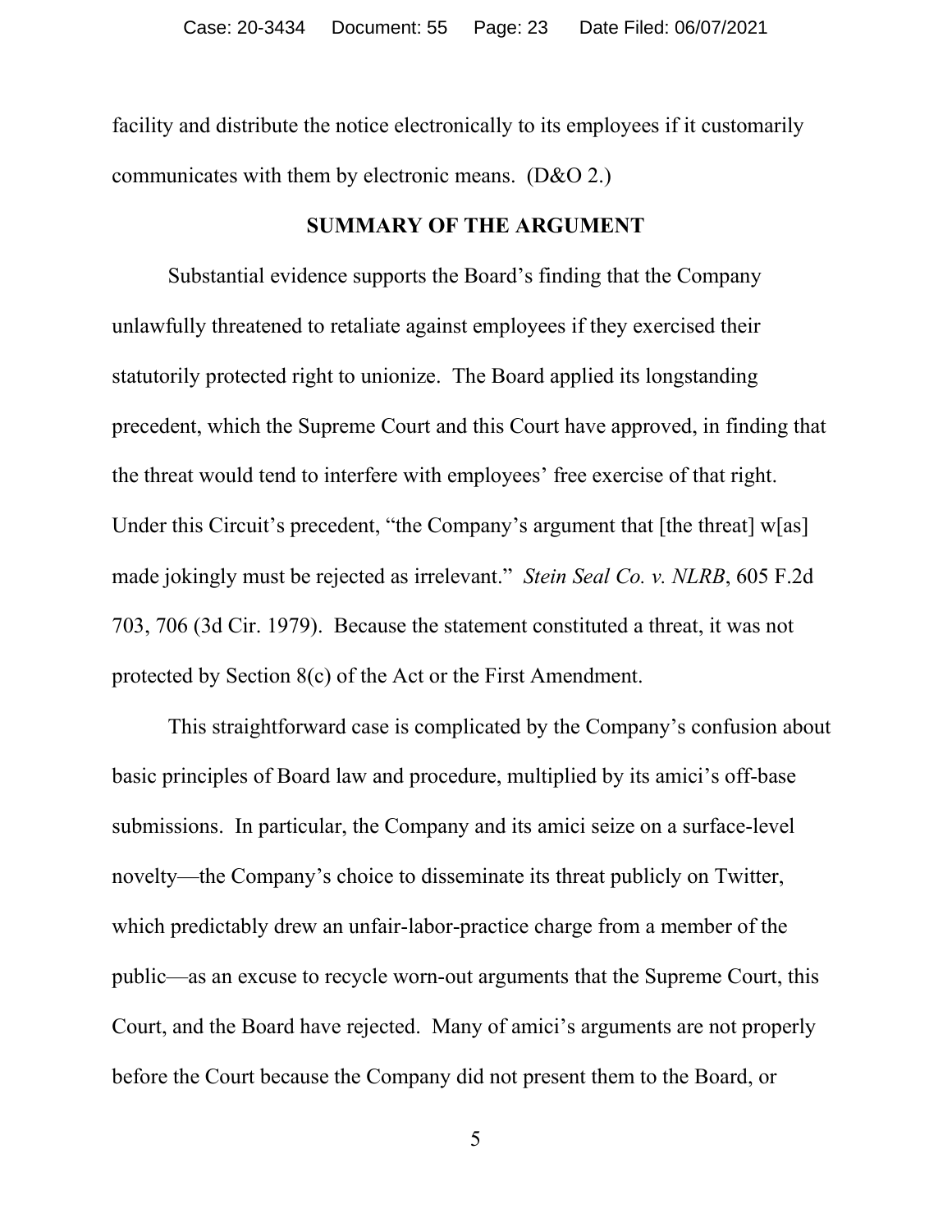facility and distribute the notice electronically to its employees if it customarily communicates with them by electronic means. (D&O 2.)

## SUMMARY OF THE ARGUMENT

Substantial evidence supports the Board's finding that the Company unlawfully threatened to retaliate against employees if they exercised their statutorily protected right to unionize. The Board applied its longstanding precedent, which the Supreme Court and this Court have approved, in finding that the threat would tend to interfere with employees' free exercise of that right. Under this Circuit's precedent, "the Company's argument that [the threat] w[as] made jokingly must be rejected as irrelevant." *Stein Seal Co. v. NLRB*, 605 F.2d 703, 706 (3d Cir. 1979). Because the statement constituted a threat, it was not protected by Section 8(c) of the Act or the First Amendment.

This straightforward case is complicated by the Company's confusion about basic principles of Board law and procedure, multiplied by its amici's off-base submissions. In particular, the Company and its amici seize on a surface-level novelty—the Company's choice to disseminate its threat publicly on Twitter, which predictably drew an unfair-labor-practice charge from a member of the public—as an excuse to recycle worn-out arguments that the Supreme Court, this Court, and the Board have rejected. Many of amici's arguments are not properly before the Court because the Company did not present them to the Board, or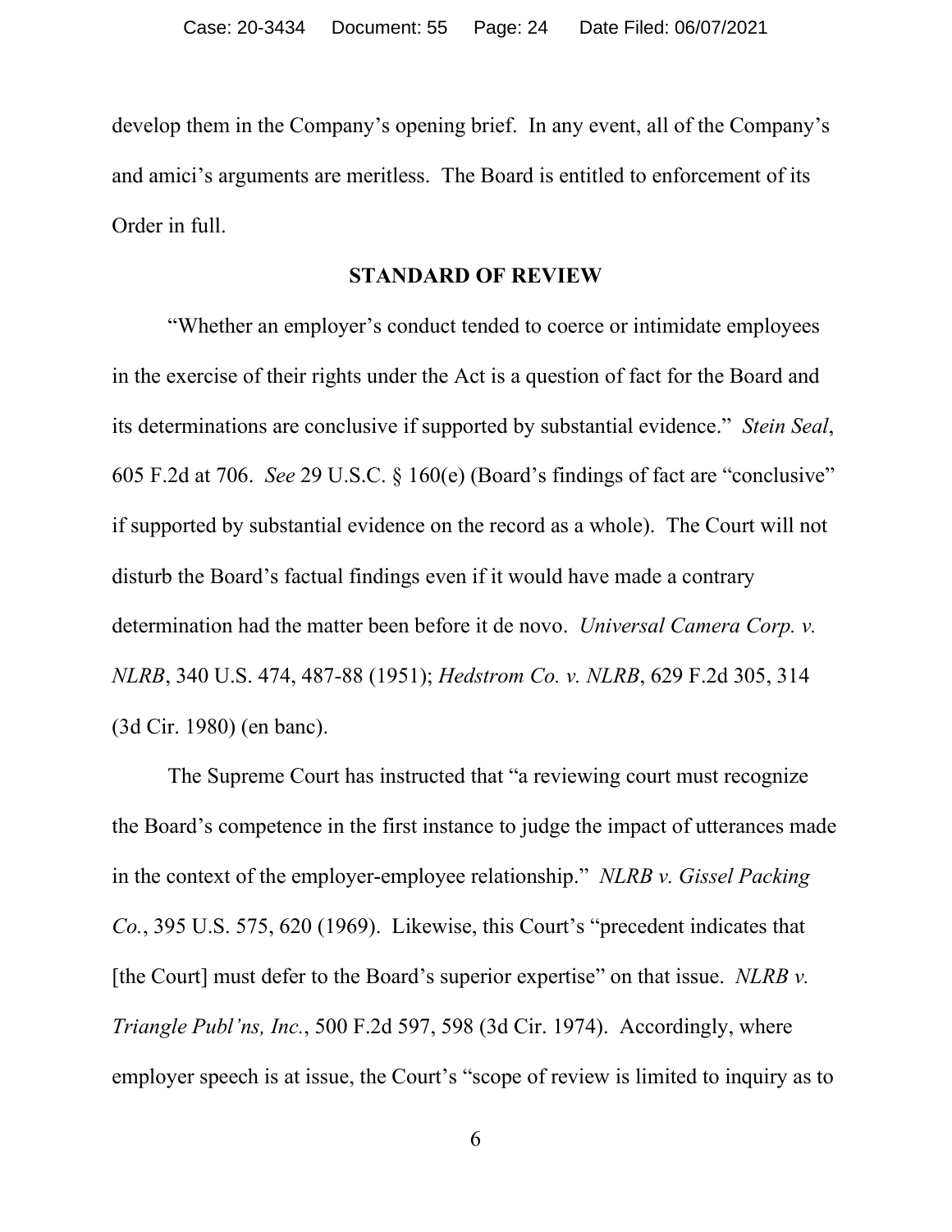develop them in the Company's opening brief. In any event, all of the Company's and amici's arguments are meritless. The Board is entitled to enforcement of its Order in full.

## STANDARD OF REVIEW

"Whether an employer's conduct tended to coerce or intimidate employees in the exercise of their rights under the Act is a question of fact for the Board and its determinations are conclusive if supported by substantial evidence." *Stein Seal*, 605 F.2d at 706. *See* 29 U.S.C. § 160(e) (Board's findings of fact are "conclusive" if supported by substantial evidence on the record as a whole). The Court will not disturb the Board's factual findings even if it would have made a contrary determination had the matter been before it de novo. *Universal Camera Corp. v. NLRB*, 340 U.S. 474, 487-88 (1951); *Hedstrom Co. v. NLRB*, 629 F.2d 305, 314 (3d Cir. 1980) (en banc).

The Supreme Court has instructed that "a reviewing court must recognize the Board's competence in the first instance to judge the impact of utterances made in the context of the employer-employee relationship." *NLRB v. Gissel Packing Co.*, 395 U.S. 575, 620 (1969). Likewise, this Court's "precedent indicates that [the Court] must defer to the Board's superior expertise" on that issue. *NLRB v. Triangle Publ'ns, Inc.*, 500 F.2d 597, 598 (3d Cir. 1974). Accordingly, where employer speech is at issue, the Court's "scope of review is limited to inquiry as to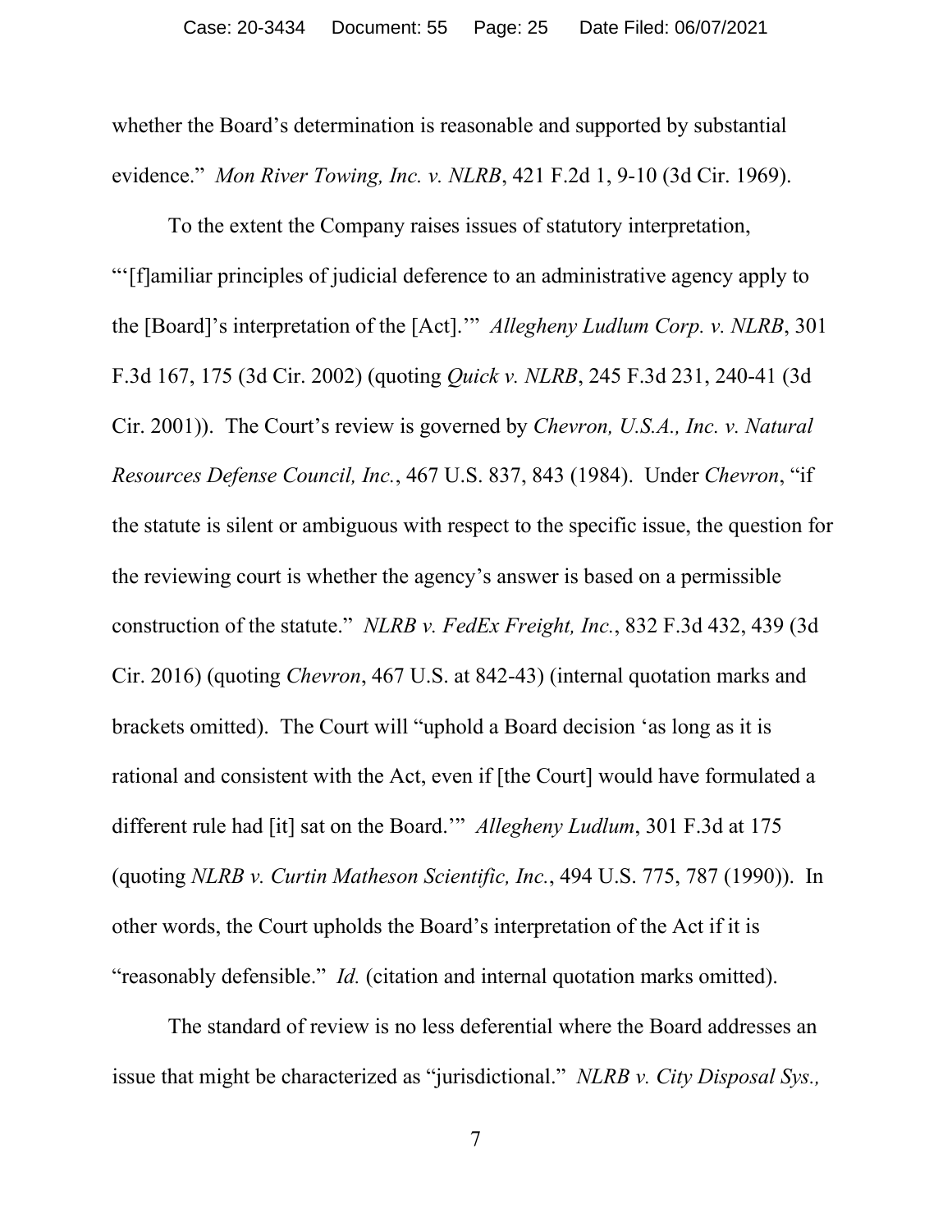whether the Board's determination is reasonable and supported by substantial evidence." *Mon River Towing, Inc. v. NLRB*, 421 F.2d 1, 9-10 (3d Cir. 1969).

To the extent the Company raises issues of statutory interpretation, "'[f]amiliar principles of judicial deference to an administrative agency apply to the [Board]'s interpretation of the [Act].'" *Allegheny Ludlum Corp. v. NLRB*, 301 F.3d 167, 175 (3d Cir. 2002) (quoting *Quick v. NLRB*, 245 F.3d 231, 240-41 (3d Cir. 2001)). The Court's review is governed by *Chevron, U.S.A., Inc. v. Natural Resources Defense Council, Inc.*, 467 U.S. 837, 843 (1984). Under *Chevron*, "if the statute is silent or ambiguous with respect to the specific issue, the question for the reviewing court is whether the agency's answer is based on a permissible construction of the statute." *NLRB v. FedEx Freight, Inc.*, 832 F.3d 432, 439 (3d Cir. 2016) (quoting *Chevron*, 467 U.S. at 842-43) (internal quotation marks and brackets omitted). The Court will "uphold a Board decision 'as long as it is rational and consistent with the Act, even if [the Court] would have formulated a different rule had [it] sat on the Board.'" *Allegheny Ludlum*, 301 F.3d at 175 (quoting *NLRB v. Curtin Matheson Scientific, Inc.*, 494 U.S. 775, 787 (1990)). In other words, the Court upholds the Board's interpretation of the Act if it is "reasonably defensible." *Id.* (citation and internal quotation marks omitted).

The standard of review is no less deferential where the Board addresses an issue that might be characterized as "jurisdictional." *NLRB v. City Disposal Sys.,*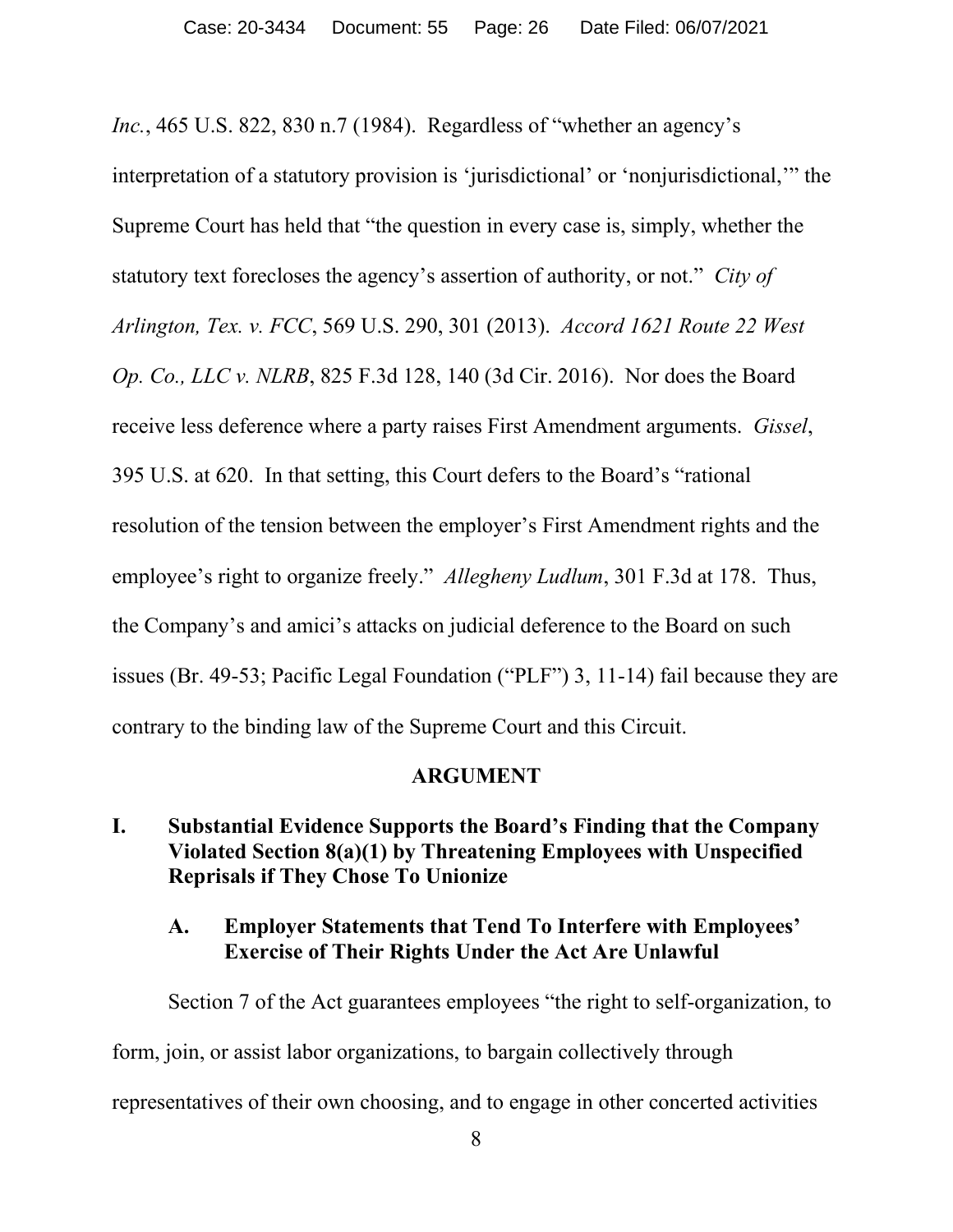*Inc.*, 465 U.S. 822, 830 n.7 (1984). Regardless of "whether an agency's interpretation of a statutory provision is 'jurisdictional' or 'nonjurisdictional,'" the Supreme Court has held that "the question in every case is, simply, whether the statutory text forecloses the agency's assertion of authority, or not." *City of Arlington, Tex. v. FCC*, 569 U.S. 290, 301 (2013). *Accord 1621 Route 22 West Op. Co., LLC v. NLRB*, 825 F.3d 128, 140 (3d Cir. 2016). Nor does the Board receive less deference where a party raises First Amendment arguments. *Gissel*, 395 U.S. at 620. In that setting, this Court defers to the Board's "rational resolution of the tension between the employer's First Amendment rights and the employee's right to organize freely." *Allegheny Ludlum*, 301 F.3d at 178. Thus, the Company's and amici's attacks on judicial deference to the Board on such issues (Br. 49-53; Pacific Legal Foundation ("PLF") 3, 11-14) fail because they are contrary to the binding law of the Supreme Court and this Circuit.

## ARGUMENT

### I. Substantial Evidence Supports the Board's Finding that the Company Violated Section 8(a)(1) by Threatening Employees with Unspecified Reprisals if They Chose To Unionize

#### A. Employer Statements that Tend To Interfere with Employees' Exercise of Their Rights Under the Act Are Unlawful

Section 7 of the Act guarantees employees "the right to self-organization, to form, join, or assist labor organizations, to bargain collectively through representatives of their own choosing, and to engage in other concerted activities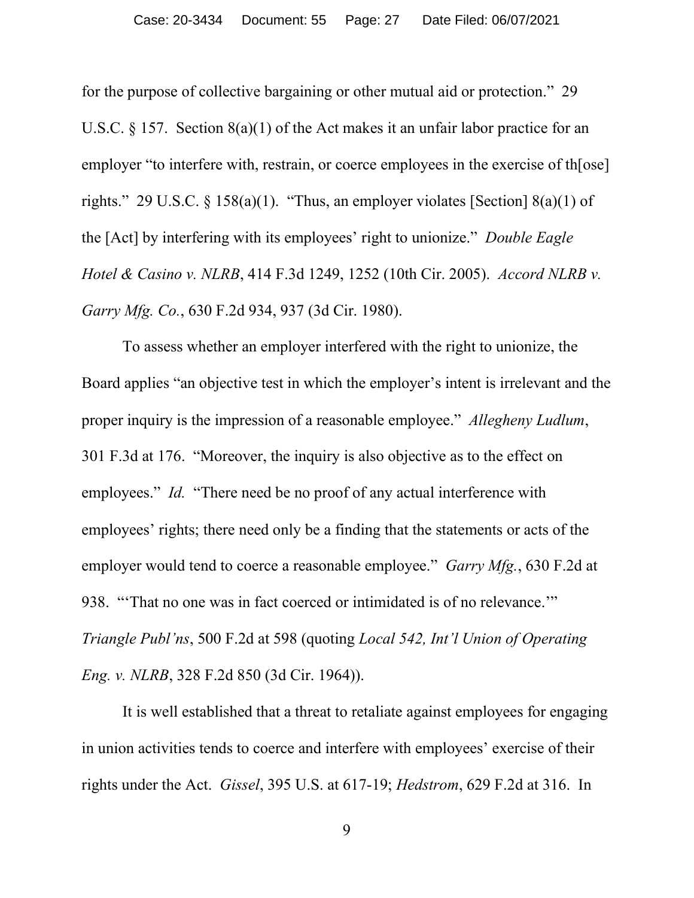for the purpose of collective bargaining or other mutual aid or protection." 29 U.S.C. § 157. Section 8(a)(1) of the Act makes it an unfair labor practice for an employer "to interfere with, restrain, or coerce employees in the exercise of th[ose] rights." 29 U.S.C. § 158(a)(1). "Thus, an employer violates [Section] 8(a)(1) of the [Act] by interfering with its employees' right to unionize." *Double Eagle Hotel & Casino v. NLRB*, 414 F.3d 1249, 1252 (10th Cir. 2005). *Accord NLRB v. Garry Mfg. Co.*, 630 F.2d 934, 937 (3d Cir. 1980).

To assess whether an employer interfered with the right to unionize, the Board applies "an objective test in which the employer's intent is irrelevant and the proper inquiry is the impression of a reasonable employee." *Allegheny Ludlum*, 301 F.3d at 176. "Moreover, the inquiry is also objective as to the effect on employees." *Id.* "There need be no proof of any actual interference with employees' rights; there need only be a finding that the statements or acts of the employer would tend to coerce a reasonable employee." *Garry Mfg.*, 630 F.2d at 938. "'That no one was in fact coerced or intimidated is of no relevance.'" *Triangle Publ'ns*, 500 F.2d at 598 (quoting *Local 542, Int'l Union of Operating Eng. v. NLRB*, 328 F.2d 850 (3d Cir. 1964)).

It is well established that a threat to retaliate against employees for engaging in union activities tends to coerce and interfere with employees' exercise of their rights under the Act. *Gissel*, 395 U.S. at 617-19; *Hedstrom*, 629 F.2d at 316. In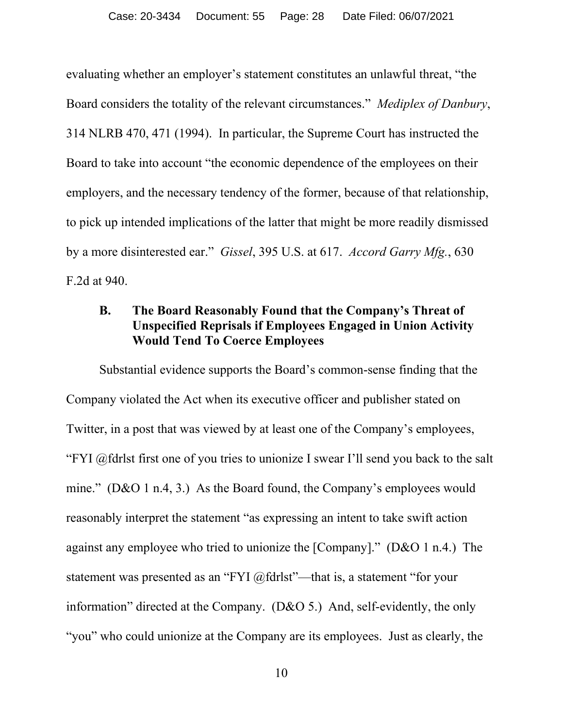evaluating whether an employer's statement constitutes an unlawful threat, "the Board considers the totality of the relevant circumstances." *Mediplex of Danbury*, 314 NLRB 470, 471 (1994). In particular, the Supreme Court has instructed the Board to take into account "the economic dependence of the employees on their employers, and the necessary tendency of the former, because of that relationship, to pick up intended implications of the latter that might be more readily dismissed by a more disinterested ear." *Gissel*, 395 U.S. at 617. *Accord Garry Mfg.*, 630 F.2d at 940.

### B. The Board Reasonably Found that the Company's Threat of Unspecified Reprisals if Employees Engaged in Union Activity Would Tend To Coerce Employees

Substantial evidence supports the Board's common-sense finding that the Company violated the Act when its executive officer and publisher stated on Twitter, in a post that was viewed by at least one of the Company's employees, "FYI @fdrlst first one of you tries to unionize I swear I'll send you back to the salt mine." (D&O 1 n.4, 3.) As the Board found, the Company's employees would reasonably interpret the statement "as expressing an intent to take swift action against any employee who tried to unionize the [Company]." (D&O 1 n.4.) The statement was presented as an "FYI @fdrlst"—that is, a statement "for your information" directed at the Company. (D&O 5.) And, self-evidently, the only "you" who could unionize at the Company are its employees. Just as clearly, the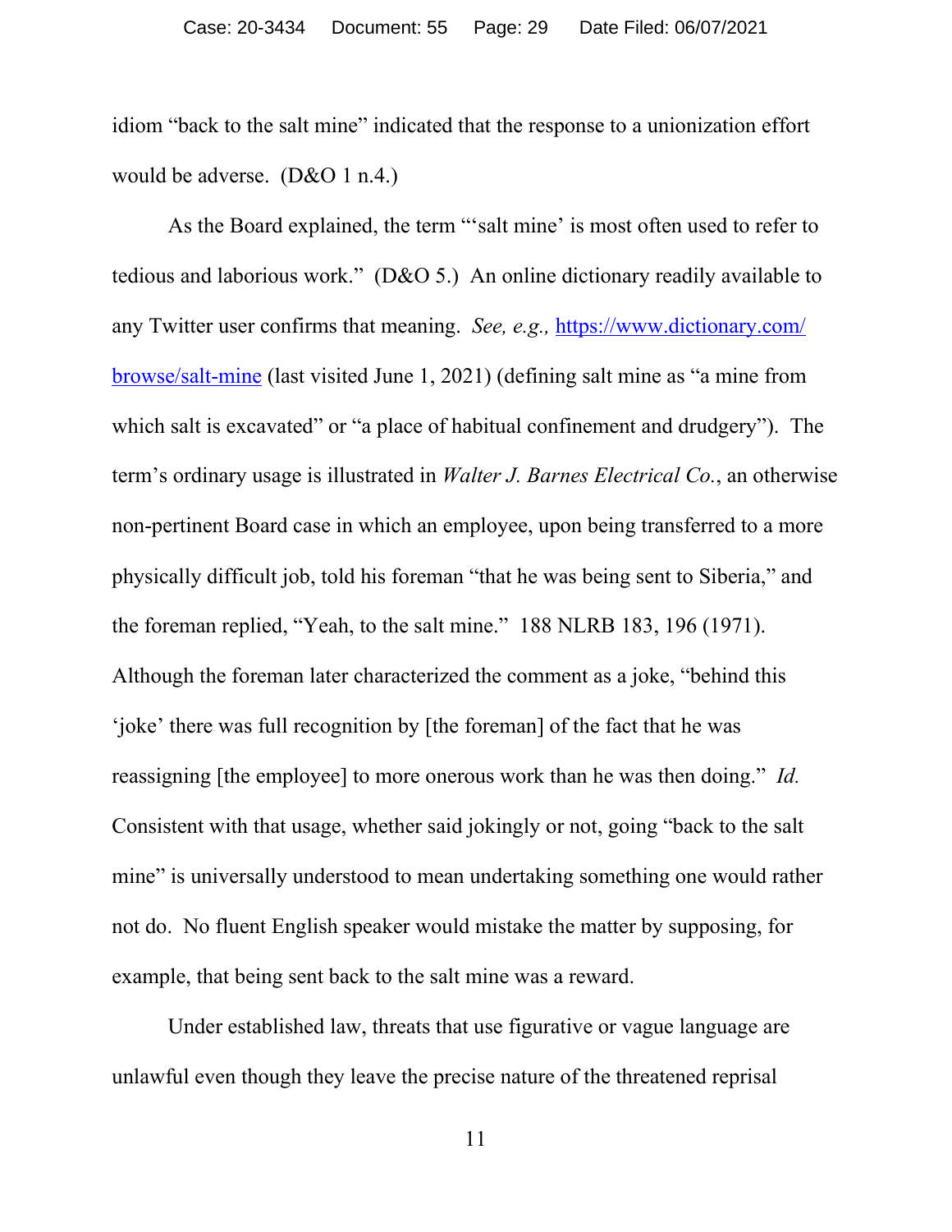idiom "back to the salt mine" indicated that the response to a unionization effort would be adverse. (D&O 1 n.4.)

As the Board explained, the term "'salt mine' is most often used to refer to tedious and laborious work." (D&O 5.) An online dictionary readily available to any Twitter user confirms that meaning. *See, e.g.,* [https://www.dictionary.com/browse/salt-mine](https://www.dictionary.com/browse/salt-mine) (last visited June 1, 2021) (defining salt mine as "a mine from which salt is excavated" or "a place of habitual confinement and drudgery"). The term's ordinary usage is illustrated in *Walter J. Barnes Electrical Co.*, an otherwise non-pertinent Board case in which an employee, upon being transferred to a more physically difficult job, told his foreman "that he was being sent to Siberia," and the foreman replied, "Yeah, to the salt mine." 188 NLRB 183, 196 (1971). Although the foreman later characterized the comment as a joke, "behind this 'joke' there was full recognition by [the foreman] of the fact that he was reassigning [the employee] to more onerous work than he was then doing." *Id.* Consistent with that usage, whether said jokingly or not, going "back to the salt mine" is universally understood to mean undertaking something one would rather not do. No fluent English speaker would mistake the matter by supposing, for example, that being sent back to the salt mine was a reward.

Under established law, threats that use figurative or vague language are unlawful even though they leave the precise nature of the threatened reprisal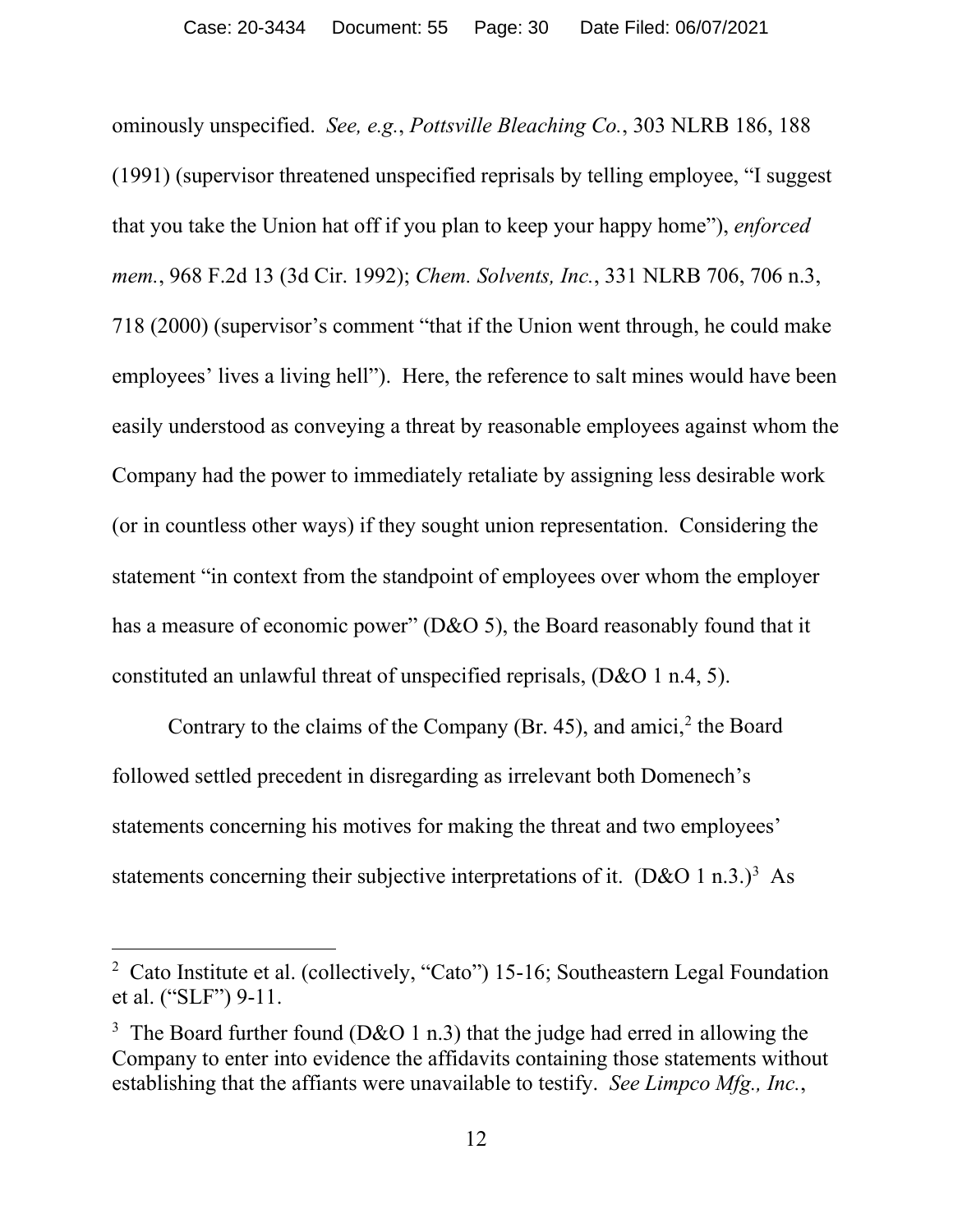ominously unspecified. *See, e.g.*, *Pottsville Bleaching Co.*, 303 NLRB 186, 188 (1991) (supervisor threatened unspecified reprisals by telling employee, "I suggest that you take the Union hat off if you plan to keep your happy home"), *enforced mem.*, 968 F.2d 13 (3d Cir. 1992); *Chem. Solvents, Inc.*, 331 NLRB 706, 706 n.3, 718 (2000) (supervisor's comment "that if the Union went through, he could make employees' lives a living hell"). Here, the reference to salt mines would have been easily understood as conveying a threat by reasonable employees against whom the Company had the power to immediately retaliate by assigning less desirable work (or in countless other ways) if they sought union representation. Considering the statement "in context from the standpoint of employees over whom the employer has a measure of economic power" (D&O 5), the Board reasonably found that it constituted an unlawful threat of unspecified reprisals, (D&O 1 n.4, 5).

Contrary to the claims of the Company (Br. 45), and amici,[2] the Board followed settled precedent in disregarding as irrelevant both Domenech's statements concerning his motives for making the threat and two employees' statements concerning their subjective interpretations of it. (D&O 1 n.3.)[3] As

---

[2] Cato Institute et al. (collectively, "Cato") 15-16; Southeastern Legal Foundation et al. ("SLF") 9-11.

[3] The Board further found (D&O 1 n.3) that the judge had erred in allowing the Company to enter into evidence the affidavits containing those statements without establishing that the affiants were unavailable to testify. *See Limpco Mfg., Inc.*,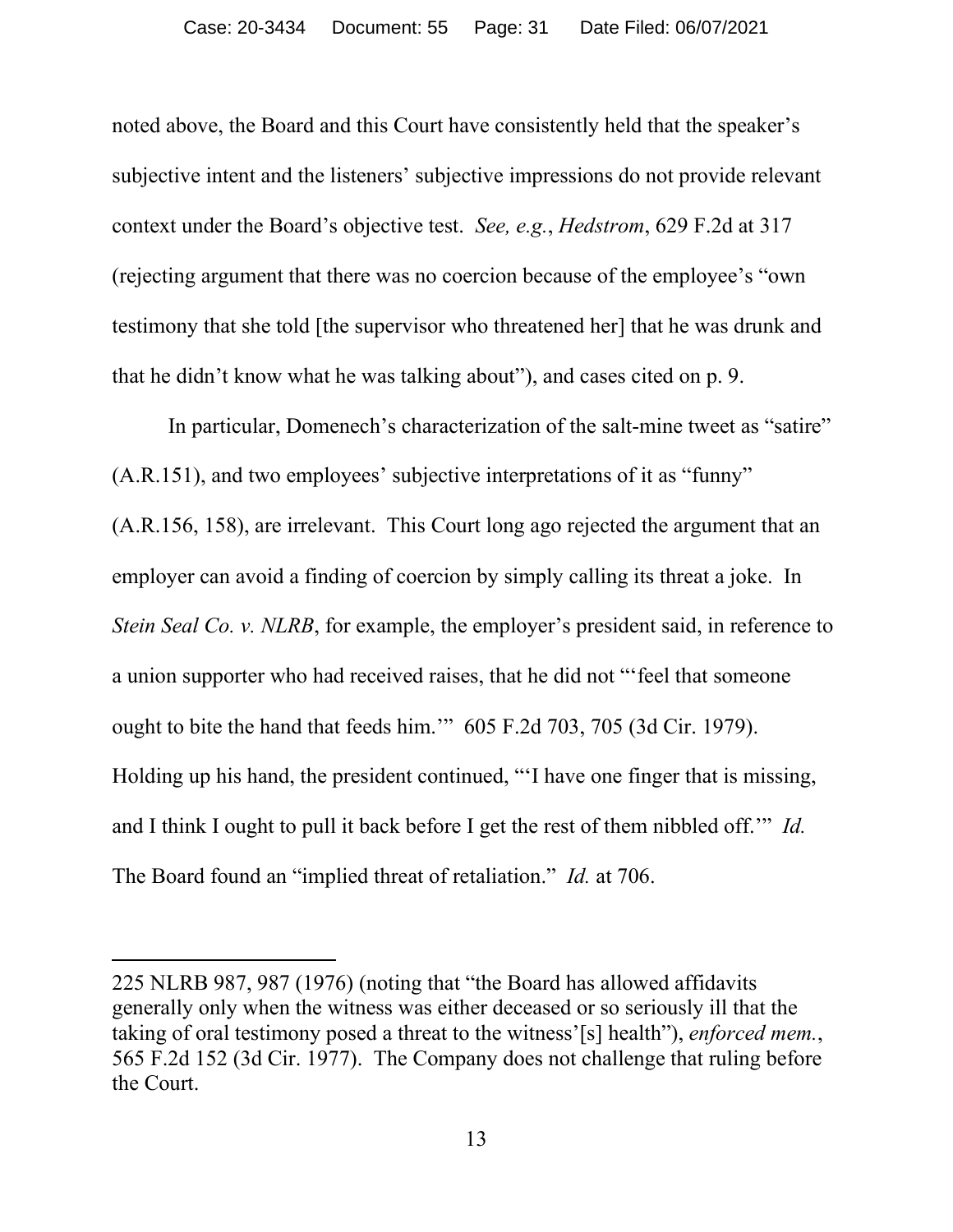noted above, the Board and this Court have consistently held that the speaker's subjective intent and the listeners' subjective impressions do not provide relevant context under the Board's objective test. *See, e.g.*, *Hedstrom*, 629 F.2d at 317 (rejecting argument that there was no coercion because of the employee's "own testimony that she told [the supervisor who threatened her] that he was drunk and that he didn't know what he was talking about"), and cases cited on p. 9.

In particular, Domenech's characterization of the salt-mine tweet as "satire" (A.R.151), and two employees' subjective interpretations of it as "funny" (A.R.156, 158), are irrelevant. This Court long ago rejected the argument that an employer can avoid a finding of coercion by simply calling its threat a joke. In *Stein Seal Co. v. NLRB*, for example, the employer's president said, in reference to a union supporter who had received raises, that he did not "'feel that someone ought to bite the hand that feeds him.'" 605 F.2d 703, 705 (3d Cir. 1979). Holding up his hand, the president continued, "'I have one finger that is missing, and I think I ought to pull it back before I get the rest of them nibbled off.'" *Id.* The Board found an "implied threat of retaliation." *Id.* at 706.

---

225 NLRB 987, 987 (1976) (noting that "the Board has allowed affidavits generally only when the witness was either deceased or so seriously ill that the taking of oral testimony posed a threat to the witness'[s] health"), *enforced mem.*, 565 F.2d 152 (3d Cir. 1977). The Company does not challenge that ruling before the Court.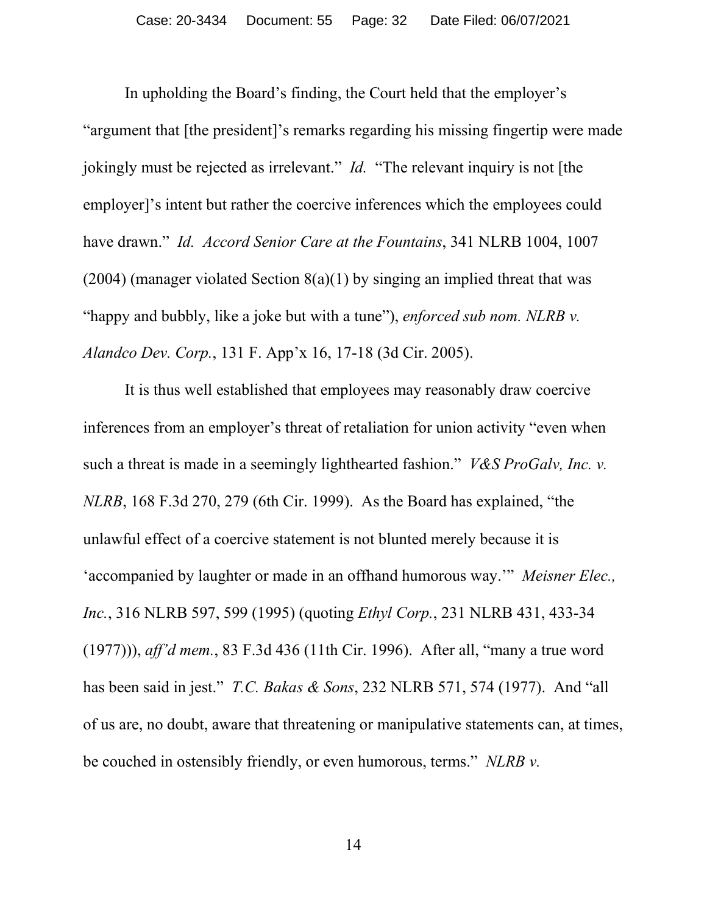In upholding the Board's finding, the Court held that the employer's "argument that [the president]'s remarks regarding his missing fingertip were made jokingly must be rejected as irrelevant." *Id.* "The relevant inquiry is not [the employer]'s intent but rather the coercive inferences which the employees could have drawn." *Id.* *Accord Senior Care at the Fountains*, 341 NLRB 1004, 1007 (2004) (manager violated Section 8(a)(1) by singing an implied threat that was "happy and bubbly, like a joke but with a tune"), *enforced sub nom. NLRB v. Alandco Dev. Corp.*, 131 F. App'x 16, 17-18 (3d Cir. 2005).

It is thus well established that employees may reasonably draw coercive inferences from an employer's threat of retaliation for union activity "even when such a threat is made in a seemingly lighthearted fashion." *V&S ProGalv, Inc. v. NLRB*, 168 F.3d 270, 279 (6th Cir. 1999). As the Board has explained, "the unlawful effect of a coercive statement is not blunted merely because it is 'accompanied by laughter or made in an offhand humorous way.'" *Meisner Elec., Inc.*, 316 NLRB 597, 599 (1995) (quoting *Ethyl Corp.*, 231 NLRB 431, 433-34 (1977))), *aff'd mem.*, 83 F.3d 436 (11th Cir. 1996). After all, "many a true word has been said in jest." *T.C. Bakas & Sons*, 232 NLRB 571, 574 (1977). And "all of us are, no doubt, aware that threatening or manipulative statements can, at times, be couched in ostensibly friendly, or even humorous, terms." *NLRB v.*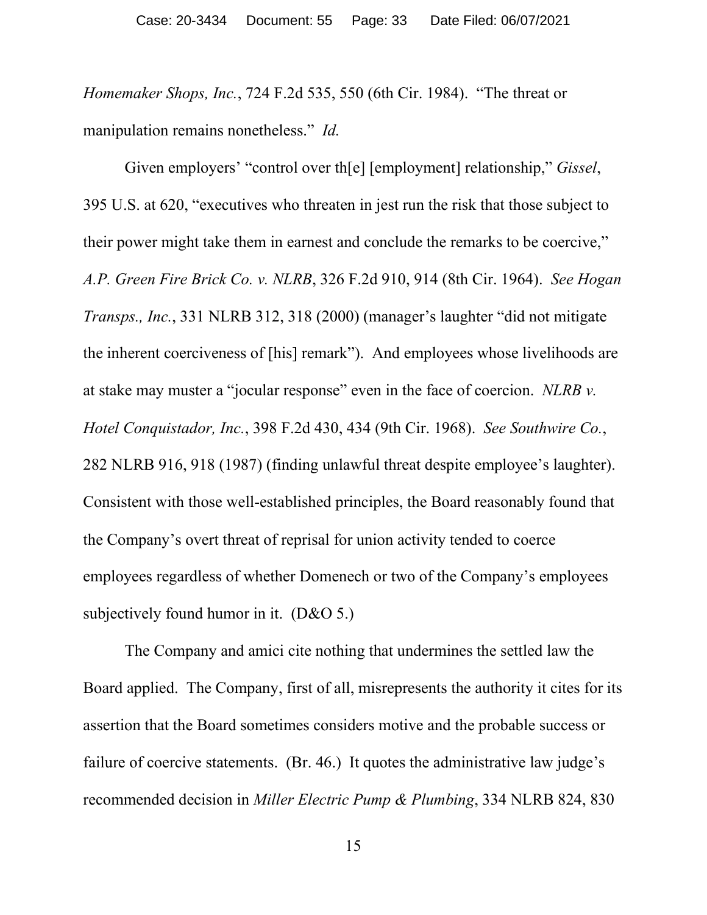*Homemaker Shops, Inc.*, 724 F.2d 535, 550 (6th Cir. 1984). "The threat or manipulation remains nonetheless." *Id.*

Given employers' "control over th[e] [employment] relationship," *Gissel*, 395 U.S. at 620, "executives who threaten in jest run the risk that those subject to their power might take them in earnest and conclude the remarks to be coercive," *A.P. Green Fire Brick Co. v. NLRB*, 326 F.2d 910, 914 (8th Cir. 1964). *See Hogan Transps., Inc.*, 331 NLRB 312, 318 (2000) (manager's laughter "did not mitigate the inherent coerciveness of [his] remark"). And employees whose livelihoods are at stake may muster a "jocular response" even in the face of coercion. *NLRB v. Hotel Conquistador, Inc.*, 398 F.2d 430, 434 (9th Cir. 1968). *See Southwire Co.*, 282 NLRB 916, 918 (1987) (finding unlawful threat despite employee's laughter). Consistent with those well-established principles, the Board reasonably found that the Company's overt threat of reprisal for union activity tended to coerce employees regardless of whether Domenech or two of the Company's employees subjectively found humor in it. (D&O 5.)

The Company and amici cite nothing that undermines the settled law the Board applied. The Company, first of all, misrepresents the authority it cites for its assertion that the Board sometimes considers motive and the probable success or failure of coercive statements. (Br. 46.) It quotes the administrative law judge's recommended decision in *Miller Electric Pump & Plumbing*, 334 NLRB 824, 830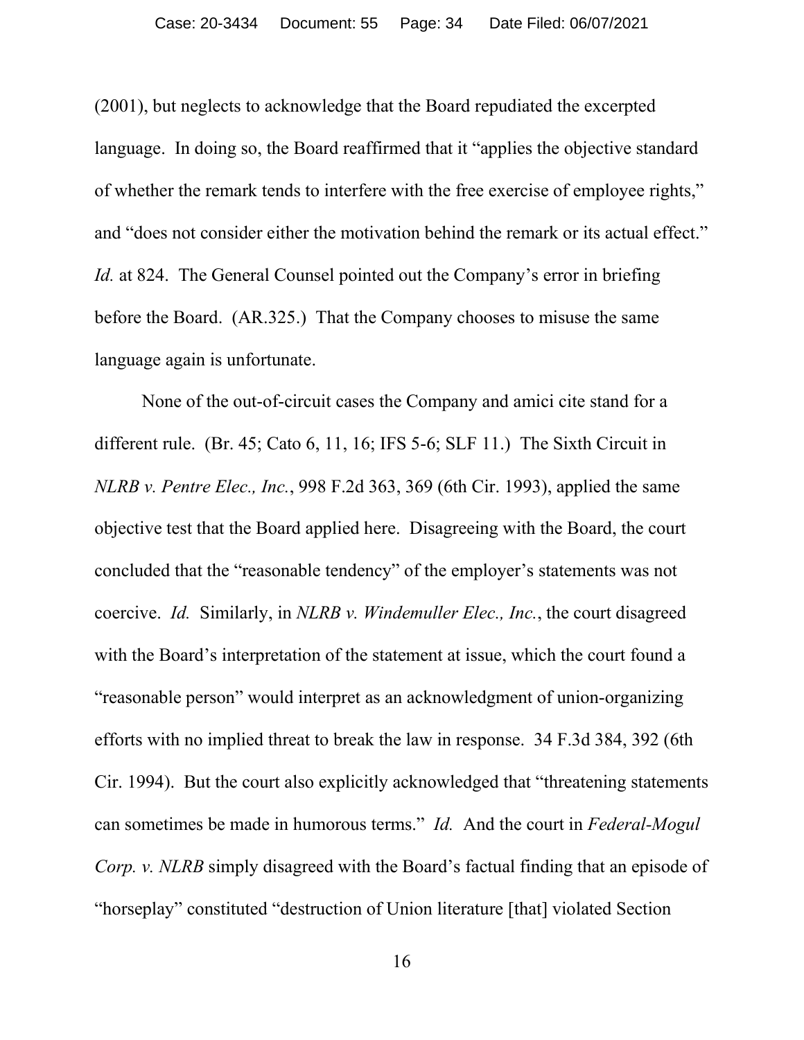(2001), but neglects to acknowledge that the Board repudiated the excerpted language. In doing so, the Board reaffirmed that it "applies the objective standard of whether the remark tends to interfere with the free exercise of employee rights," and "does not consider either the motivation behind the remark or its actual effect." *Id.* at 824. The General Counsel pointed out the Company's error in briefing before the Board. (AR.325.) That the Company chooses to misuse the same language again is unfortunate.

None of the out-of-circuit cases the Company and amici cite stand for a different rule. (Br. 45; Cato 6, 11, 16; IFS 5-6; SLF 11.) The Sixth Circuit in *NLRB v. Pentre Elec., Inc.*, 998 F.2d 363, 369 (6th Cir. 1993), applied the same objective test that the Board applied here. Disagreeing with the Board, the court concluded that the "reasonable tendency" of the employer's statements was not coercive. *Id.* Similarly, in *NLRB v. Windemuller Elec., Inc.*, the court disagreed with the Board's interpretation of the statement at issue, which the court found a "reasonable person" would interpret as an acknowledgment of union-organizing efforts with no implied threat to break the law in response. 34 F.3d 384, 392 (6th Cir. 1994). But the court also explicitly acknowledged that "threatening statements can sometimes be made in humorous terms." *Id.* And the court in *Federal-Mogul Corp. v. NLRB* simply disagreed with the Board's factual finding that an episode of "horseplay" constituted "destruction of Union literature [that] violated Section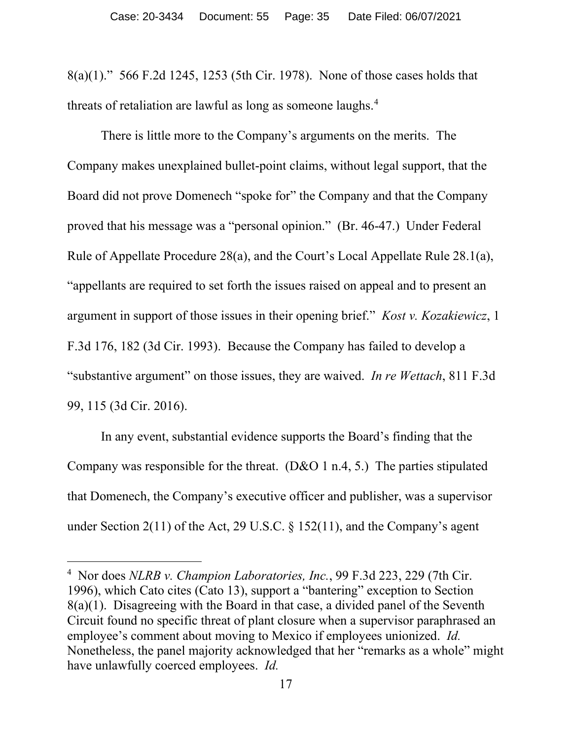8(a)(1)." 566 F.2d 1245, 1253 (5th Cir. 1978). None of those cases holds that threats of retaliation are lawful as long as someone laughs.[4]

There is little more to the Company's arguments on the merits. The Company makes unexplained bullet-point claims, without legal support, that the Board did not prove Domenech "spoke for" the Company and that the Company proved that his message was a "personal opinion." (Br. 46-47.) Under Federal Rule of Appellate Procedure 28(a), and the Court's Local Appellate Rule 28.1(a), "appellants are required to set forth the issues raised on appeal and to present an argument in support of those issues in their opening brief." *Kost v. Kozakiewicz*, 1 F.3d 176, 182 (3d Cir. 1993). Because the Company has failed to develop a "substantive argument" on those issues, they are waived. *In re Wettach*, 811 F.3d 99, 115 (3d Cir. 2016).

In any event, substantial evidence supports the Board's finding that the Company was responsible for the threat. (D&O 1 n.4, 5.) The parties stipulated that Domenech, the Company's executive officer and publisher, was a supervisor under Section 2(11) of the Act, 29 U.S.C. § 152(11), and the Company's agent

---

[4] Nor does *NLRB v. Champion Laboratories, Inc.*, 99 F.3d 223, 229 (7th Cir. 1996), which Cato cites (Cato 13), support a "bantering" exception to Section 8(a)(1). Disagreeing with the Board in that case, a divided panel of the Seventh Circuit found no specific threat of plant closure when a supervisor paraphrased an employee's comment about moving to Mexico if employees unionized. *Id.* Nonetheless, the panel majority acknowledged that her "remarks as a whole" might have unlawfully coerced employees. *Id.*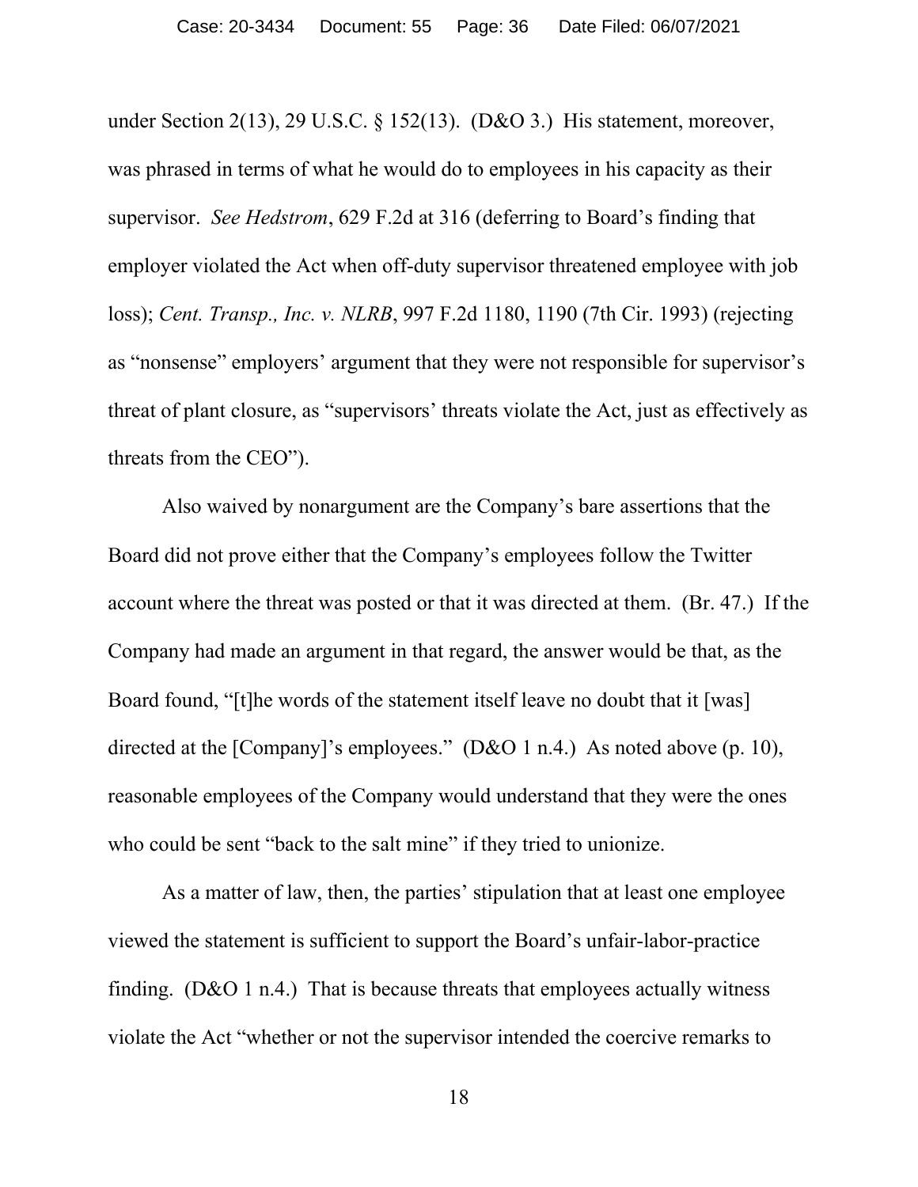under Section 2(13), 29 U.S.C. § 152(13). (D&O 3.) His statement, moreover, was phrased in terms of what he would do to employees in his capacity as their supervisor. *See Hedstrom*, 629 F.2d at 316 (deferring to Board's finding that employer violated the Act when off-duty supervisor threatened employee with job loss); *Cent. Transp., Inc. v. NLRB*, 997 F.2d 1180, 1190 (7th Cir. 1993) (rejecting as "nonsense" employers' argument that they were not responsible for supervisor's threat of plant closure, as "supervisors' threats violate the Act, just as effectively as threats from the CEO").

Also waived by nonargument are the Company's bare assertions that the Board did not prove either that the Company's employees follow the Twitter account where the threat was posted or that it was directed at them. (Br. 47.) If the Company had made an argument in that regard, the answer would be that, as the Board found, "[t]he words of the statement itself leave no doubt that it [was] directed at the [Company]'s employees." (D&O 1 n.4.) As noted above (p. 10), reasonable employees of the Company would understand that they were the ones who could be sent "back to the salt mine" if they tried to unionize.

As a matter of law, then, the parties' stipulation that at least one employee viewed the statement is sufficient to support the Board's unfair-labor-practice finding. (D&O 1 n.4.) That is because threats that employees actually witness violate the Act "whether or not the supervisor intended the coercive remarks to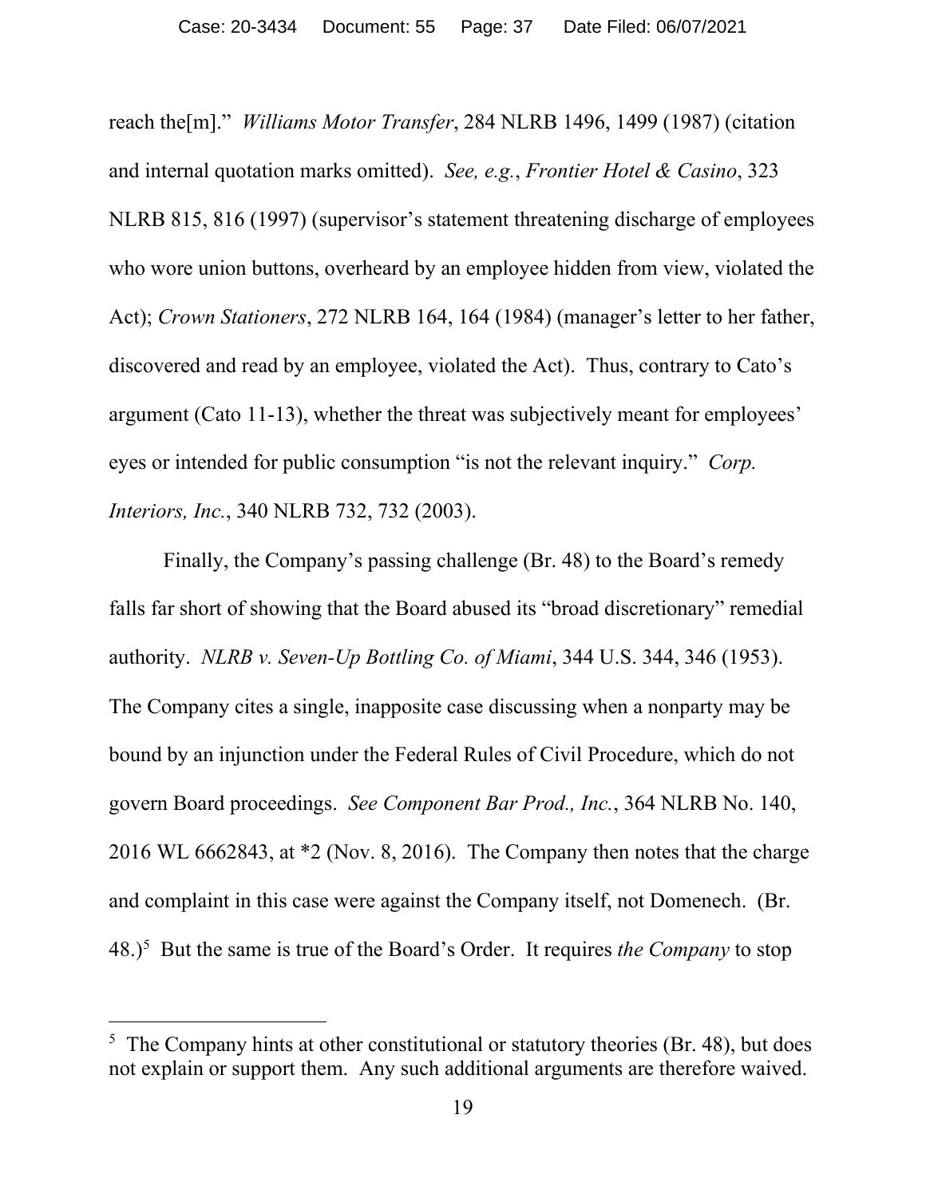reach the[m]." *Williams Motor Transfer*, 284 NLRB 1496, 1499 (1987) (citation and internal quotation marks omitted). *See, e.g.*, *Frontier Hotel & Casino*, 323 NLRB 815, 816 (1997) (supervisor's statement threatening discharge of employees who wore union buttons, overheard by an employee hidden from view, violated the Act); *Crown Stationers*, 272 NLRB 164, 164 (1984) (manager's letter to her father, discovered and read by an employee, violated the Act). Thus, contrary to Cato's argument (Cato 11-13), whether the threat was subjectively meant for employees' eyes or intended for public consumption "is not the relevant inquiry." *Corp. Interiors, Inc.*, 340 NLRB 732, 732 (2003).

Finally, the Company's passing challenge (Br. 48) to the Board's remedy falls far short of showing that the Board abused its "broad discretionary" remedial authority. *NLRB v. Seven-Up Bottling Co. of Miami*, 344 U.S. 344, 346 (1953). The Company cites a single, inapposite case discussing when a nonparty may be bound by an injunction under the Federal Rules of Civil Procedure, which do not govern Board proceedings. *See Component Bar Prod., Inc.*, 364 NLRB No. 140, 2016 WL 6662843, at *2 (Nov. 8, 2016). The Company then notes that the charge and complaint in this case were against the Company itself, not Domenech. (Br. 48.)[5] But the same is true of the Board's Order. It requires *the Company* to stop

---

[5] The Company hints at other constitutional or statutory theories (Br. 48), but does not explain or support them. Any such additional arguments are therefore waived.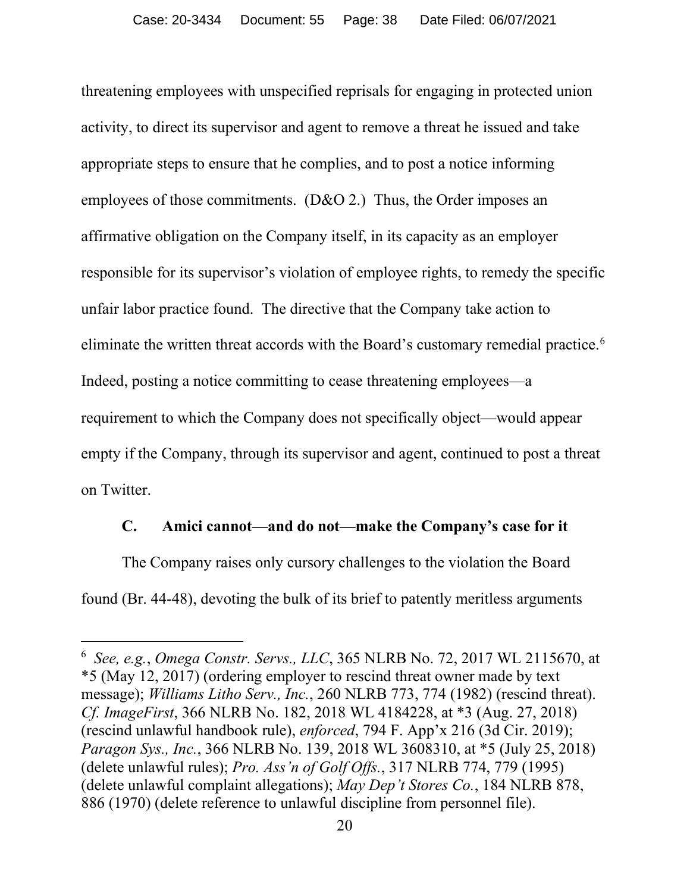threatening employees with unspecified reprisals for engaging in protected union activity, to direct its supervisor and agent to remove a threat he issued and take appropriate steps to ensure that he complies, and to post a notice informing employees of those commitments. (D&O 2.) Thus, the Order imposes an affirmative obligation on the Company itself, in its capacity as an employer responsible for its supervisor's violation of employee rights, to remedy the specific unfair labor practice found. The directive that the Company take action to eliminate the written threat accords with the Board's customary remedial practice.[6] Indeed, posting a notice committing to cease threatening employees—a requirement to which the Company does not specifically object—would appear empty if the Company, through its supervisor and agent, continued to post a threat on Twitter.

### C. Amici cannot—and do not—make the Company's case for it

The Company raises only cursory challenges to the violation the Board found (Br. 44-48), devoting the bulk of its brief to patently meritless arguments

---

[6] *See, e.g.*, *Omega Constr. Servs., LLC*, 365 NLRB No. 72, 2017 WL 2115670, at *5 (May 12, 2017) (ordering employer to rescind threat owner made by text message); *Williams Litho Serv., Inc.*, 260 NLRB 773, 774 (1982) (rescind threat). *Cf. ImageFirst*, 366 NLRB No. 182, 2018 WL 4184228, at *3 (Aug. 27, 2018) (rescind unlawful handbook rule), *enforced*, 794 F. App'x 216 (3d Cir. 2019); *Paragon Sys., Inc.*, 366 NLRB No. 139, 2018 WL 3608310, at *5 (July 25, 2018) (delete unlawful rules); *Pro. Ass'n of Golf Offs.*, 317 NLRB 774, 779 (1995) (delete unlawful complaint allegations); *May Dep't Stores Co.*, 184 NLRB 878, 886 (1970) (delete reference to unlawful discipline from personnel file).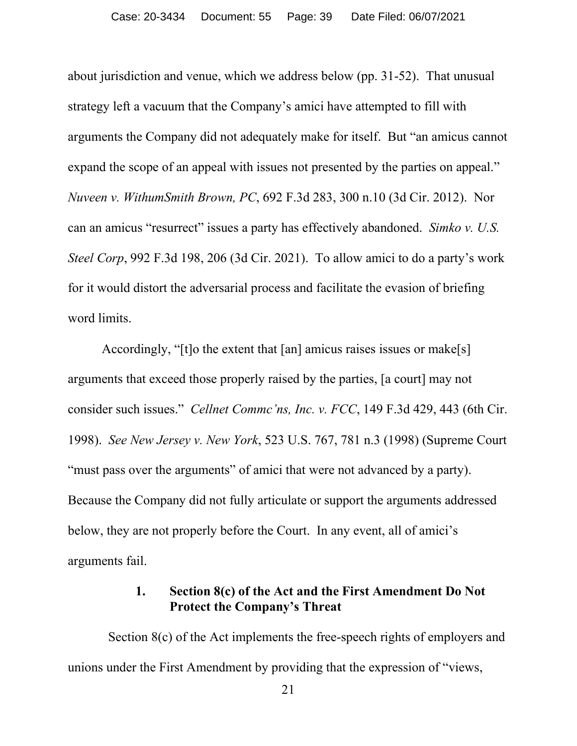about jurisdiction and venue, which we address below (pp. 31-52). That unusual strategy left a vacuum that the Company's amici have attempted to fill with arguments the Company did not adequately make for itself. But "an amicus cannot expand the scope of an appeal with issues not presented by the parties on appeal." *Nuveen v. WithumSmith Brown, PC*, 692 F.3d 283, 300 n.10 (3d Cir. 2012). Nor can an amicus "resurrect" issues a party has effectively abandoned. *Simko v. U.S. Steel Corp*, 992 F.3d 198, 206 (3d Cir. 2021). To allow amici to do a party's work for it would distort the adversarial process and facilitate the evasion of briefing word limits.

Accordingly, "[t]o the extent that [an] amicus raises issues or make[s] arguments that exceed those properly raised by the parties, [a court] may not consider such issues." *Cellnet Commc'ns, Inc. v. FCC*, 149 F.3d 429, 443 (6th Cir. 1998). *See New Jersey v. New York*, 523 U.S. 767, 781 n.3 (1998) (Supreme Court "must pass over the arguments" of amici that were not advanced by a party). Because the Company did not fully articulate or support the arguments addressed below, they are not properly before the Court. In any event, all of amici's arguments fail.

### 1. Section 8(c) of the Act and the First Amendment Do Not Protect the Company's Threat

Section 8(c) of the Act implements the free-speech rights of employers and unions under the First Amendment by providing that the expression of "views,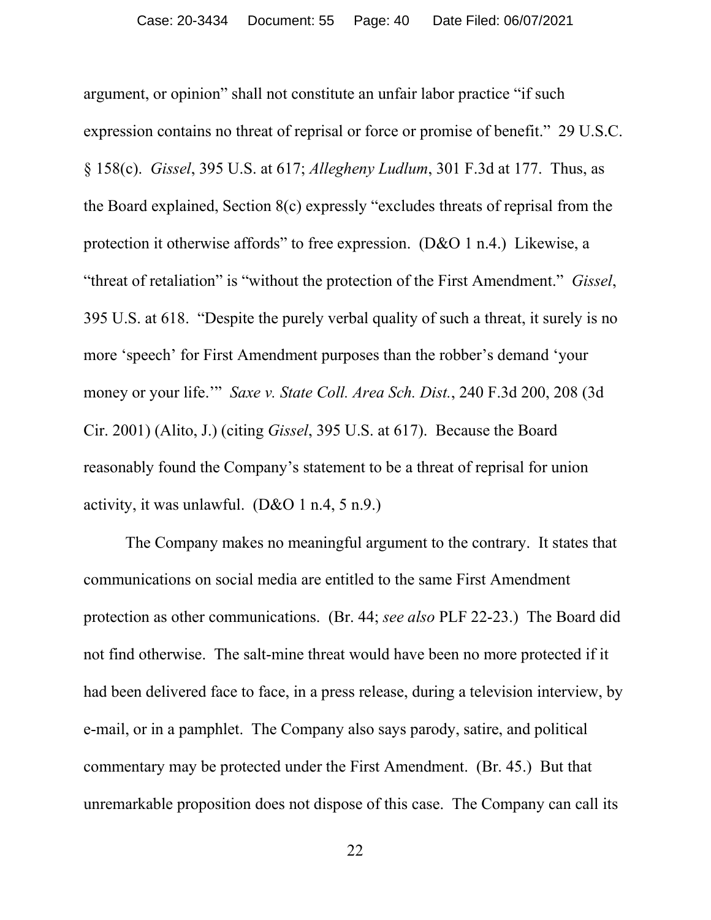argument, or opinion" shall not constitute an unfair labor practice "if such expression contains no threat of reprisal or force or promise of benefit." 29 U.S.C. § 158(c). *Gissel*, 395 U.S. at 617; *Allegheny Ludlum*, 301 F.3d at 177. Thus, as the Board explained, Section 8(c) expressly "excludes threats of reprisal from the protection it otherwise affords" to free expression. (D&O 1 n.4.) Likewise, a "threat of retaliation" is "without the protection of the First Amendment." *Gissel*, 395 U.S. at 618. "Despite the purely verbal quality of such a threat, it surely is no more 'speech' for First Amendment purposes than the robber's demand 'your money or your life.'" *Saxe v. State Coll. Area Sch. Dist.*, 240 F.3d 200, 208 (3d Cir. 2001) (Alito, J.) (citing *Gissel*, 395 U.S. at 617). Because the Board reasonably found the Company's statement to be a threat of reprisal for union activity, it was unlawful. (D&O 1 n.4, 5 n.9.)

The Company makes no meaningful argument to the contrary. It states that communications on social media are entitled to the same First Amendment protection as other communications. (Br. 44; *see also* PLF 22-23.) The Board did not find otherwise. The salt-mine threat would have been no more protected if it had been delivered face to face, in a press release, during a television interview, by e-mail, or in a pamphlet. The Company also says parody, satire, and political commentary may be protected under the First Amendment. (Br. 45.) But that unremarkable proposition does not dispose of this case. The Company can call its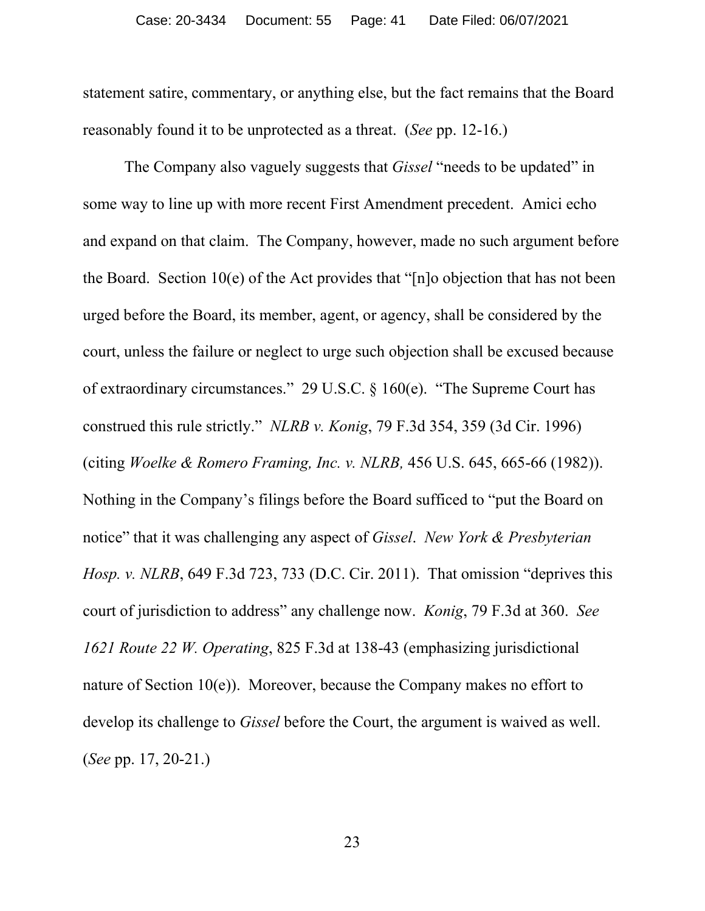statement satire, commentary, or anything else, but the fact remains that the Board reasonably found it to be unprotected as a threat. (*See* pp. 12-16.)

The Company also vaguely suggests that *Gissel* "needs to be updated" in some way to line up with more recent First Amendment precedent. Amici echo and expand on that claim. The Company, however, made no such argument before the Board. Section 10(e) of the Act provides that "[n]o objection that has not been urged before the Board, its member, agent, or agency, shall be considered by the court, unless the failure or neglect to urge such objection shall be excused because of extraordinary circumstances." 29 U.S.C. § 160(e). "The Supreme Court has construed this rule strictly." *NLRB v. Konig*, 79 F.3d 354, 359 (3d Cir. 1996) (citing *Woelke & Romero Framing, Inc. v. NLRB,* 456 U.S. 645, 665-66 (1982)). Nothing in the Company's filings before the Board sufficed to "put the Board on notice" that it was challenging any aspect of *Gissel*. *New York & Presbyterian Hosp. v. NLRB*, 649 F.3d 723, 733 (D.C. Cir. 2011). That omission "deprives this court of jurisdiction to address" any challenge now. *Konig*, 79 F.3d at 360. *See 1621 Route 22 W. Operating*, 825 F.3d at 138-43 (emphasizing jurisdictional nature of Section 10(e)). Moreover, because the Company makes no effort to develop its challenge to *Gissel* before the Court, the argument is waived as well. (*See* pp. 17, 20-21.)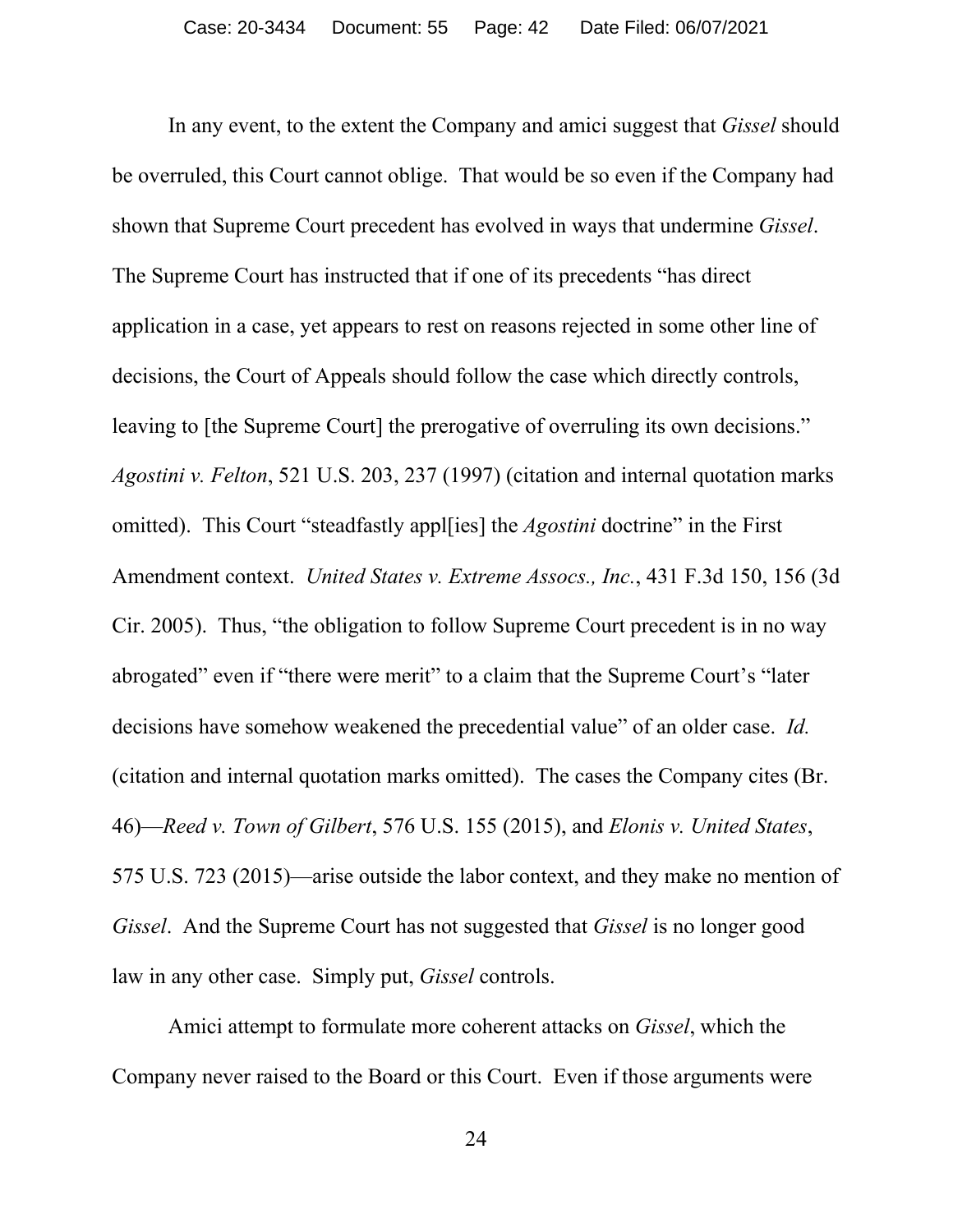In any event, to the extent the Company and amici suggest that *Gissel* should be overruled, this Court cannot oblige. That would be so even if the Company had shown that Supreme Court precedent has evolved in ways that undermine *Gissel*. The Supreme Court has instructed that if one of its precedents "has direct application in a case, yet appears to rest on reasons rejected in some other line of decisions, the Court of Appeals should follow the case which directly controls, leaving to [the Supreme Court] the prerogative of overruling its own decisions." *Agostini v. Felton*, 521 U.S. 203, 237 (1997) (citation and internal quotation marks omitted). This Court "steadfastly appl[ies] the *Agostini* doctrine" in the First Amendment context. *United States v. Extreme Assocs., Inc.*, 431 F.3d 150, 156 (3d Cir. 2005). Thus, "the obligation to follow Supreme Court precedent is in no way abrogated" even if "there were merit" to a claim that the Supreme Court's "later decisions have somehow weakened the precedential value" of an older case. *Id.* (citation and internal quotation marks omitted). The cases the Company cites (Br. 46)—*Reed v. Town of Gilbert*, 576 U.S. 155 (2015), and *Elonis v. United States*, 575 U.S. 723 (2015)—arise outside the labor context, and they make no mention of *Gissel*. And the Supreme Court has not suggested that *Gissel* is no longer good law in any other case. Simply put, *Gissel* controls.

Amici attempt to formulate more coherent attacks on *Gissel*, which the Company never raised to the Board or this Court. Even if those arguments were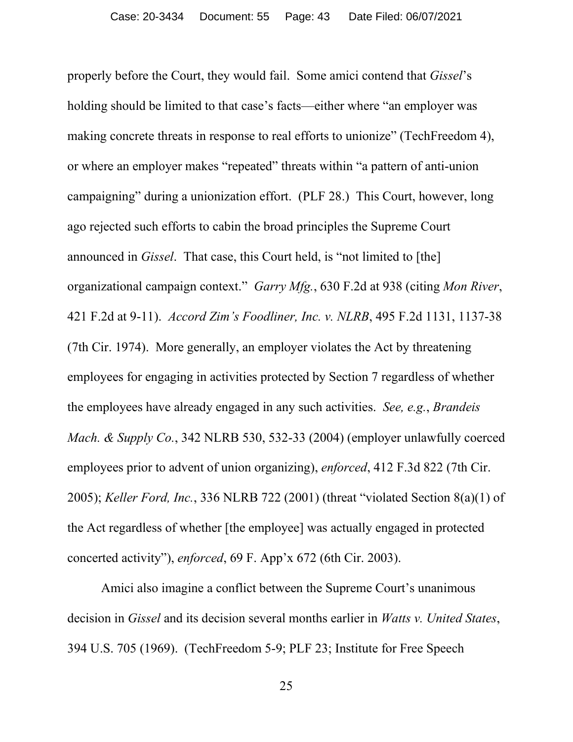properly before the Court, they would fail. Some amici contend that *Gissel*'s holding should be limited to that case's facts—either where "an employer was making concrete threats in response to real efforts to unionize" (TechFreedom 4), or where an employer makes "repeated" threats within "a pattern of anti-union campaigning" during a unionization effort. (PLF 28.) This Court, however, long ago rejected such efforts to cabin the broad principles the Supreme Court announced in *Gissel*. That case, this Court held, is "not limited to [the] organizational campaign context." *Garry Mfg.*, 630 F.2d at 938 (citing *Mon River*, 421 F.2d at 9-11). *Accord Zim's Foodliner, Inc. v. NLRB*, 495 F.2d 1131, 1137-38 (7th Cir. 1974). More generally, an employer violates the Act by threatening employees for engaging in activities protected by Section 7 regardless of whether the employees have already engaged in any such activities. *See, e.g.*, *Brandeis Mach. & Supply Co.*, 342 NLRB 530, 532-33 (2004) (employer unlawfully coerced employees prior to advent of union organizing), *enforced*, 412 F.3d 822 (7th Cir. 2005); *Keller Ford, Inc.*, 336 NLRB 722 (2001) (threat "violated Section 8(a)(1) of the Act regardless of whether [the employee] was actually engaged in protected concerted activity"), *enforced*, 69 F. App'x 672 (6th Cir. 2003).

Amici also imagine a conflict between the Supreme Court's unanimous decision in *Gissel* and its decision several months earlier in *Watts v. United States*, 394 U.S. 705 (1969). (TechFreedom 5-9; PLF 23; Institute for Free Speech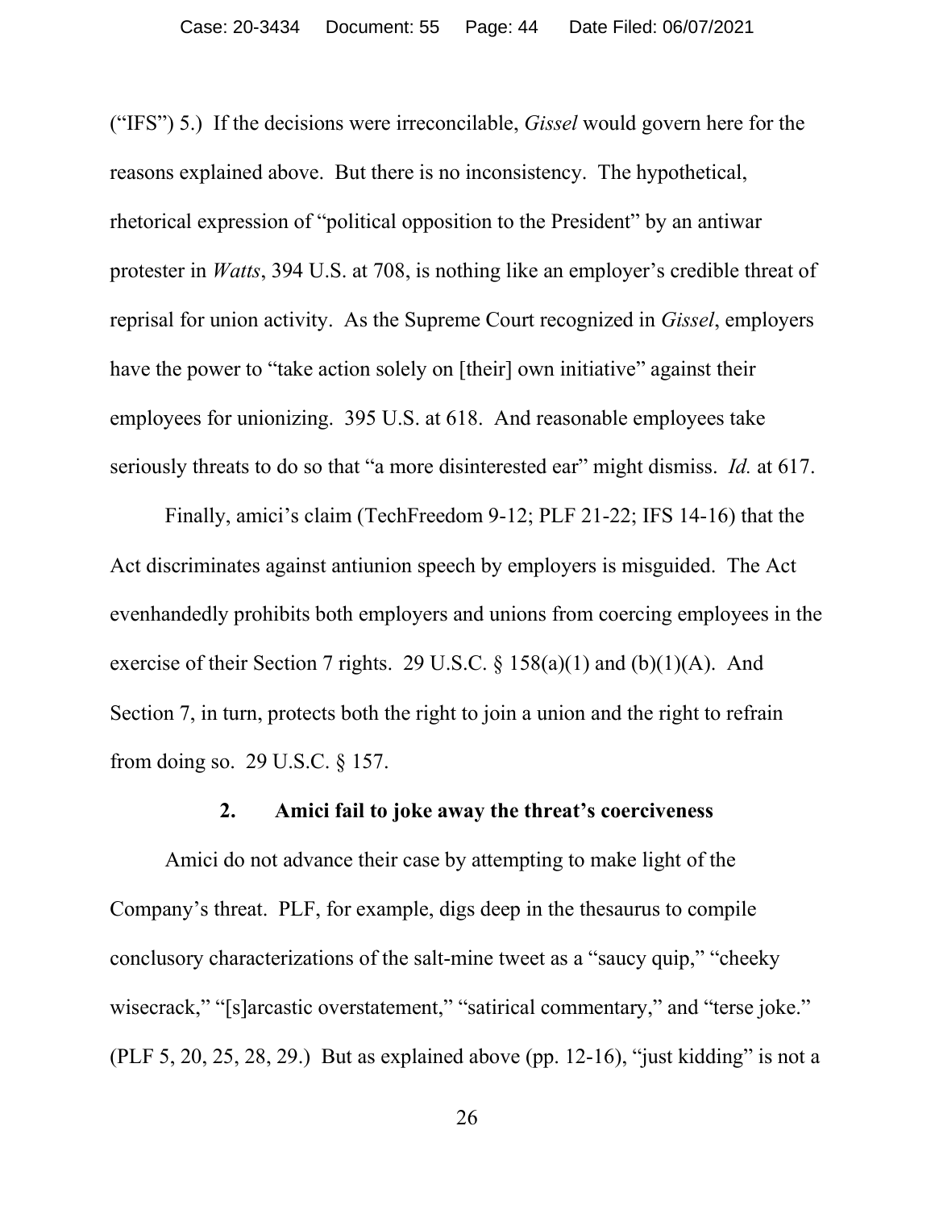("IFS") 5.) If the decisions were irreconcilable, *Gissel* would govern here for the reasons explained above. But there is no inconsistency. The hypothetical, rhetorical expression of "political opposition to the President" by an antiwar protester in *Watts*, 394 U.S. at 708, is nothing like an employer's credible threat of reprisal for union activity. As the Supreme Court recognized in *Gissel*, employers have the power to "take action solely on [their] own initiative" against their employees for unionizing. 395 U.S. at 618. And reasonable employees take seriously threats to do so that "a more disinterested ear" might dismiss. *Id.* at 617.

Finally, amici's claim (TechFreedom 9-12; PLF 21-22; IFS 14-16) that the Act discriminates against antiunion speech by employers is misguided. The Act evenhandedly prohibits both employers and unions from coercing employees in the exercise of their Section 7 rights. 29 U.S.C. § 158(a)(1) and (b)(1)(A). And Section 7, in turn, protects both the right to join a union and the right to refrain from doing so. 29 U.S.C. § 157.

### 2. Amici fail to joke away the threat's coerciveness

Amici do not advance their case by attempting to make light of the Company's threat. PLF, for example, digs deep in the thesaurus to compile conclusory characterizations of the salt-mine tweet as a "saucy quip," "cheeky wisecrack," "[s]arcastic overstatement," "satirical commentary," and "terse joke." (PLF 5, 20, 25, 28, 29.) But as explained above (pp. 12-16), "just kidding" is not a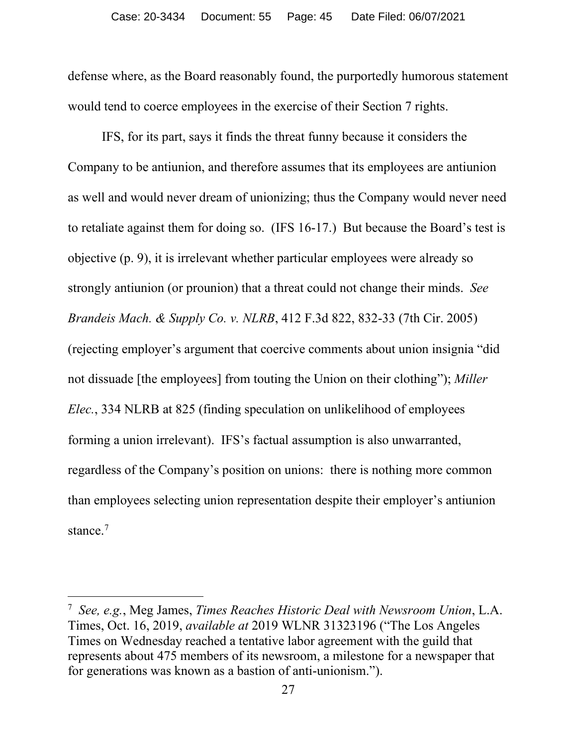defense where, as the Board reasonably found, the purportedly humorous statement would tend to coerce employees in the exercise of their Section 7 rights.

IFS, for its part, says it finds the threat funny because it considers the Company to be antiunion, and therefore assumes that its employees are antiunion as well and would never dream of unionizing; thus the Company would never need to retaliate against them for doing so. (IFS 16-17.) But because the Board's test is objective (p. 9), it is irrelevant whether particular employees were already so strongly antiunion (or prounion) that a threat could not change their minds. *See Brandeis Mach. & Supply Co. v. NLRB*, 412 F.3d 822, 832-33 (7th Cir. 2005) (rejecting employer's argument that coercive comments about union insignia "did not dissuade [the employees] from touting the Union on their clothing"); *Miller Elec.*, 334 NLRB at 825 (finding speculation on unlikelihood of employees forming a union irrelevant). IFS's factual assumption is also unwarranted, regardless of the Company's position on unions: there is nothing more common than employees selecting union representation despite their employer's antiunion stance.[7]

---

[7] *See, e.g.*, Meg James, *Times Reaches Historic Deal with Newsroom Union*, L.A. Times, Oct. 16, 2019, *available at* 2019 WLNR 31323196 ("The Los Angeles Times on Wednesday reached a tentative labor agreement with the guild that represents about 475 members of its newsroom, a milestone for a newspaper that for generations was known as a bastion of anti-unionism.").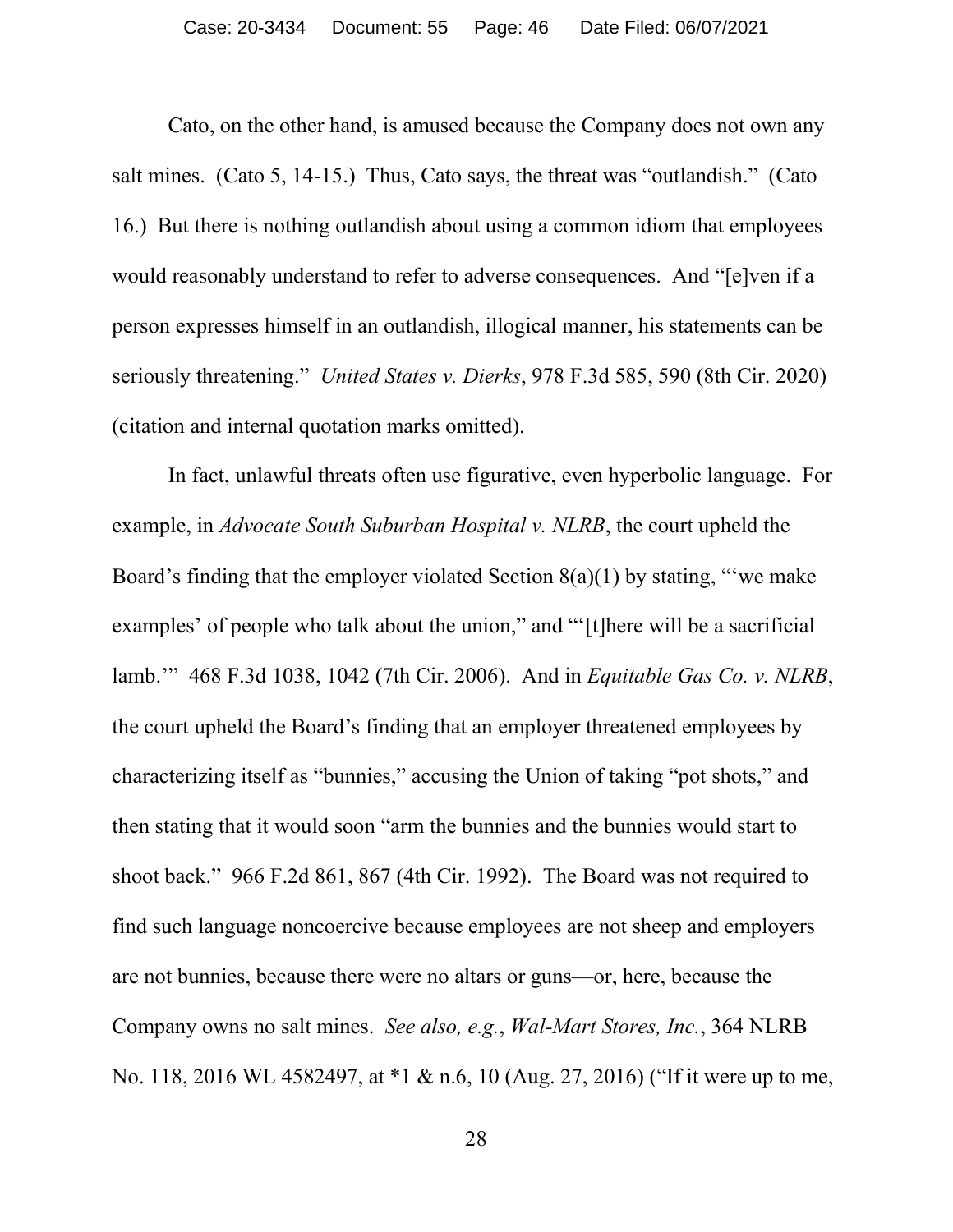Cato, on the other hand, is amused because the Company does not own any salt mines. (Cato 5, 14-15.) Thus, Cato says, the threat was "outlandish." (Cato 16.) But there is nothing outlandish about using a common idiom that employees would reasonably understand to refer to adverse consequences. And "[e]ven if a person expresses himself in an outlandish, illogical manner, his statements can be seriously threatening." *United States v. Dierks*, 978 F.3d 585, 590 (8th Cir. 2020) (citation and internal quotation marks omitted).

In fact, unlawful threats often use figurative, even hyperbolic language. For example, in *Advocate South Suburban Hospital v. NLRB*, the court upheld the Board's finding that the employer violated Section 8(a)(1) by stating, "'we make examples' of people who talk about the union," and "'[t]here will be a sacrificial lamb.'" 468 F.3d 1038, 1042 (7th Cir. 2006). And in *Equitable Gas Co. v. NLRB*, the court upheld the Board's finding that an employer threatened employees by characterizing itself as "bunnies," accusing the Union of taking "pot shots," and then stating that it would soon "arm the bunnies and the bunnies would start to shoot back." 966 F.2d 861, 867 (4th Cir. 1992). The Board was not required to find such language noncoercive because employees are not sheep and employers are not bunnies, because there were no altars or guns—or, here, because the Company owns no salt mines. *See also, e.g.*, *Wal-Mart Stores, Inc.*, 364 NLRB No. 118, 2016 WL 4582497, at *1 & n.6, 10 (Aug. 27, 2016) ("If it were up to me,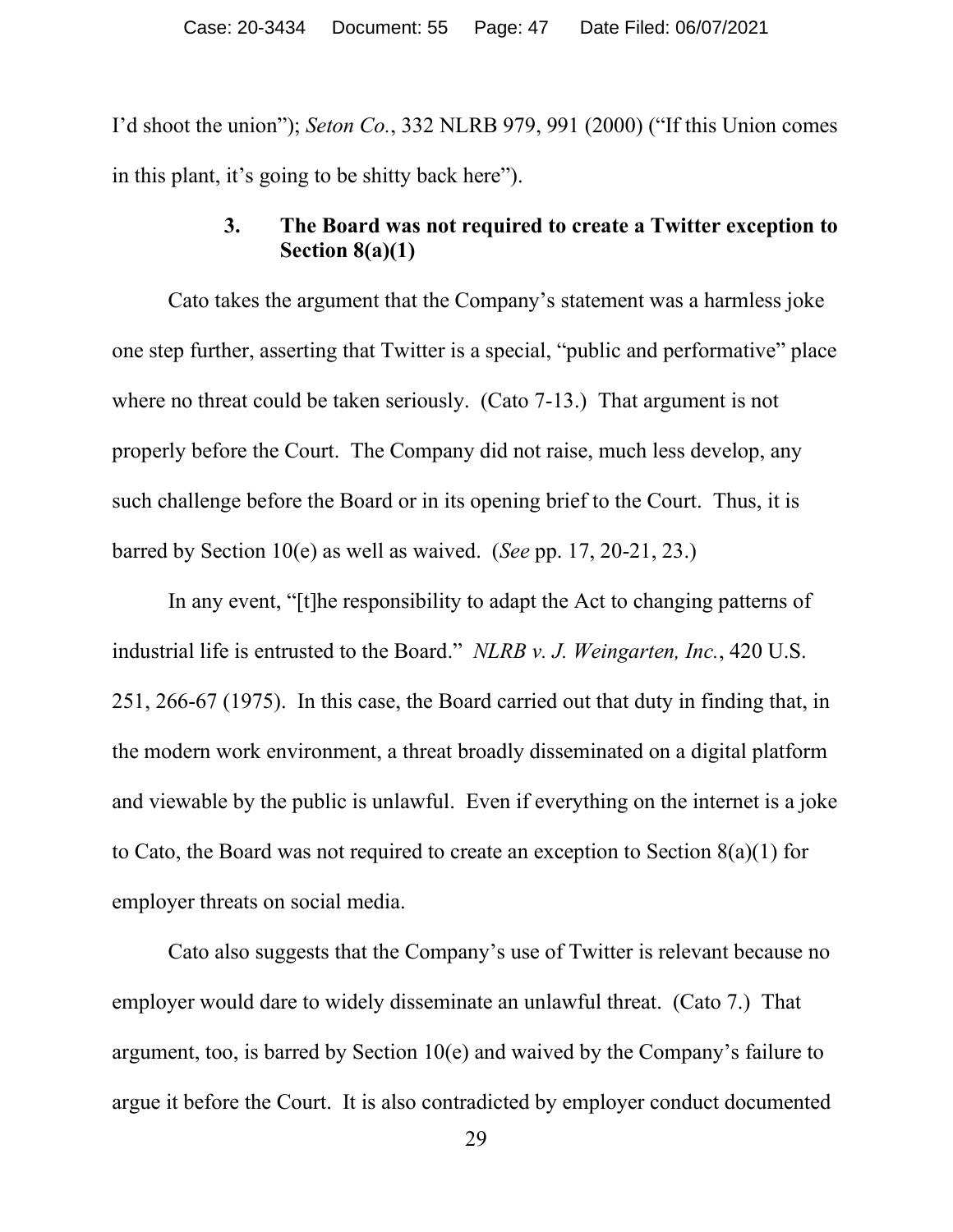I'd shoot the union"); *Seton Co.*, 332 NLRB 979, 991 (2000) ("If this Union comes in this plant, it's going to be shitty back here").

### 3. The Board was not required to create a Twitter exception to Section 8(a)(1)

Cato takes the argument that the Company's statement was a harmless joke one step further, asserting that Twitter is a special, "public and performative" place where no threat could be taken seriously. (Cato 7-13.) That argument is not properly before the Court. The Company did not raise, much less develop, any such challenge before the Board or in its opening brief to the Court. Thus, it is barred by Section 10(e) as well as waived. (*See* pp. 17, 20-21, 23.)

In any event, "[t]he responsibility to adapt the Act to changing patterns of industrial life is entrusted to the Board." *NLRB v. J. Weingarten, Inc.*, 420 U.S. 251, 266-67 (1975). In this case, the Board carried out that duty in finding that, in the modern work environment, a threat broadly disseminated on a digital platform and viewable by the public is unlawful. Even if everything on the internet is a joke to Cato, the Board was not required to create an exception to Section 8(a)(1) for employer threats on social media.

Cato also suggests that the Company's use of Twitter is relevant because no employer would dare to widely disseminate an unlawful threat. (Cato 7.) That argument, too, is barred by Section 10(e) and waived by the Company's failure to argue it before the Court. It is also contradicted by employer conduct documented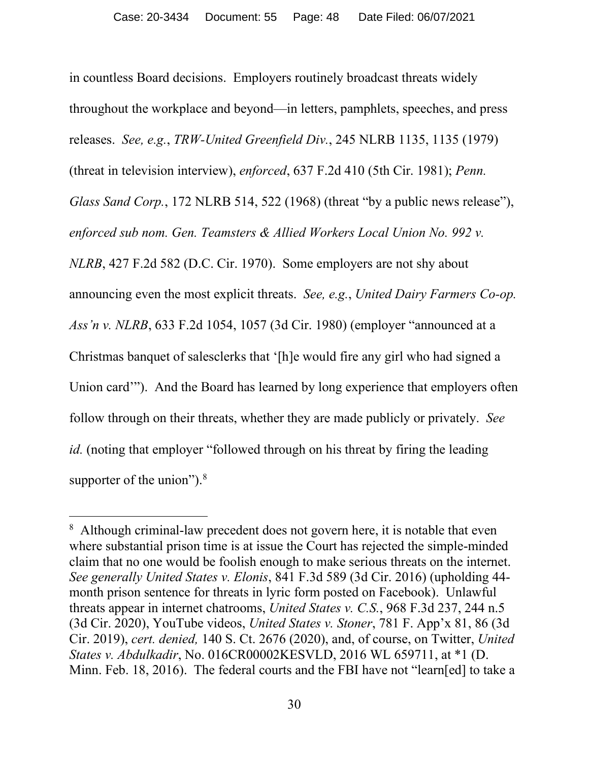in countless Board decisions. Employers routinely broadcast threats widely throughout the workplace and beyond—in letters, pamphlets, speeches, and press releases. *See, e.g.*, *TRW-United Greenfield Div.*, 245 NLRB 1135, 1135 (1979) (threat in television interview), *enforced*, 637 F.2d 410 (5th Cir. 1981); *Penn. Glass Sand Corp.*, 172 NLRB 514, 522 (1968) (threat "by a public news release"), *enforced sub nom. Gen. Teamsters & Allied Workers Local Union No. 992 v. NLRB*, 427 F.2d 582 (D.C. Cir. 1970). Some employers are not shy about announcing even the most explicit threats. *See, e.g.*, *United Dairy Farmers Co-op. Ass'n v. NLRB*, 633 F.2d 1054, 1057 (3d Cir. 1980) (employer "announced at a Christmas banquet of salesclerks that '[h]e would fire any girl who had signed a Union card'"). And the Board has learned by long experience that employers often follow through on their threats, whether they are made publicly or privately. *See id.* (noting that employer "followed through on his threat by firing the leading supporter of the union").[8]

---

[8] Although criminal-law precedent does not govern here, it is notable that even where substantial prison time is at issue the Court has rejected the simple-minded claim that no one would be foolish enough to make serious threats on the internet. *See generally United States v. Elonis*, 841 F.3d 589 (3d Cir. 2016) (upholding 44-month prison sentence for threats in lyric form posted on Facebook). Unlawful threats appear in internet chatrooms, *United States v. C.S.*, 968 F.3d 237, 244 n.5 (3d Cir. 2020), YouTube videos, *United States v. Stoner*, 781 F. App'x 81, 86 (3d Cir. 2019), *cert. denied,* 140 S. Ct. 2676 (2020), and, of course, on Twitter, *United States v. Abdulkadir*, No. 016CR00002KESVLD, 2016 WL 659711, at *1 (D. Minn. Feb. 18, 2016). The federal courts and the FBI have not "learn[ed] to take a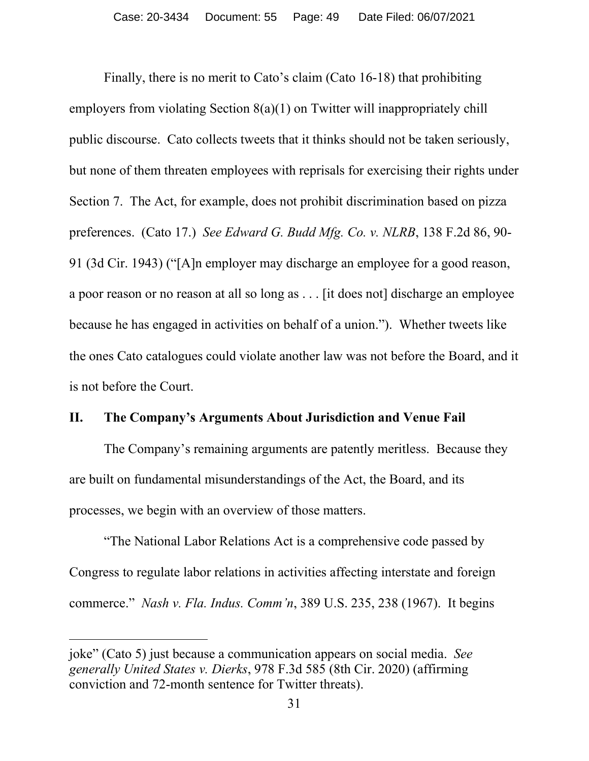Finally, there is no merit to Cato's claim (Cato 16-18) that prohibiting employers from violating Section 8(a)(1) on Twitter will inappropriately chill public discourse. Cato collects tweets that it thinks should not be taken seriously, but none of them threaten employees with reprisals for exercising their rights under Section 7. The Act, for example, does not prohibit discrimination based on pizza preferences. (Cato 17.) *See Edward G. Budd Mfg. Co. v. NLRB*, 138 F.2d 86, 90-91 (3d Cir. 1943) ("[A]n employer may discharge an employee for a good reason, a poor reason or no reason at all so long as . . . [it does not] discharge an employee because he has engaged in activities on behalf of a union."). Whether tweets like the ones Cato catalogues could violate another law was not before the Board, and it is not before the Court.

## II. The Company's Arguments About Jurisdiction and Venue Fail

The Company's remaining arguments are patently meritless. Because they are built on fundamental misunderstandings of the Act, the Board, and its processes, we begin with an overview of those matters.

"The National Labor Relations Act is a comprehensive code passed by Congress to regulate labor relations in activities affecting interstate and foreign commerce." *Nash v. Fla. Indus. Comm'n*, 389 U.S. 235, 238 (1967). It begins

---

joke" (Cato 5) just because a communication appears on social media. *See generally United States v. Dierks*, 978 F.3d 585 (8th Cir. 2020) (affirming conviction and 72-month sentence for Twitter threats).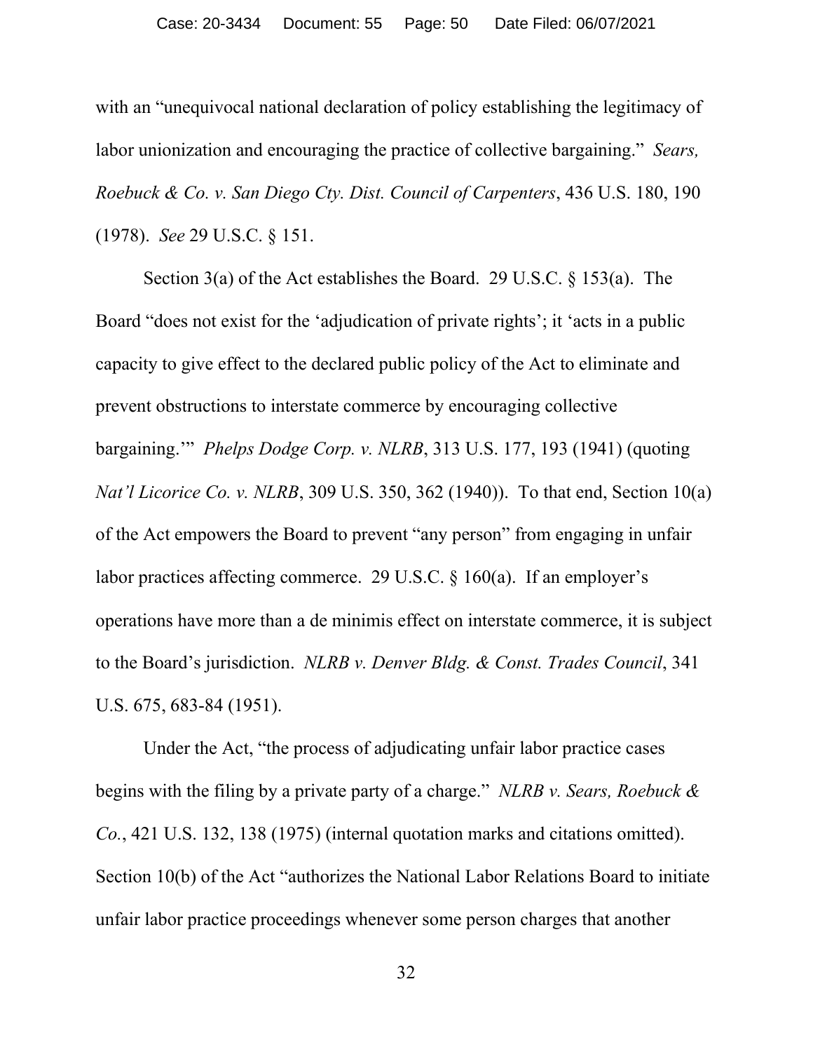with an "unequivocal national declaration of policy establishing the legitimacy of labor unionization and encouraging the practice of collective bargaining." *Sears, Roebuck & Co. v. San Diego Cty. Dist. Council of Carpenters*, 436 U.S. 180, 190 (1978). *See* 29 U.S.C. § 151.

Section 3(a) of the Act establishes the Board. 29 U.S.C. § 153(a). The Board "does not exist for the 'adjudication of private rights'; it 'acts in a public capacity to give effect to the declared public policy of the Act to eliminate and prevent obstructions to interstate commerce by encouraging collective bargaining.'" *Phelps Dodge Corp. v. NLRB*, 313 U.S. 177, 193 (1941) (quoting *Nat'l Licorice Co. v. NLRB*, 309 U.S. 350, 362 (1940)). To that end, Section 10(a) of the Act empowers the Board to prevent "any person" from engaging in unfair labor practices affecting commerce. 29 U.S.C. § 160(a). If an employer's operations have more than a de minimis effect on interstate commerce, it is subject to the Board's jurisdiction. *NLRB v. Denver Bldg. & Const. Trades Council*, 341 U.S. 675, 683-84 (1951).

Under the Act, "the process of adjudicating unfair labor practice cases begins with the filing by a private party of a charge." *NLRB v. Sears, Roebuck & Co.*, 421 U.S. 132, 138 (1975) (internal quotation marks and citations omitted). Section 10(b) of the Act "authorizes the National Labor Relations Board to initiate unfair labor practice proceedings whenever some person charges that another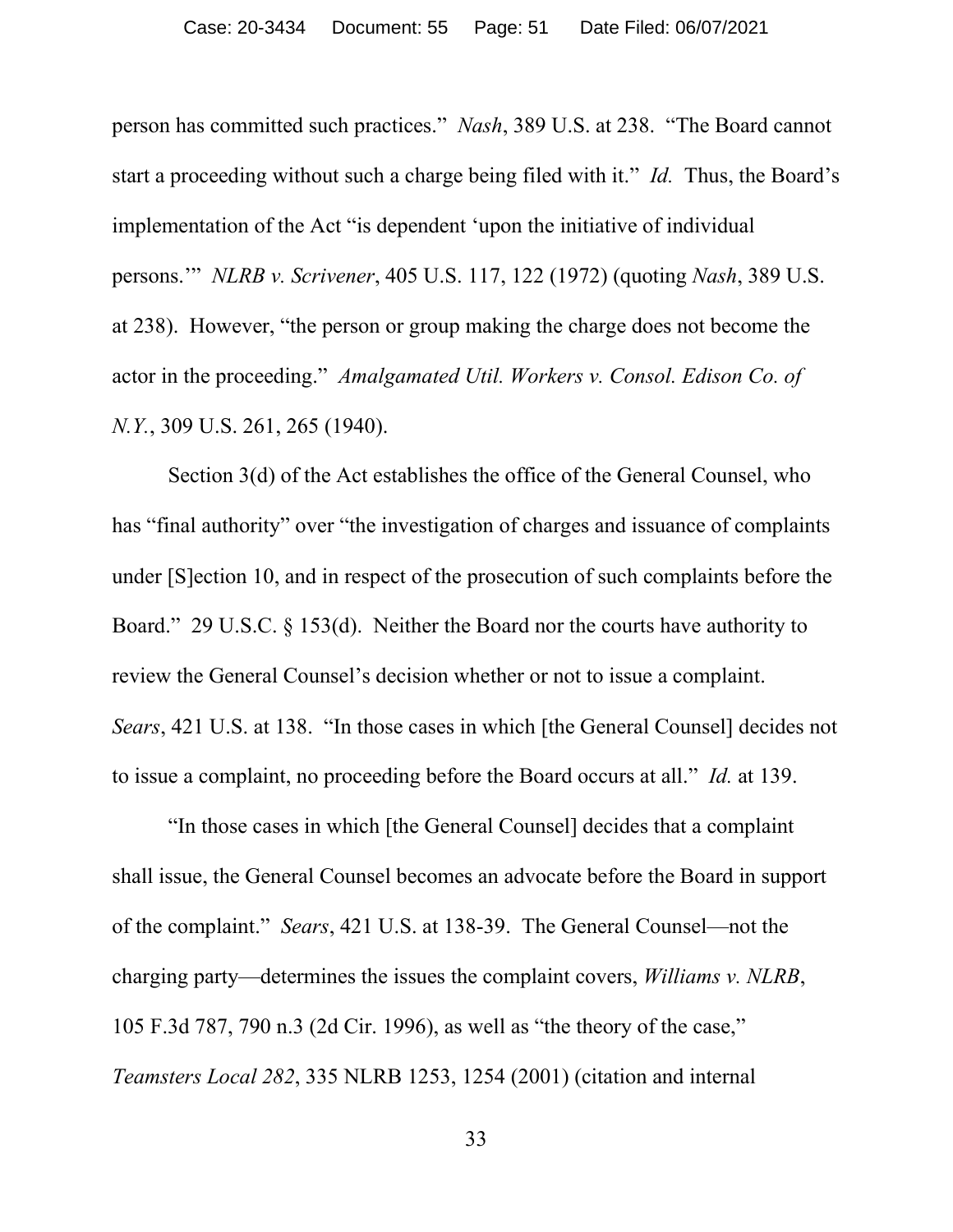person has committed such practices." *Nash*, 389 U.S. at 238. "The Board cannot start a proceeding without such a charge being filed with it." *Id.* Thus, the Board's implementation of the Act "is dependent 'upon the initiative of individual persons.'" *NLRB v. Scrivener*, 405 U.S. 117, 122 (1972) (quoting *Nash*, 389 U.S. at 238). However, "the person or group making the charge does not become the actor in the proceeding." *Amalgamated Util. Workers v. Consol. Edison Co. of N.Y.*, 309 U.S. 261, 265 (1940).

Section 3(d) of the Act establishes the office of the General Counsel, who has "final authority" over "the investigation of charges and issuance of complaints under [S]ection 10, and in respect of the prosecution of such complaints before the Board." 29 U.S.C. § 153(d). Neither the Board nor the courts have authority to review the General Counsel's decision whether or not to issue a complaint. *Sears*, 421 U.S. at 138. "In those cases in which [the General Counsel] decides not to issue a complaint, no proceeding before the Board occurs at all." *Id.* at 139.

"In those cases in which [the General Counsel] decides that a complaint shall issue, the General Counsel becomes an advocate before the Board in support of the complaint." *Sears*, 421 U.S. at 138-39. The General Counsel—not the charging party—determines the issues the complaint covers, *Williams v. NLRB*, 105 F.3d 787, 790 n.3 (2d Cir. 1996), as well as "the theory of the case," *Teamsters Local 282*, 335 NLRB 1253, 1254 (2001) (citation and internal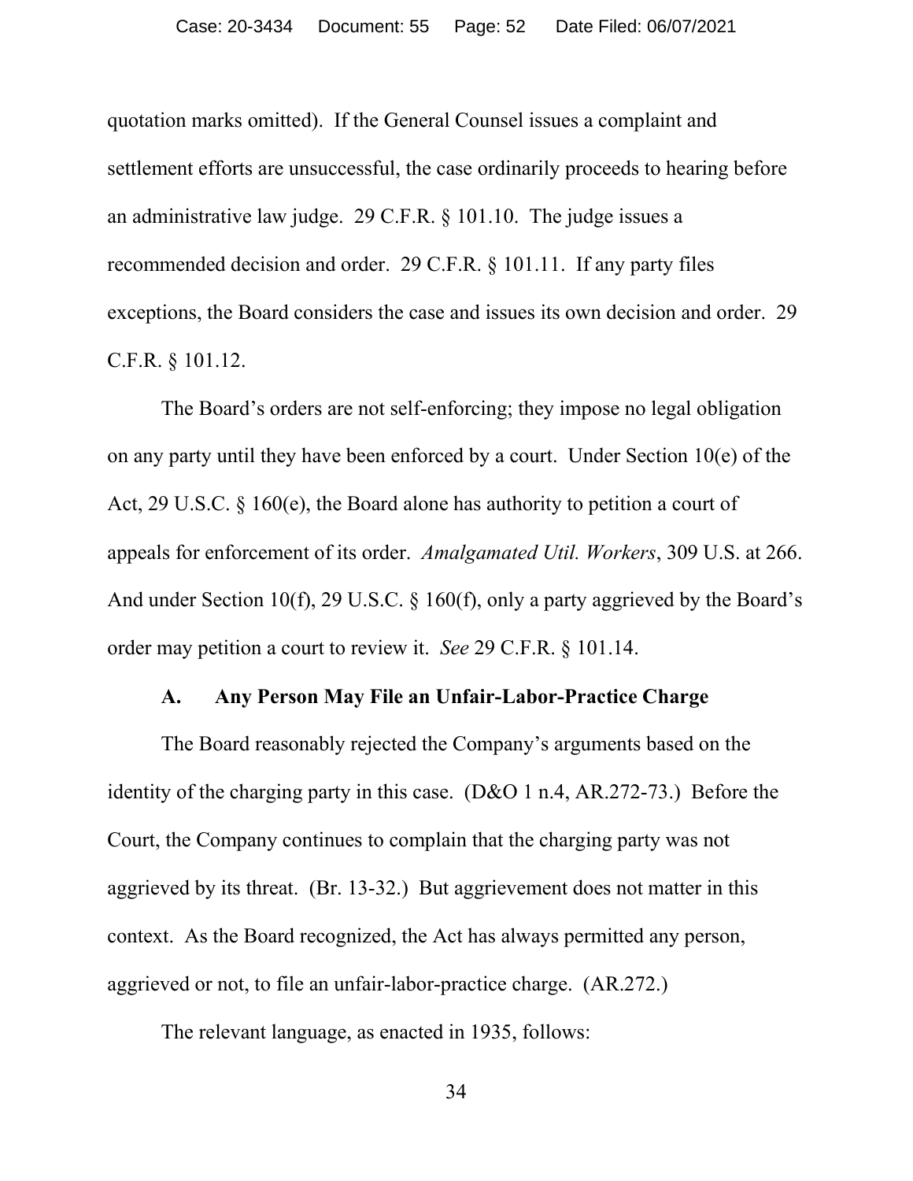quotation marks omitted). If the General Counsel issues a complaint and settlement efforts are unsuccessful, the case ordinarily proceeds to hearing before an administrative law judge. 29 C.F.R. § 101.10. The judge issues a recommended decision and order. 29 C.F.R. § 101.11. If any party files exceptions, the Board considers the case and issues its own decision and order. 29 C.F.R. § 101.12.

The Board's orders are not self-enforcing; they impose no legal obligation on any party until they have been enforced by a court. Under Section 10(e) of the Act, 29 U.S.C. § 160(e), the Board alone has authority to petition a court of appeals for enforcement of its order. *Amalgamated Util. Workers*, 309 U.S. at 266. And under Section 10(f), 29 U.S.C. § 160(f), only a party aggrieved by the Board's order may petition a court to review it. *See* 29 C.F.R. § 101.14.

### A. Any Person May File an Unfair-Labor-Practice Charge

The Board reasonably rejected the Company's arguments based on the identity of the charging party in this case. (D&O 1 n.4, AR.272-73.) Before the Court, the Company continues to complain that the charging party was not aggrieved by its threat. (Br. 13-32.) But aggrievement does not matter in this context. As the Board recognized, the Act has always permitted any person, aggrieved or not, to file an unfair-labor-practice charge. (AR.272.)

The relevant language, as enacted in 1935, follows: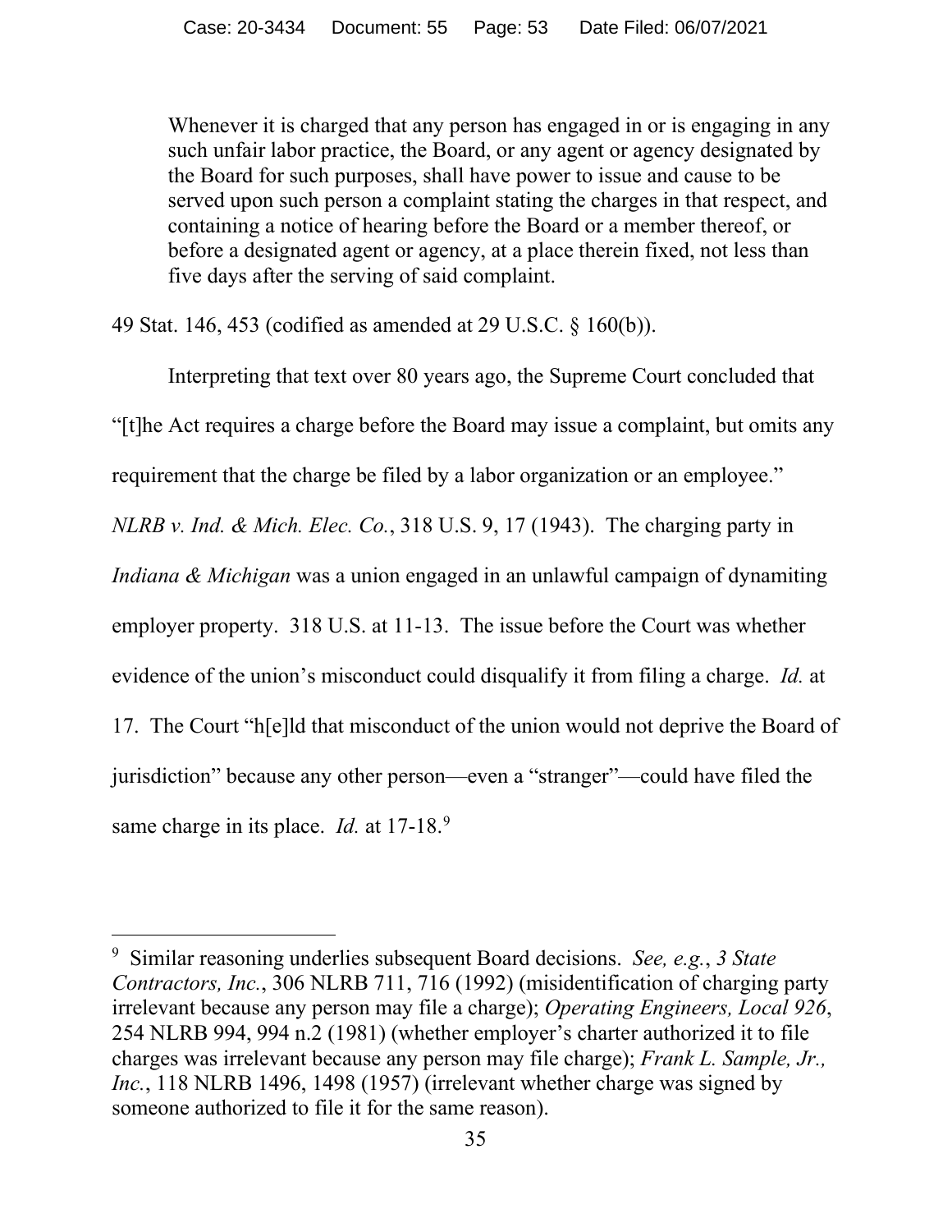> Whenever it is charged that any person has engaged in or is engaging in any such unfair labor practice, the Board, or any agent or agency designated by the Board for such purposes, shall have power to issue and cause to be served upon such person a complaint stating the charges in that respect, and containing a notice of hearing before the Board or a member thereof, or before a designated agent or agency, at a place therein fixed, not less than five days after the serving of said complaint.

49 Stat. 146, 453 (codified as amended at 29 U.S.C. § 160(b)).

Interpreting that text over 80 years ago, the Supreme Court concluded that "[t]he Act requires a charge before the Board may issue a complaint, but omits any requirement that the charge be filed by a labor organization or an employee." *NLRB v. Ind. & Mich. Elec. Co.*, 318 U.S. 9, 17 (1943). The charging party in *Indiana & Michigan* was a union engaged in an unlawful campaign of dynamiting employer property. 318 U.S. at 11-13. The issue before the Court was whether evidence of the union's misconduct could disqualify it from filing a charge. *Id.* at 17. The Court "h[e]ld that misconduct of the union would not deprive the Board of jurisdiction" because any other person—even a "stranger"—could have filed the same charge in its place. *Id.* at 17-18.[9]

---

[9] Similar reasoning underlies subsequent Board decisions. *See, e.g.*, *3 State Contractors, Inc.*, 306 NLRB 711, 716 (1992) (misidentification of charging party irrelevant because any person may file a charge); *Operating Engineers, Local 926*, 254 NLRB 994, 994 n.2 (1981) (whether employer's charter authorized it to file charges was irrelevant because any person may file charge); *Frank L. Sample, Jr., Inc.*, 118 NLRB 1496, 1498 (1957) (irrelevant whether charge was signed by someone authorized to file it for the same reason).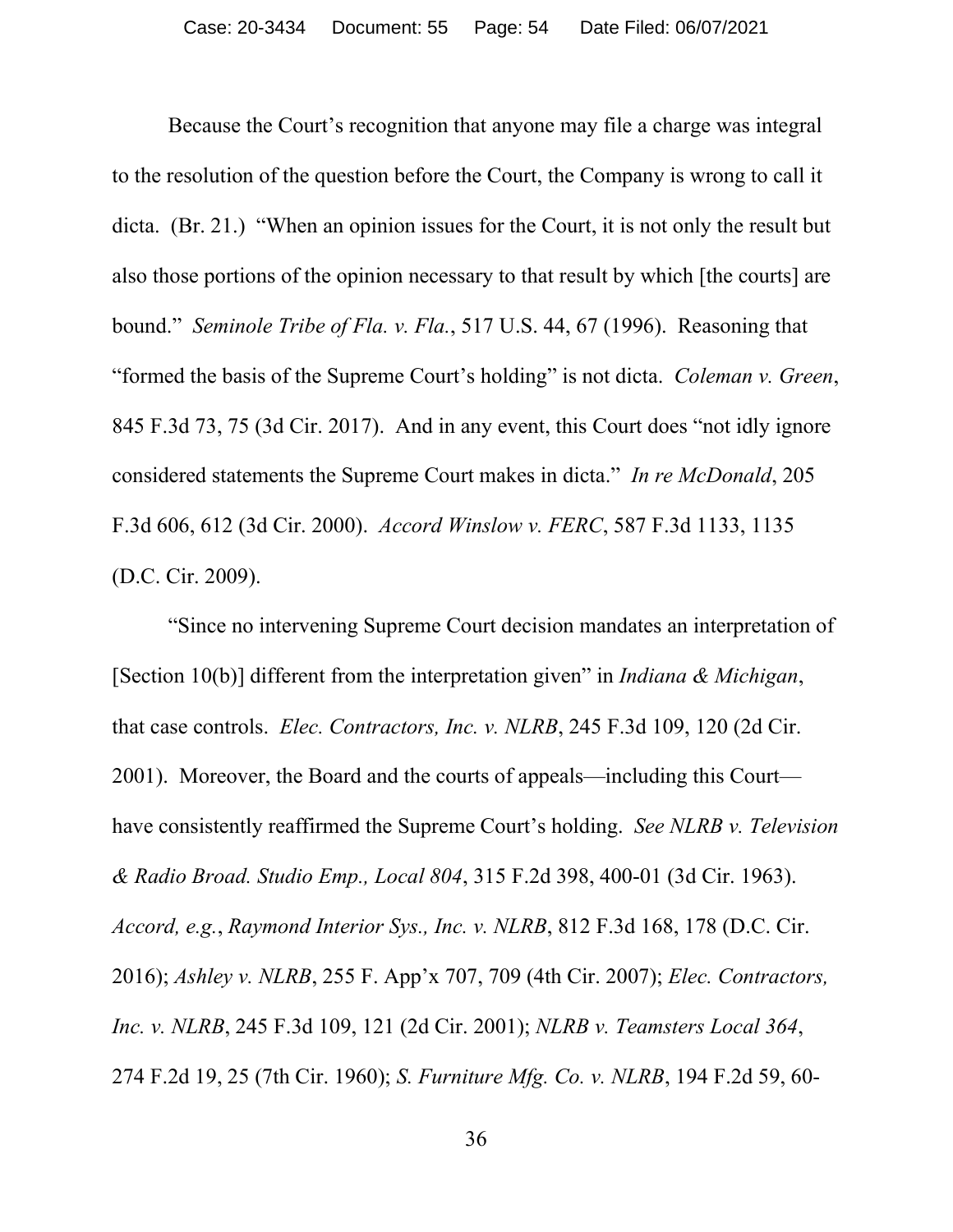Because the Court's recognition that anyone may file a charge was integral to the resolution of the question before the Court, the Company is wrong to call it dicta. (Br. 21.) "When an opinion issues for the Court, it is not only the result but also those portions of the opinion necessary to that result by which [the courts] are bound." *Seminole Tribe of Fla. v. Fla.*, 517 U.S. 44, 67 (1996). Reasoning that "formed the basis of the Supreme Court's holding" is not dicta. *Coleman v. Green*, 845 F.3d 73, 75 (3d Cir. 2017). And in any event, this Court does "not idly ignore considered statements the Supreme Court makes in dicta." *In re McDonald*, 205 F.3d 606, 612 (3d Cir. 2000). *Accord Winslow v. FERC*, 587 F.3d 1133, 1135 (D.C. Cir. 2009).

"Since no intervening Supreme Court decision mandates an interpretation of [Section 10(b)] different from the interpretation given" in *Indiana & Michigan*, that case controls. *Elec. Contractors, Inc. v. NLRB*, 245 F.3d 109, 120 (2d Cir. 2001). Moreover, the Board and the courts of appeals—including this Court—have consistently reaffirmed the Supreme Court's holding. *See NLRB v. Television & Radio Broad. Studio Emp., Local 804*, 315 F.2d 398, 400-01 (3d Cir. 1963). *Accord, e.g.*, *Raymond Interior Sys., Inc. v. NLRB*, 812 F.3d 168, 178 (D.C. Cir. 2016); *Ashley v. NLRB*, 255 F. App'x 707, 709 (4th Cir. 2007); *Elec. Contractors, Inc. v. NLRB*, 245 F.3d 109, 121 (2d Cir. 2001); *NLRB v. Teamsters Local 364*, 274 F.2d 19, 25 (7th Cir. 1960); *S. Furniture Mfg. Co. v. NLRB*, 194 F.2d 59, 60-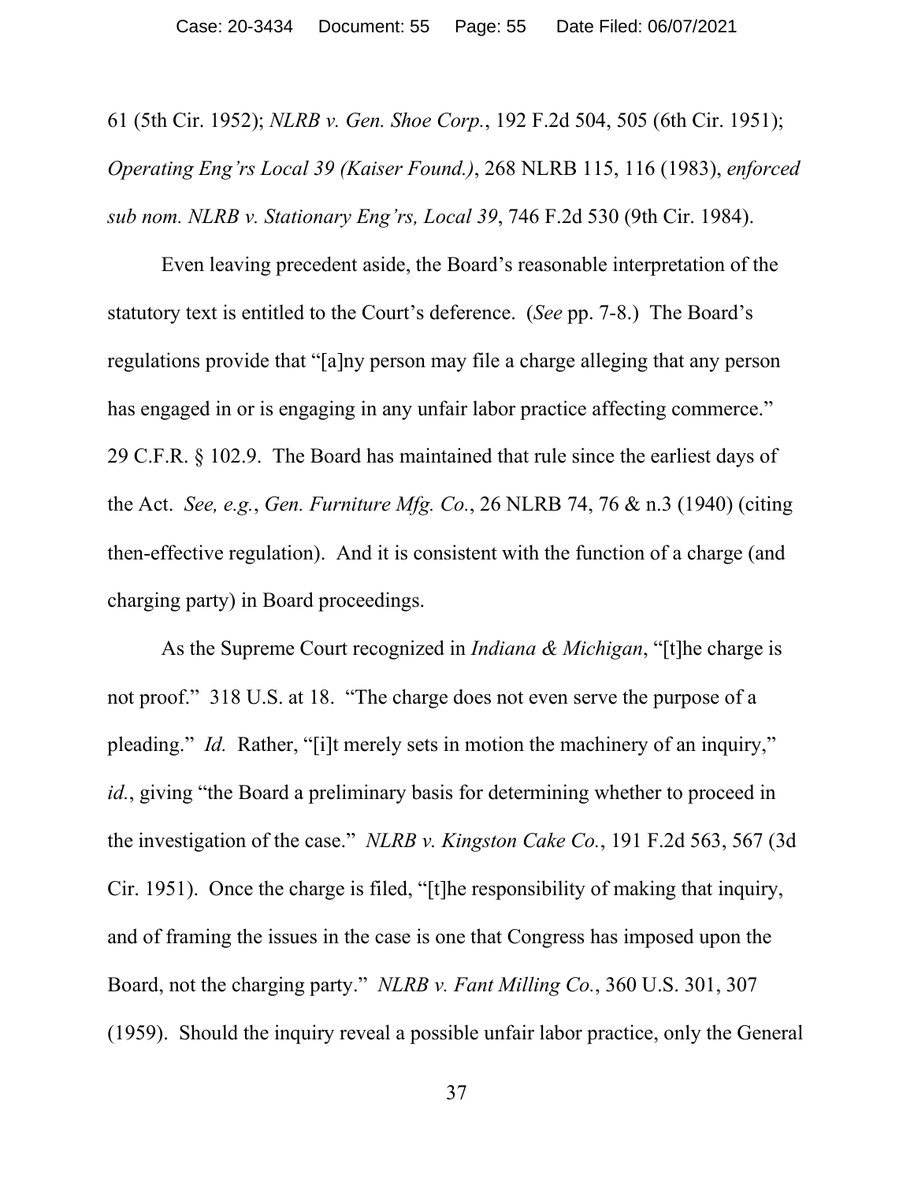61 (5th Cir. 1952); *NLRB v. Gen. Shoe Corp.*, 192 F.2d 504, 505 (6th Cir. 1951); *Operating Eng'rs Local 39 (Kaiser Found.)*, 268 NLRB 115, 116 (1983), *enforced sub nom. NLRB v. Stationary Eng'rs, Local 39*, 746 F.2d 530 (9th Cir. 1984).

Even leaving precedent aside, the Board's reasonable interpretation of the statutory text is entitled to the Court's deference. (*See* pp. 7-8.) The Board's regulations provide that "[a]ny person may file a charge alleging that any person has engaged in or is engaging in any unfair labor practice affecting commerce." 29 C.F.R. § 102.9. The Board has maintained that rule since the earliest days of the Act. *See, e.g.*, *Gen. Furniture Mfg. Co.*, 26 NLRB 74, 76 & n.3 (1940) (citing then-effective regulation). And it is consistent with the function of a charge (and charging party) in Board proceedings.

As the Supreme Court recognized in *Indiana & Michigan*, "[t]he charge is not proof." 318 U.S. at 18. "The charge does not even serve the purpose of a pleading." *Id.* Rather, "[i]t merely sets in motion the machinery of an inquiry," *id.*, giving "the Board a preliminary basis for determining whether to proceed in the investigation of the case." *NLRB v. Kingston Cake Co.*, 191 F.2d 563, 567 (3d Cir. 1951). Once the charge is filed, "[t]he responsibility of making that inquiry, and of framing the issues in the case is one that Congress has imposed upon the Board, not the charging party." *NLRB v. Fant Milling Co.*, 360 U.S. 301, 307 (1959). Should the inquiry reveal a possible unfair labor practice, only the General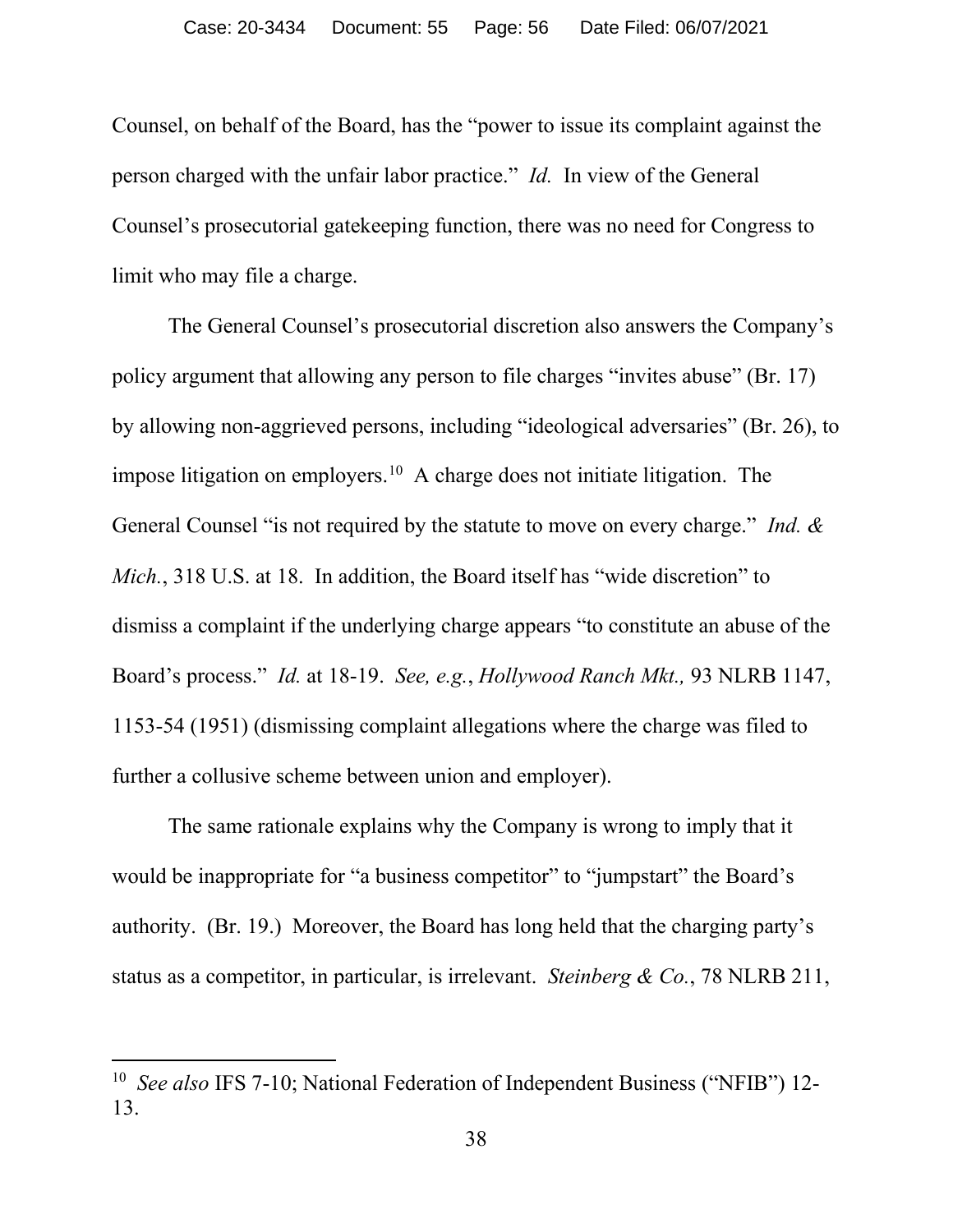Counsel, on behalf of the Board, has the "power to issue its complaint against the person charged with the unfair labor practice." *Id.* In view of the General Counsel's prosecutorial gatekeeping function, there was no need for Congress to limit who may file a charge.

The General Counsel's prosecutorial discretion also answers the Company's policy argument that allowing any person to file charges "invites abuse" (Br. 17) by allowing non-aggrieved persons, including "ideological adversaries" (Br. 26), to impose litigation on employers.[10] A charge does not initiate litigation. The General Counsel "is not required by the statute to move on every charge." *Ind. & Mich.*, 318 U.S. at 18. In addition, the Board itself has "wide discretion" to dismiss a complaint if the underlying charge appears "to constitute an abuse of the Board's process." *Id.* at 18-19. *See, e.g.*, *Hollywood Ranch Mkt.,* 93 NLRB 1147, 1153-54 (1951) (dismissing complaint allegations where the charge was filed to further a collusive scheme between union and employer).

The same rationale explains why the Company is wrong to imply that it would be inappropriate for "a business competitor" to "jumpstart" the Board's authority. (Br. 19.) Moreover, the Board has long held that the charging party's status as a competitor, in particular, is irrelevant. *Steinberg & Co.*, 78 NLRB 211,

---

[10] *See also* IFS 7-10; National Federation of Independent Business ("NFIB") 12-13.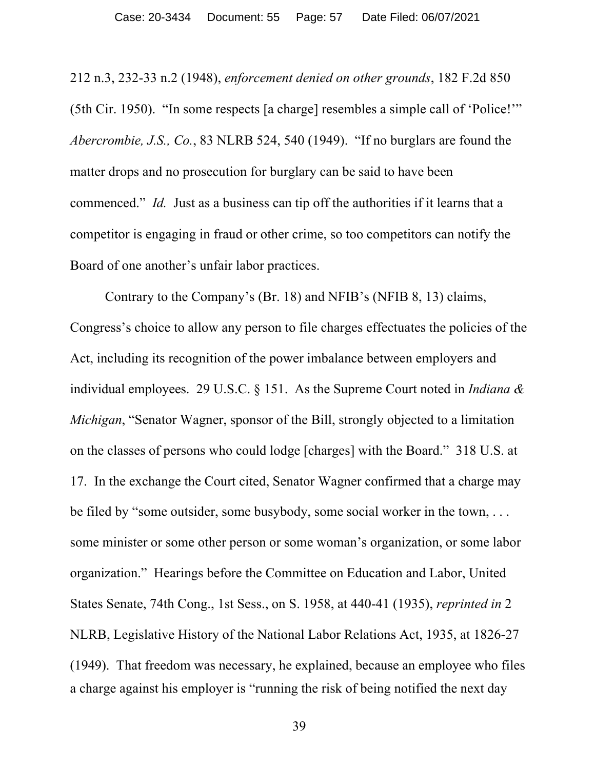212 n.3, 232-33 n.2 (1948), *enforcement denied on other grounds*, 182 F.2d 850 (5th Cir. 1950). "In some respects [a charge] resembles a simple call of 'Police!'" *Abercrombie, J.S., Co.*, 83 NLRB 524, 540 (1949). "If no burglars are found the matter drops and no prosecution for burglary can be said to have been commenced." *Id.* Just as a business can tip off the authorities if it learns that a competitor is engaging in fraud or other crime, so too competitors can notify the Board of one another's unfair labor practices.

Contrary to the Company's (Br. 18) and NFIB's (NFIB 8, 13) claims, Congress's choice to allow any person to file charges effectuates the policies of the Act, including its recognition of the power imbalance between employers and individual employees. 29 U.S.C. § 151. As the Supreme Court noted in *Indiana & Michigan*, "Senator Wagner, sponsor of the Bill, strongly objected to a limitation on the classes of persons who could lodge [charges] with the Board." 318 U.S. at 17. In the exchange the Court cited, Senator Wagner confirmed that a charge may be filed by "some outsider, some busybody, some social worker in the town, . . . some minister or some other person or some woman's organization, or some labor organization." Hearings before the Committee on Education and Labor, United States Senate, 74th Cong., 1st Sess., on S. 1958, at 440-41 (1935), *reprinted in* 2 NLRB, Legislative History of the National Labor Relations Act, 1935, at 1826-27 (1949). That freedom was necessary, he explained, because an employee who files a charge against his employer is "running the risk of being notified the next day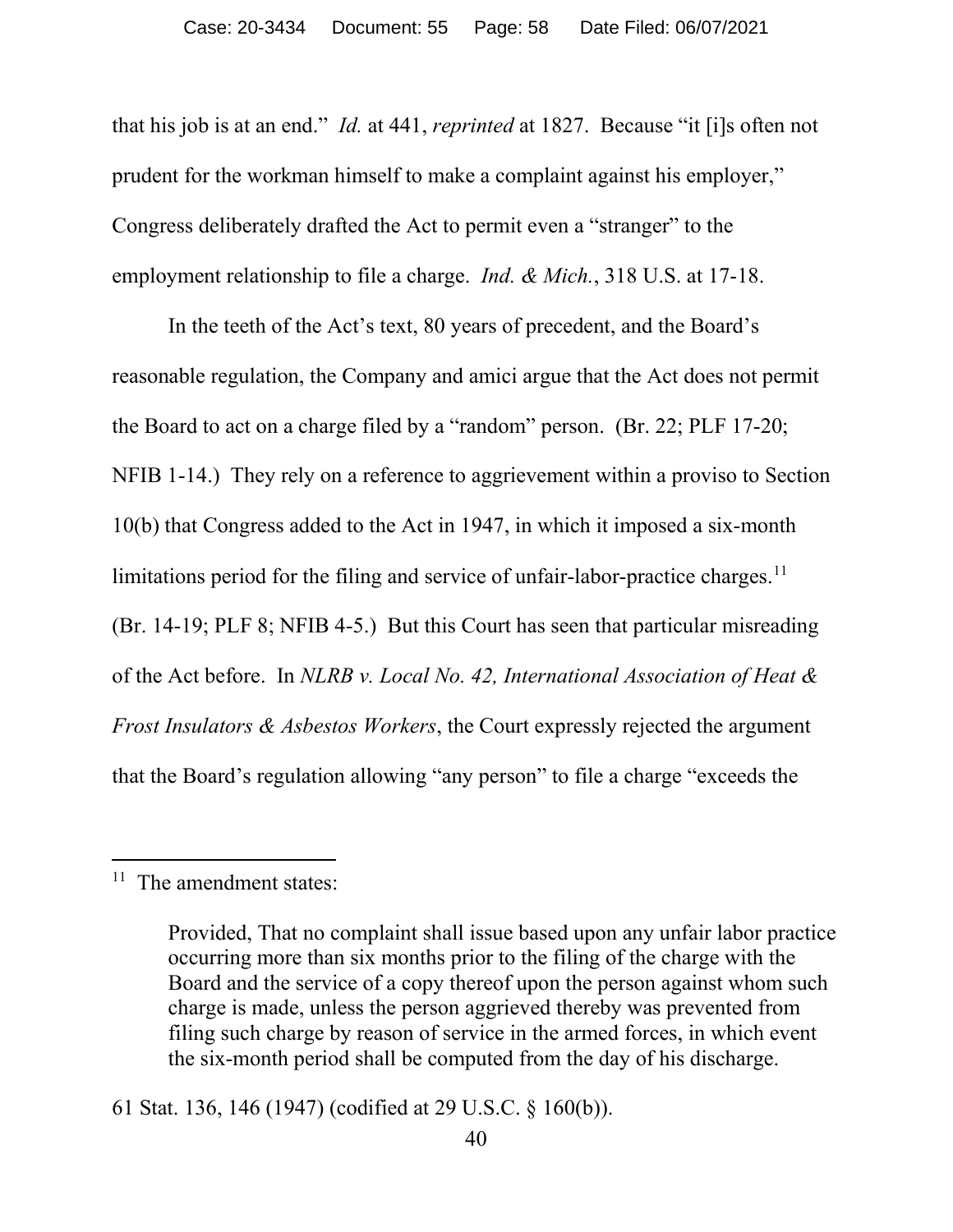that his job is at an end." *Id.* at 441, *reprinted* at 1827. Because "it [i]s often not prudent for the workman himself to make a complaint against his employer," Congress deliberately drafted the Act to permit even a "stranger" to the employment relationship to file a charge. *Ind. & Mich.*, 318 U.S. at 17-18.

In the teeth of the Act's text, 80 years of precedent, and the Board's reasonable regulation, the Company and amici argue that the Act does not permit the Board to act on a charge filed by a "random" person. (Br. 22; PLF 17-20; NFIB 1-14.) They rely on a reference to aggrievement within a proviso to Section 10(b) that Congress added to the Act in 1947, in which it imposed a six-month limitations period for the filing and service of unfair-labor-practice charges.[11] (Br. 14-19; PLF 8; NFIB 4-5.) But this Court has seen that particular misreading of the Act before. In *NLRB v. Local No. 42, International Association of Heat & Frost Insulators & Asbestos Workers*, the Court expressly rejected the argument that the Board's regulation allowing "any person" to file a charge "exceeds the

---

[11] The amendment states:

> Provided, That no complaint shall issue based upon any unfair labor practice occurring more than six months prior to the filing of the charge with the Board and the service of a copy thereof upon the person against whom such charge is made, unless the person aggrieved thereby was prevented from filing such charge by reason of service in the armed forces, in which event the six-month period shall be computed from the day of his discharge.

61 Stat. 136, 146 (1947) (codified at 29 U.S.C. § 160(b)).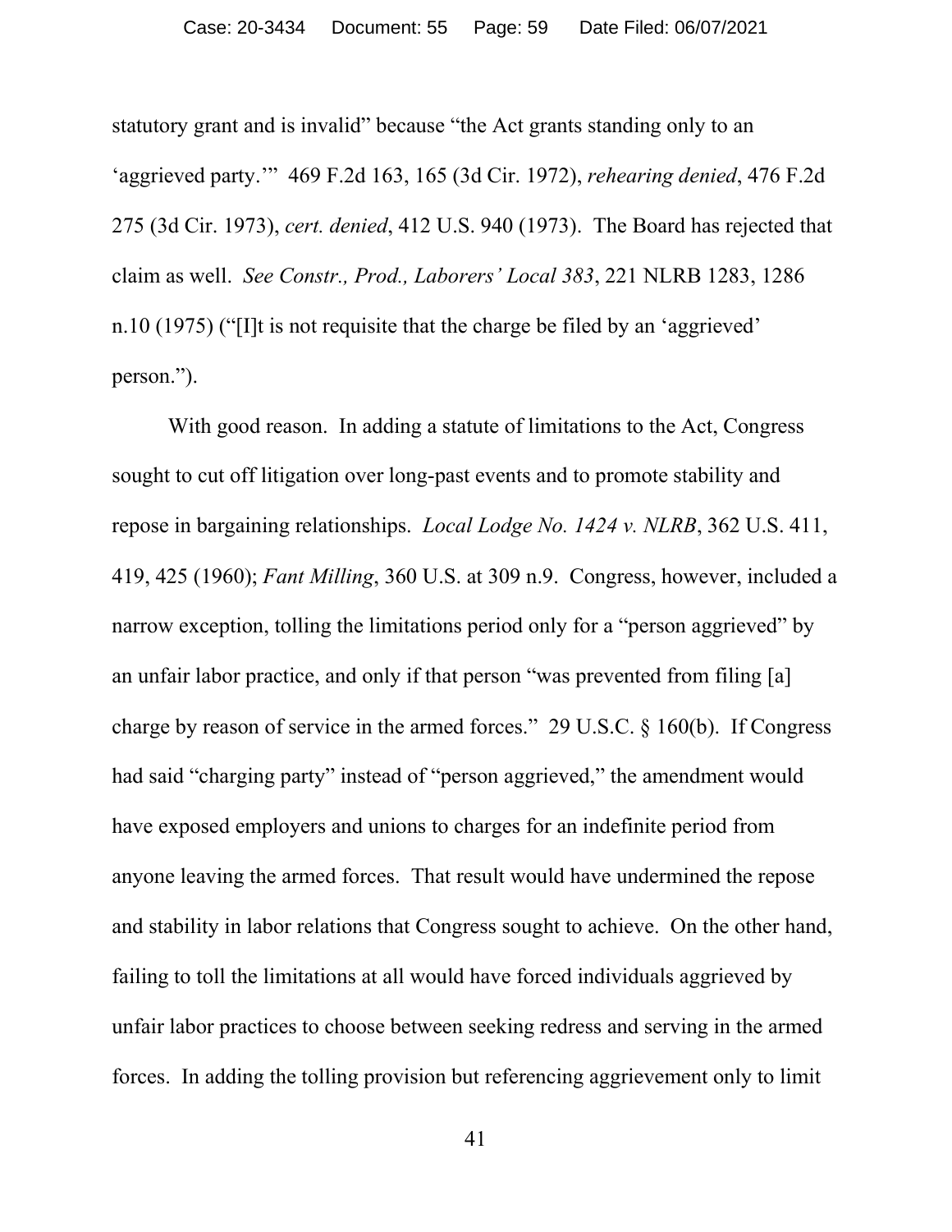statutory grant and is invalid" because "the Act grants standing only to an 'aggrieved party.'" 469 F.2d 163, 165 (3d Cir. 1972), *rehearing denied*, 476 F.2d 275 (3d Cir. 1973), *cert. denied*, 412 U.S. 940 (1973). The Board has rejected that claim as well. *See Constr., Prod., Laborers' Local 383*, 221 NLRB 1283, 1286 n.10 (1975) ("[I]t is not requisite that the charge be filed by an 'aggrieved' person.").

With good reason. In adding a statute of limitations to the Act, Congress sought to cut off litigation over long-past events and to promote stability and repose in bargaining relationships. *Local Lodge No. 1424 v. NLRB*, 362 U.S. 411, 419, 425 (1960); *Fant Milling*, 360 U.S. at 309 n.9. Congress, however, included a narrow exception, tolling the limitations period only for a "person aggrieved" by an unfair labor practice, and only if that person "was prevented from filing [a] charge by reason of service in the armed forces." 29 U.S.C. § 160(b). If Congress had said "charging party" instead of "person aggrieved," the amendment would have exposed employers and unions to charges for an indefinite period from anyone leaving the armed forces. That result would have undermined the repose and stability in labor relations that Congress sought to achieve. On the other hand, failing to toll the limitations at all would have forced individuals aggrieved by unfair labor practices to choose between seeking redress and serving in the armed forces. In adding the tolling provision but referencing aggrievement only to limit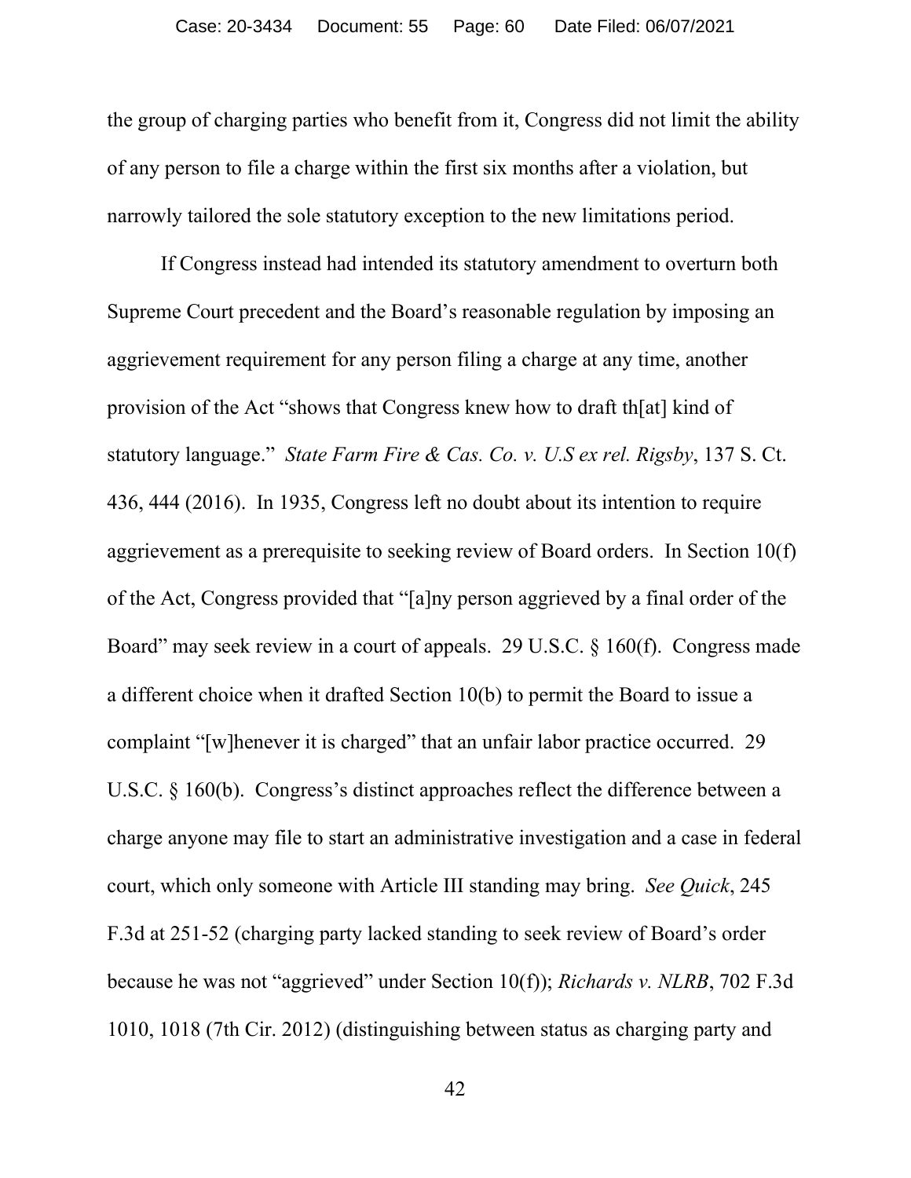the group of charging parties who benefit from it, Congress did not limit the ability of any person to file a charge within the first six months after a violation, but narrowly tailored the sole statutory exception to the new limitations period.

If Congress instead had intended its statutory amendment to overturn both Supreme Court precedent and the Board's reasonable regulation by imposing an aggrievement requirement for any person filing a charge at any time, another provision of the Act "shows that Congress knew how to draft th[at] kind of statutory language." *State Farm Fire & Cas. Co. v. U.S ex rel. Rigsby*, 137 S. Ct. 436, 444 (2016). In 1935, Congress left no doubt about its intention to require aggrievement as a prerequisite to seeking review of Board orders. In Section 10(f) of the Act, Congress provided that "[a]ny person aggrieved by a final order of the Board" may seek review in a court of appeals. 29 U.S.C. § 160(f). Congress made a different choice when it drafted Section 10(b) to permit the Board to issue a complaint "[w]henever it is charged" that an unfair labor practice occurred. 29 U.S.C. § 160(b). Congress's distinct approaches reflect the difference between a charge anyone may file to start an administrative investigation and a case in federal court, which only someone with Article III standing may bring. *See Quick*, 245 F.3d at 251-52 (charging party lacked standing to seek review of Board's order because he was not "aggrieved" under Section 10(f)); *Richards v. NLRB*, 702 F.3d 1010, 1018 (7th Cir. 2012) (distinguishing between status as charging party and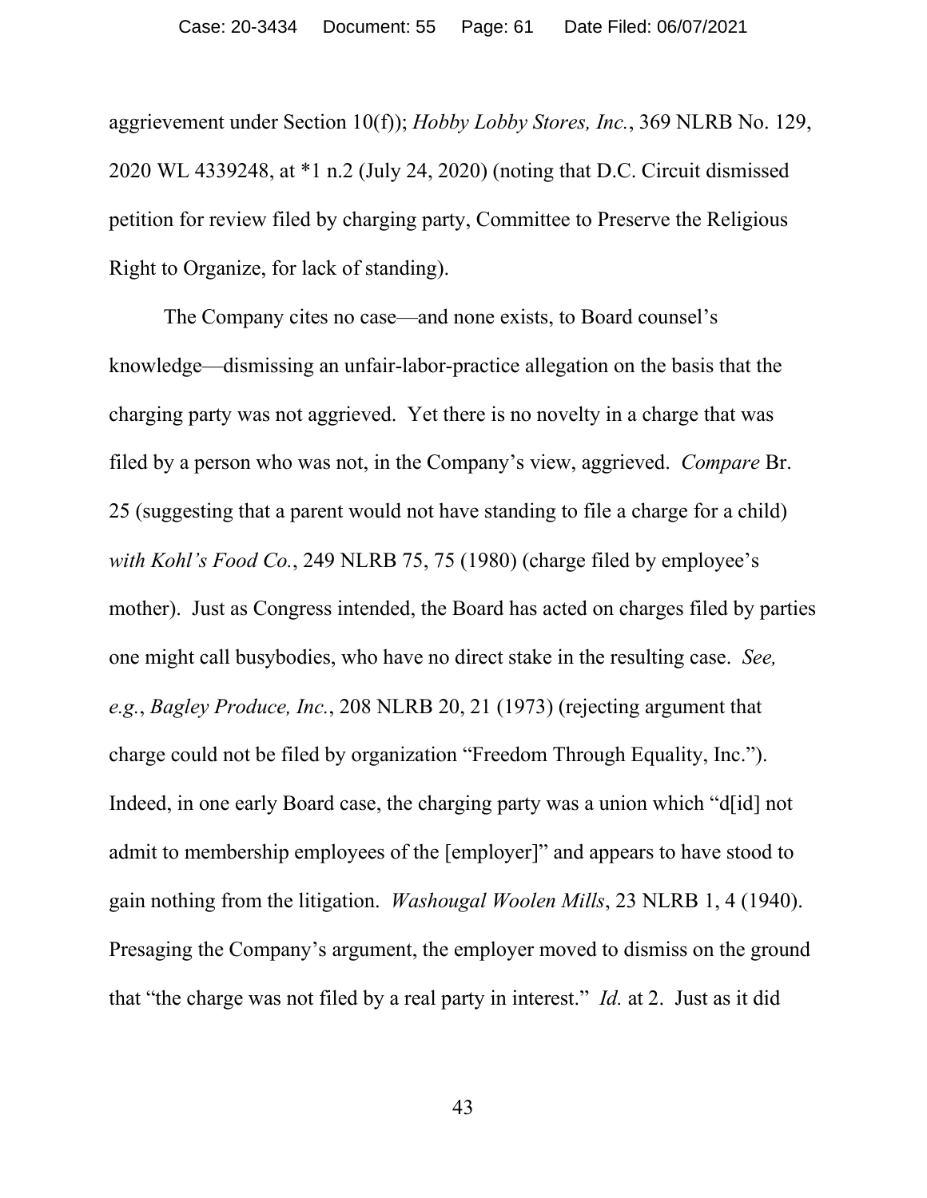aggrievement under Section 10(f)); *Hobby Lobby Stores, Inc.*, 369 NLRB No. 129, 2020 WL 4339248, at *1 n.2 (July 24, 2020) (noting that D.C. Circuit dismissed petition for review filed by charging party, Committee to Preserve the Religious Right to Organize, for lack of standing).

The Company cites no case—and none exists, to Board counsel's knowledge—dismissing an unfair-labor-practice allegation on the basis that the charging party was not aggrieved. Yet there is no novelty in a charge that was filed by a person who was not, in the Company's view, aggrieved. *Compare* Br. 25 (suggesting that a parent would not have standing to file a charge for a child) *with Kohl's Food Co.*, 249 NLRB 75, 75 (1980) (charge filed by employee's mother). Just as Congress intended, the Board has acted on charges filed by parties one might call busybodies, who have no direct stake in the resulting case. *See, e.g.*, *Bagley Produce, Inc.*, 208 NLRB 20, 21 (1973) (rejecting argument that charge could not be filed by organization "Freedom Through Equality, Inc."). Indeed, in one early Board case, the charging party was a union which "d[id] not admit to membership employees of the [employer]" and appears to have stood to gain nothing from the litigation. *Washougal Woolen Mills*, 23 NLRB 1, 4 (1940). Presaging the Company's argument, the employer moved to dismiss on the ground that "the charge was not filed by a real party in interest." *Id.* at 2. Just as it did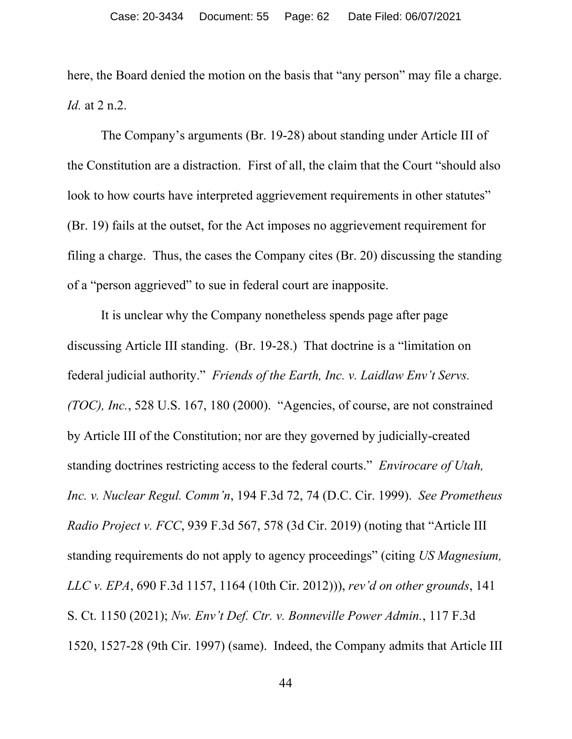here, the Board denied the motion on the basis that "any person" may file a charge. *Id.* at 2 n.2.

The Company's arguments (Br. 19-28) about standing under Article III of the Constitution are a distraction. First of all, the claim that the Court "should also look to how courts have interpreted aggrievement requirements in other statutes" (Br. 19) fails at the outset, for the Act imposes no aggrievement requirement for filing a charge. Thus, the cases the Company cites (Br. 20) discussing the standing of a "person aggrieved" to sue in federal court are inapposite.

It is unclear why the Company nonetheless spends page after page discussing Article III standing. (Br. 19-28.) That doctrine is a "limitation on federal judicial authority." *Friends of the Earth, Inc. v. Laidlaw Env't Servs. (TOC), Inc.*, 528 U.S. 167, 180 (2000). "Agencies, of course, are not constrained by Article III of the Constitution; nor are they governed by judicially-created standing doctrines restricting access to the federal courts." *Envirocare of Utah, Inc. v. Nuclear Regul. Comm'n*, 194 F.3d 72, 74 (D.C. Cir. 1999). *See Prometheus Radio Project v. FCC*, 939 F.3d 567, 578 (3d Cir. 2019) (noting that "Article III standing requirements do not apply to agency proceedings" (citing *US Magnesium, LLC v. EPA*, 690 F.3d 1157, 1164 (10th Cir. 2012))), *rev'd on other grounds*, 141 S. Ct. 1150 (2021); *Nw. Env't Def. Ctr. v. Bonneville Power Admin.*, 117 F.3d 1520, 1527-28 (9th Cir. 1997) (same). Indeed, the Company admits that Article III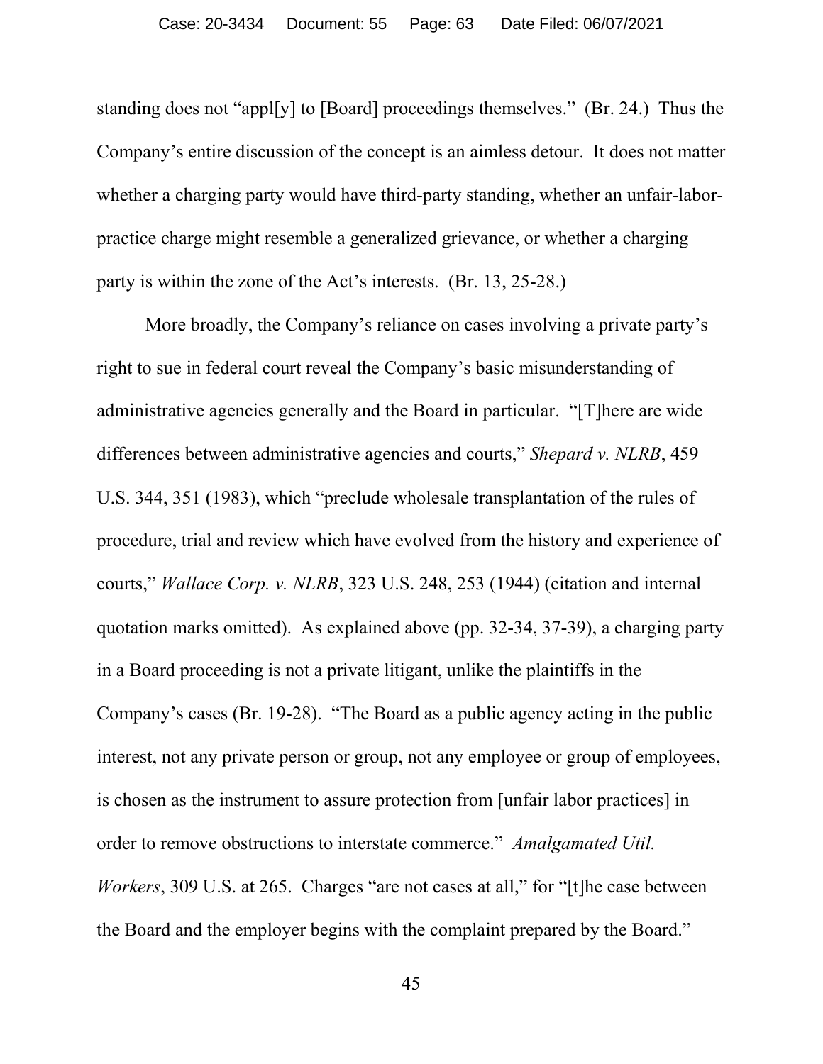standing does not "appl[y] to [Board] proceedings themselves." (Br. 24.) Thus the Company's entire discussion of the concept is an aimless detour. It does not matter whether a charging party would have third-party standing, whether an unfair-labor-practice charge might resemble a generalized grievance, or whether a charging party is within the zone of the Act's interests. (Br. 13, 25-28.)

More broadly, the Company's reliance on cases involving a private party's right to sue in federal court reveal the Company's basic misunderstanding of administrative agencies generally and the Board in particular. "[T]here are wide differences between administrative agencies and courts," *Shepard v. NLRB*, 459 U.S. 344, 351 (1983), which "preclude wholesale transplantation of the rules of procedure, trial and review which have evolved from the history and experience of courts," *Wallace Corp. v. NLRB*, 323 U.S. 248, 253 (1944) (citation and internal quotation marks omitted). As explained above (pp. 32-34, 37-39), a charging party in a Board proceeding is not a private litigant, unlike the plaintiffs in the Company's cases (Br. 19-28). "The Board as a public agency acting in the public interest, not any private person or group, not any employee or group of employees, is chosen as the instrument to assure protection from [unfair labor practices] in order to remove obstructions to interstate commerce." *Amalgamated Util. Workers*, 309 U.S. at 265. Charges "are not cases at all," for "[t]he case between the Board and the employer begins with the complaint prepared by the Board."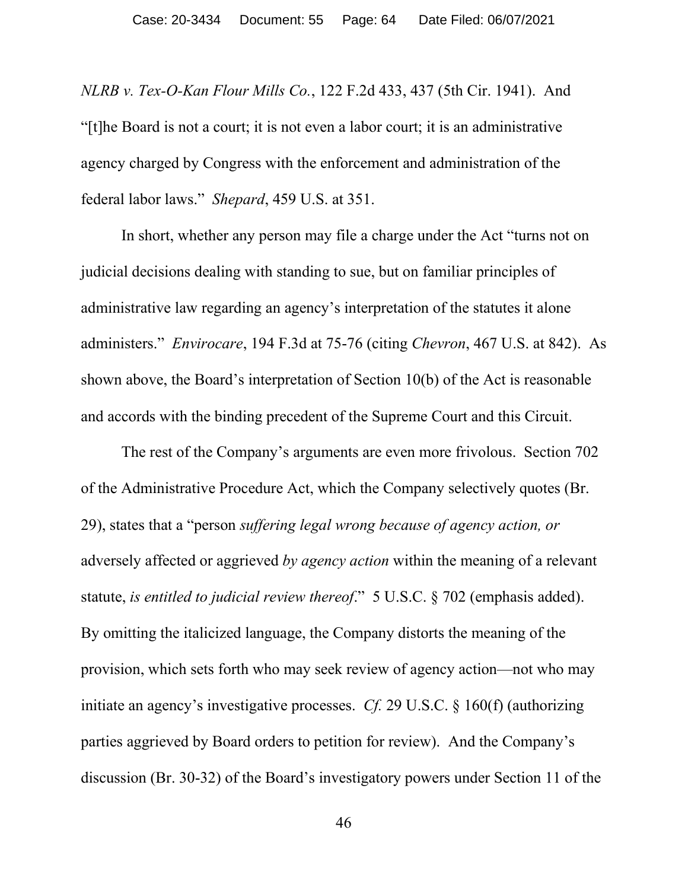*NLRB v. Tex-O-Kan Flour Mills Co.*, 122 F.2d 433, 437 (5th Cir. 1941). And "[t]he Board is not a court; it is not even a labor court; it is an administrative agency charged by Congress with the enforcement and administration of the federal labor laws." *Shepard*, 459 U.S. at 351.

In short, whether any person may file a charge under the Act "turns not on judicial decisions dealing with standing to sue, but on familiar principles of administrative law regarding an agency's interpretation of the statutes it alone administers." *Envirocare*, 194 F.3d at 75-76 (citing *Chevron*, 467 U.S. at 842). As shown above, the Board's interpretation of Section 10(b) of the Act is reasonable and accords with the binding precedent of the Supreme Court and this Circuit.

The rest of the Company's arguments are even more frivolous. Section 702 of the Administrative Procedure Act, which the Company selectively quotes (Br. 29), states that a "person *suffering legal wrong because of agency action, or* adversely affected or aggrieved *by agency action* within the meaning of a relevant statute, *is entitled to judicial review thereof*." 5 U.S.C. § 702 (emphasis added). By omitting the italicized language, the Company distorts the meaning of the provision, which sets forth who may seek review of agency action—not who may initiate an agency's investigative processes. *Cf.* 29 U.S.C. § 160(f) (authorizing parties aggrieved by Board orders to petition for review). And the Company's discussion (Br. 30-32) of the Board's investigatory powers under Section 11 of the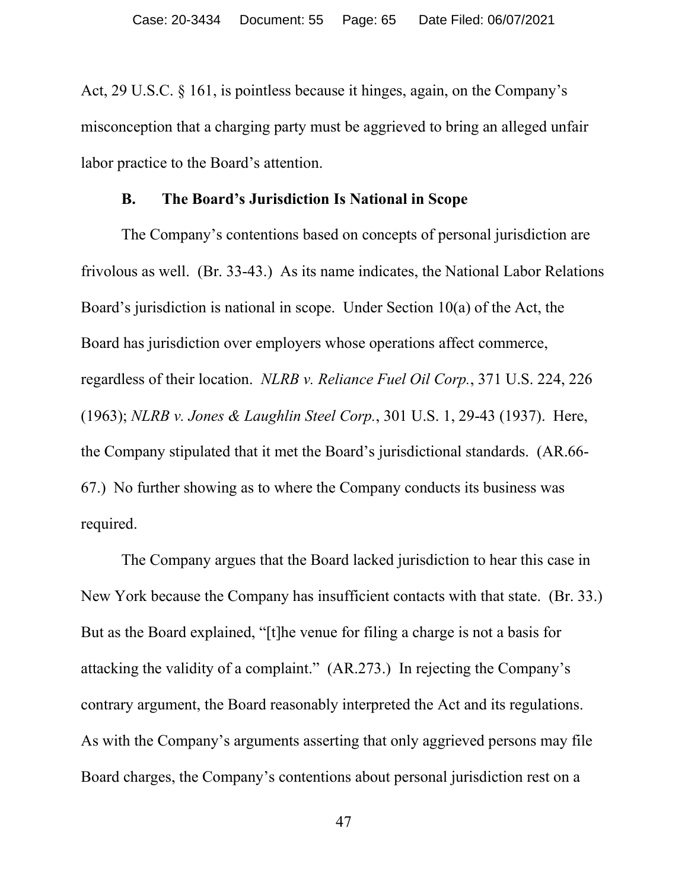Act, 29 U.S.C. § 161, is pointless because it hinges, again, on the Company's misconception that a charging party must be aggrieved to bring an alleged unfair labor practice to the Board's attention.

### B. The Board's Jurisdiction Is National in Scope

The Company's contentions based on concepts of personal jurisdiction are frivolous as well. (Br. 33-43.) As its name indicates, the National Labor Relations Board's jurisdiction is national in scope. Under Section 10(a) of the Act, the Board has jurisdiction over employers whose operations affect commerce, regardless of their location. *NLRB v. Reliance Fuel Oil Corp.*, 371 U.S. 224, 226 (1963); *NLRB v. Jones & Laughlin Steel Corp.*, 301 U.S. 1, 29-43 (1937). Here, the Company stipulated that it met the Board's jurisdictional standards. (AR.66-67.) No further showing as to where the Company conducts its business was required.

The Company argues that the Board lacked jurisdiction to hear this case in New York because the Company has insufficient contacts with that state. (Br. 33.) But as the Board explained, "[t]he venue for filing a charge is not a basis for attacking the validity of a complaint." (AR.273.) In rejecting the Company's contrary argument, the Board reasonably interpreted the Act and its regulations. As with the Company's arguments asserting that only aggrieved persons may file Board charges, the Company's contentions about personal jurisdiction rest on a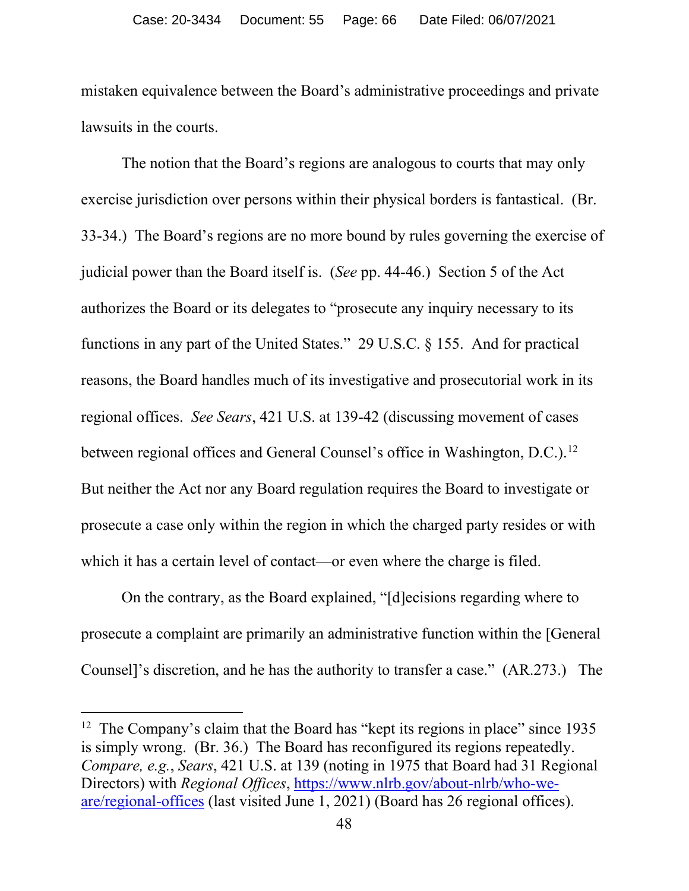mistaken equivalence between the Board's administrative proceedings and private lawsuits in the courts.

The notion that the Board's regions are analogous to courts that may only exercise jurisdiction over persons within their physical borders is fantastical. (Br. 33-34.) The Board's regions are no more bound by rules governing the exercise of judicial power than the Board itself is. (*See* pp. 44-46.) Section 5 of the Act authorizes the Board or its delegates to "prosecute any inquiry necessary to its functions in any part of the United States." 29 U.S.C. § 155. And for practical reasons, the Board handles much of its investigative and prosecutorial work in its regional offices. *See Sears*, 421 U.S. at 139-42 (discussing movement of cases between regional offices and General Counsel's office in Washington, D.C.).[12] But neither the Act nor any Board regulation requires the Board to investigate or prosecute a case only within the region in which the charged party resides or with which it has a certain level of contact—or even where the charge is filed.

On the contrary, as the Board explained, "[d]ecisions regarding where to prosecute a complaint are primarily an administrative function within the [General Counsel]'s discretion, and he has the authority to transfer a case." (AR.273.) The

---

[12] The Company's claim that the Board has "kept its regions in place" since 1935 is simply wrong. (Br. 36.) The Board has reconfigured its regions repeatedly. *Compare, e.g.*, *Sears*, 421 U.S. at 139 (noting in 1975 that Board had 31 Regional Directors) with *Regional Offices*, https://www.nlrb.gov/about-nlrb/who-we-are/regional-offices (last visited June 1, 2021) (Board has 26 regional offices).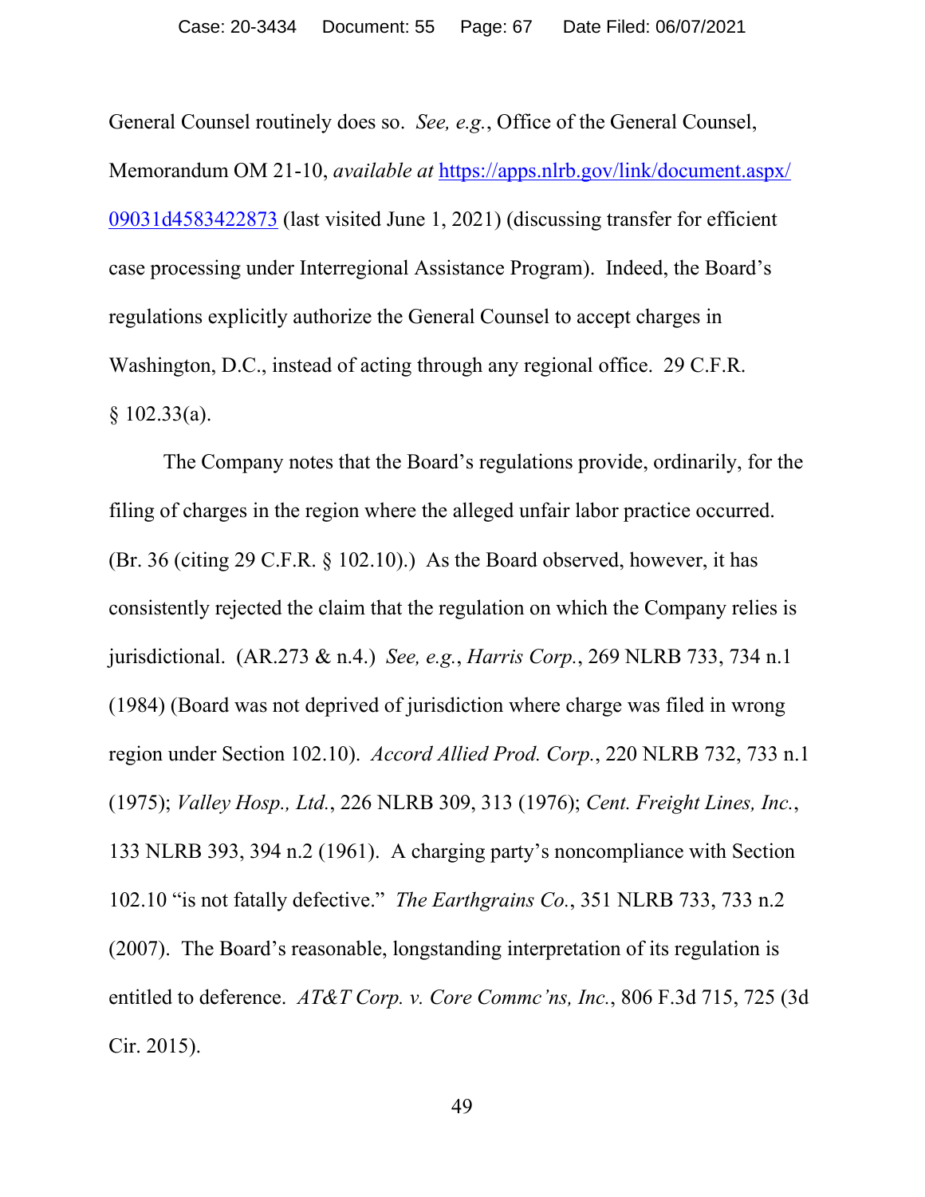General Counsel routinely does so. *See, e.g.*, Office of the General Counsel, Memorandum OM 21-10, *available at* [https://apps.nlrb.gov/link/document.aspx/09031d4583422873](https://apps.nlrb.gov/link/document.aspx/09031d4583422873) (last visited June 1, 2021) (discussing transfer for efficient case processing under Interregional Assistance Program). Indeed, the Board's regulations explicitly authorize the General Counsel to accept charges in Washington, D.C., instead of acting through any regional office. 29 C.F.R. § 102.33(a).

The Company notes that the Board's regulations provide, ordinarily, for the filing of charges in the region where the alleged unfair labor practice occurred. (Br. 36 (citing 29 C.F.R. § 102.10).) As the Board observed, however, it has consistently rejected the claim that the regulation on which the Company relies is jurisdictional. (AR.273 & n.4.) *See, e.g.*, *Harris Corp.*, 269 NLRB 733, 734 n.1 (1984) (Board was not deprived of jurisdiction where charge was filed in wrong region under Section 102.10). *Accord Allied Prod. Corp.*, 220 NLRB 732, 733 n.1 (1975); *Valley Hosp., Ltd.*, 226 NLRB 309, 313 (1976); *Cent. Freight Lines, Inc.*, 133 NLRB 393, 394 n.2 (1961). A charging party's noncompliance with Section 102.10 "is not fatally defective." *The Earthgrains Co.*, 351 NLRB 733, 733 n.2 (2007). The Board's reasonable, longstanding interpretation of its regulation is entitled to deference. *AT&T Corp. v. Core Commc'ns, Inc.*, 806 F.3d 715, 725 (3d Cir. 2015).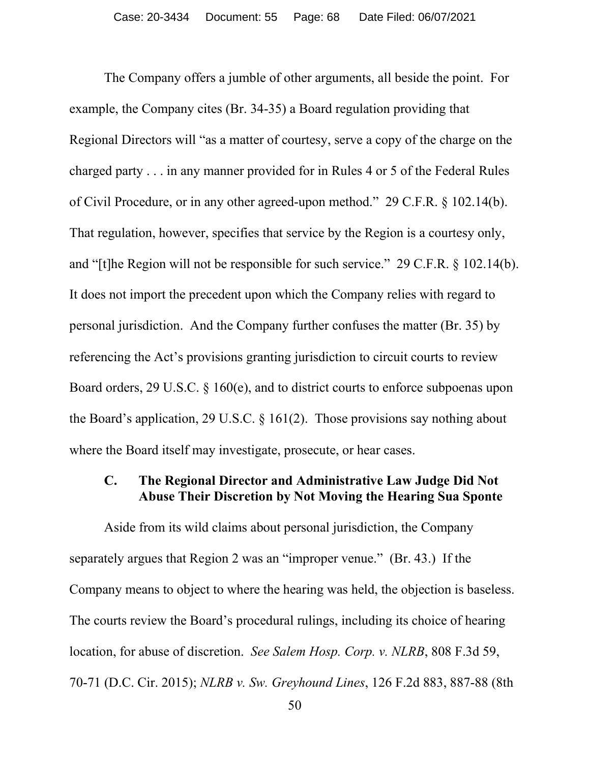The Company offers a jumble of other arguments, all beside the point. For example, the Company cites (Br. 34-35) a Board regulation providing that Regional Directors will "as a matter of courtesy, serve a copy of the charge on the charged party . . . in any manner provided for in Rules 4 or 5 of the Federal Rules of Civil Procedure, or in any other agreed-upon method." 29 C.F.R. § 102.14(b). That regulation, however, specifies that service by the Region is a courtesy only, and "[t]he Region will not be responsible for such service." 29 C.F.R. § 102.14(b). It does not import the precedent upon which the Company relies with regard to personal jurisdiction. And the Company further confuses the matter (Br. 35) by referencing the Act's provisions granting jurisdiction to circuit courts to review Board orders, 29 U.S.C. § 160(e), and to district courts to enforce subpoenas upon the Board's application, 29 U.S.C. § 161(2). Those provisions say nothing about where the Board itself may investigate, prosecute, or hear cases.

### C. The Regional Director and Administrative Law Judge Did Not Abuse Their Discretion by Not Moving the Hearing Sua Sponte

Aside from its wild claims about personal jurisdiction, the Company separately argues that Region 2 was an "improper venue." (Br. 43.) If the Company means to object to where the hearing was held, the objection is baseless. The courts review the Board's procedural rulings, including its choice of hearing location, for abuse of discretion. *See Salem Hosp. Corp. v. NLRB*, 808 F.3d 59, 70-71 (D.C. Cir. 2015); *NLRB v. Sw. Greyhound Lines*, 126 F.2d 883, 887-88 (8th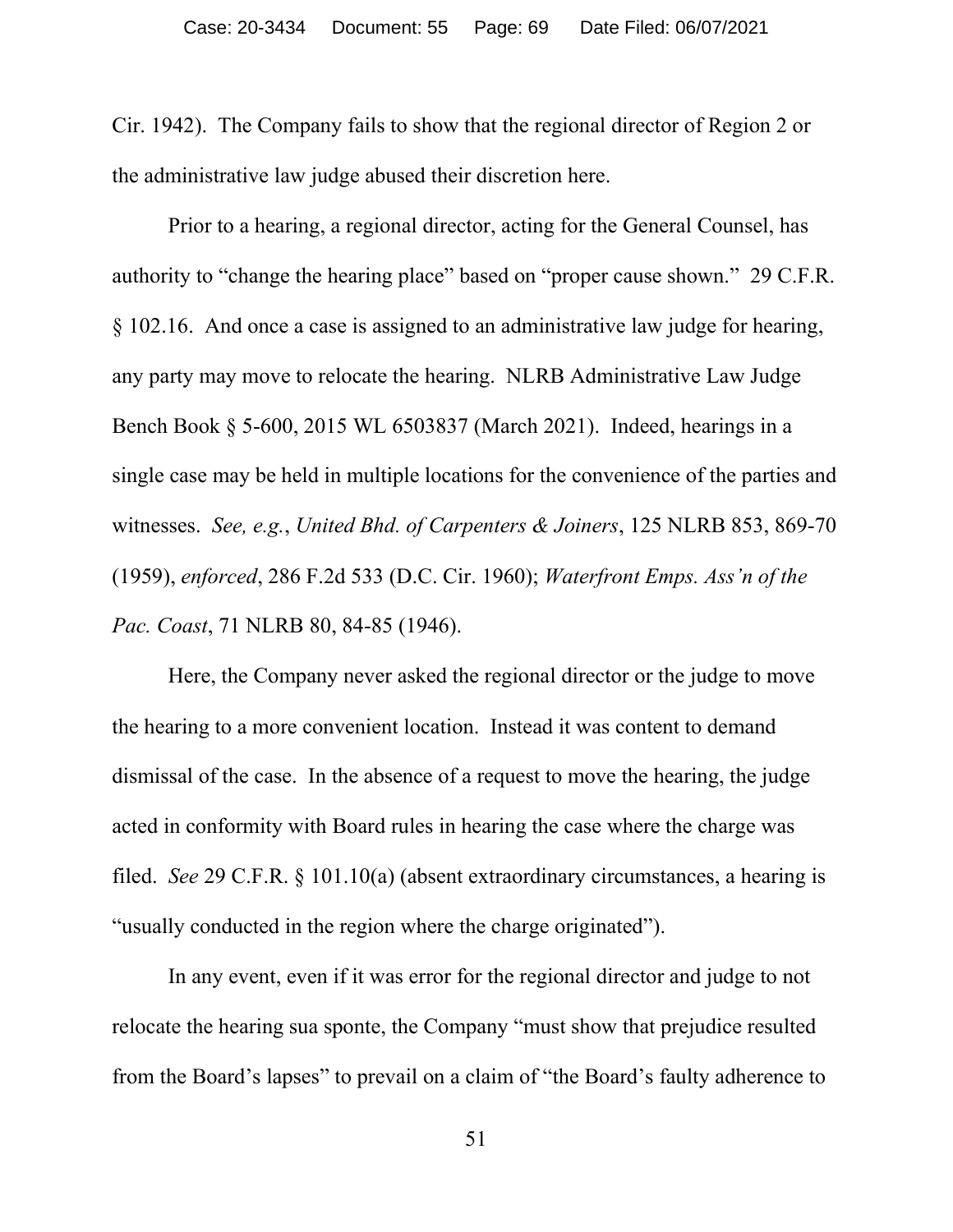Cir. 1942). The Company fails to show that the regional director of Region 2 or the administrative law judge abused their discretion here.

Prior to a hearing, a regional director, acting for the General Counsel, has authority to "change the hearing place" based on "proper cause shown." 29 C.F.R. § 102.16. And once a case is assigned to an administrative law judge for hearing, any party may move to relocate the hearing. NLRB Administrative Law Judge Bench Book § 5-600, 2015 WL 6503837 (March 2021). Indeed, hearings in a single case may be held in multiple locations for the convenience of the parties and witnesses. *See, e.g.*, *United Bhd. of Carpenters & Joiners*, 125 NLRB 853, 869-70 (1959), *enforced*, 286 F.2d 533 (D.C. Cir. 1960); *Waterfront Emps. Ass'n of the Pac. Coast*, 71 NLRB 80, 84-85 (1946).

Here, the Company never asked the regional director or the judge to move the hearing to a more convenient location. Instead it was content to demand dismissal of the case. In the absence of a request to move the hearing, the judge acted in conformity with Board rules in hearing the case where the charge was filed. *See* 29 C.F.R. § 101.10(a) (absent extraordinary circumstances, a hearing is "usually conducted in the region where the charge originated").

In any event, even if it was error for the regional director and judge to not relocate the hearing sua sponte, the Company "must show that prejudice resulted from the Board's lapses" to prevail on a claim of "the Board's faulty adherence to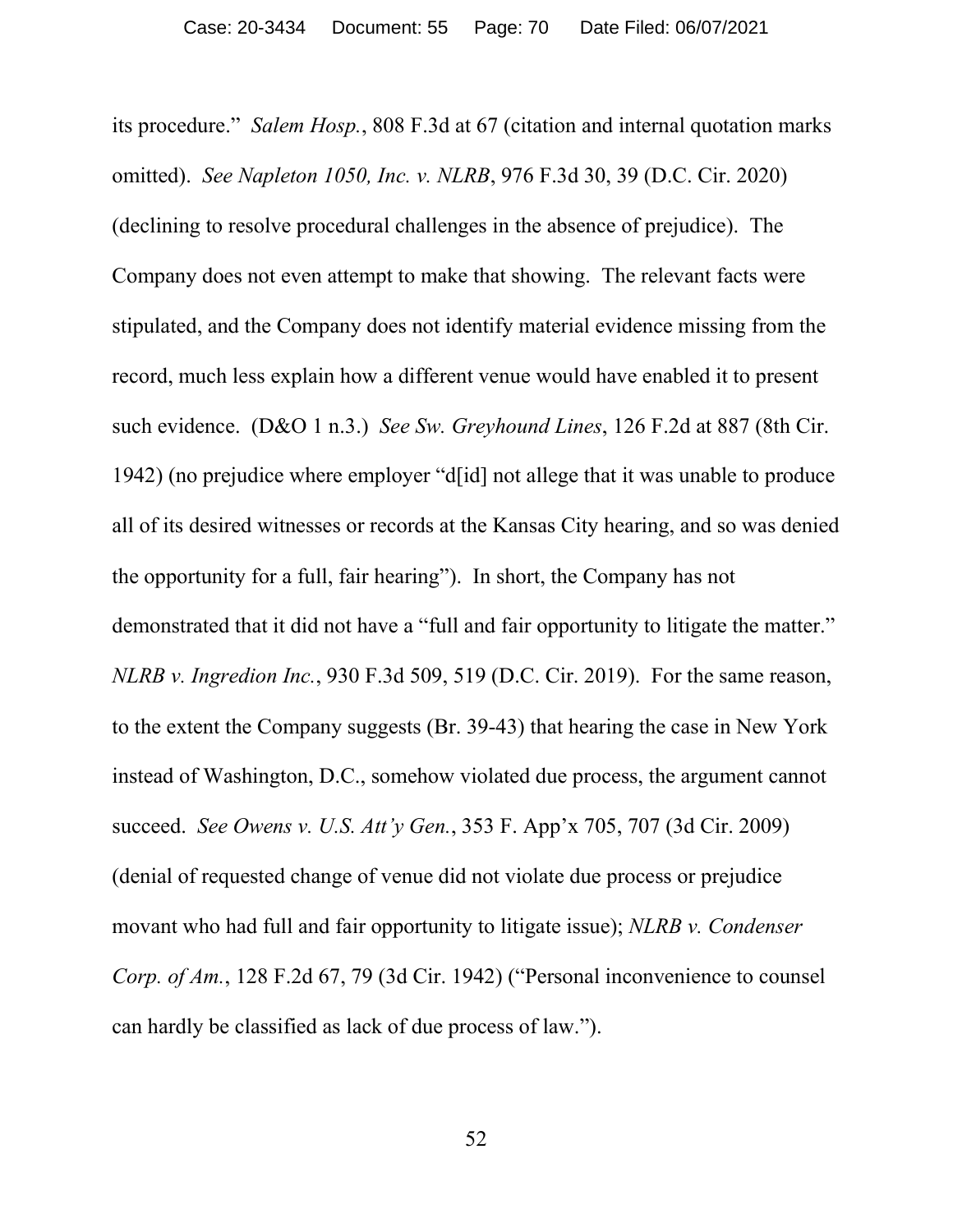its procedure." *Salem Hosp.*, 808 F.3d at 67 (citation and internal quotation marks omitted). *See Napleton 1050, Inc. v. NLRB*, 976 F.3d 30, 39 (D.C. Cir. 2020) (declining to resolve procedural challenges in the absence of prejudice). The Company does not even attempt to make that showing. The relevant facts were stipulated, and the Company does not identify material evidence missing from the record, much less explain how a different venue would have enabled it to present such evidence. (D&O 1 n.3.) *See Sw. Greyhound Lines*, 126 F.2d at 887 (8th Cir. 1942) (no prejudice where employer "d[id] not allege that it was unable to produce all of its desired witnesses or records at the Kansas City hearing, and so was denied the opportunity for a full, fair hearing"). In short, the Company has not demonstrated that it did not have a "full and fair opportunity to litigate the matter." *NLRB v. Ingredion Inc.*, 930 F.3d 509, 519 (D.C. Cir. 2019). For the same reason, to the extent the Company suggests (Br. 39-43) that hearing the case in New York instead of Washington, D.C., somehow violated due process, the argument cannot succeed. *See Owens v. U.S. Att'y Gen.*, 353 F. App'x 705, 707 (3d Cir. 2009) (denial of requested change of venue did not violate due process or prejudice movant who had full and fair opportunity to litigate issue); *NLRB v. Condenser Corp. of Am.*, 128 F.2d 67, 79 (3d Cir. 1942) ("Personal inconvenience to counsel can hardly be classified as lack of due process of law.").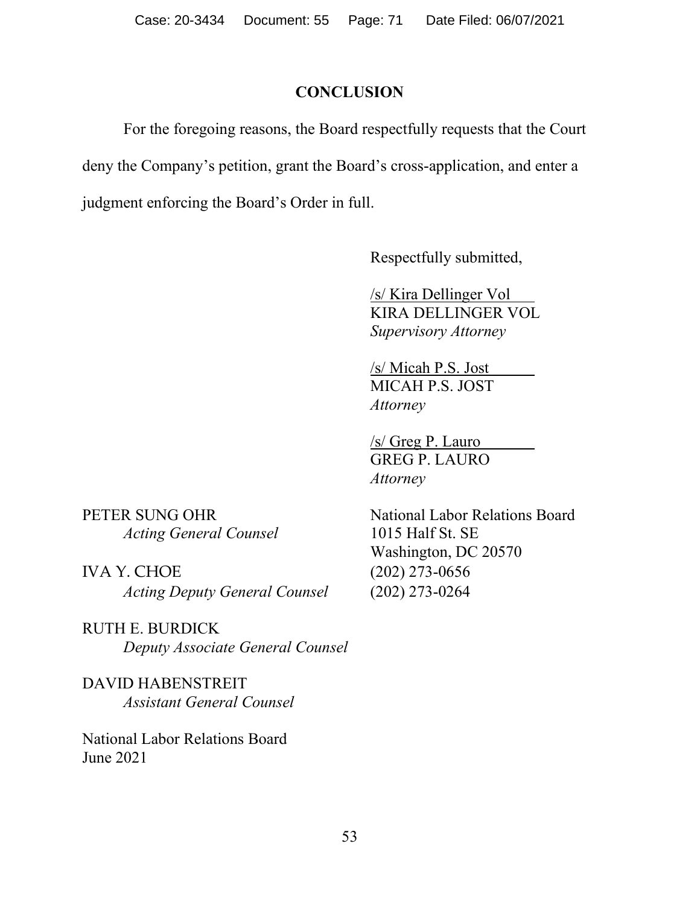## CONCLUSION

For the foregoing reasons, the Board respectfully requests that the Court deny the Company's petition, grant the Board's cross-application, and enter a judgment enforcing the Board's Order in full.

Respectfully submitted,

/s/ Kira Dellinger Vol
KIRA DELLINGER VOL
*Supervisory Attorney*

/s/ Micah P.S. Jost
MICAH P.S. JOST
*Attorney*

/s/ Greg P. Lauro
GREG P. LAURO
*Attorney*

National Labor Relations Board
1015 Half St. SE
Washington, DC 20570
(202) 273-0656
(202) 273-0264

PETER SUNG OHR
*Acting General Counsel*

IVA Y. CHOE
*Acting Deputy General Counsel*

RUTH E. BURDICK
*Deputy Associate General Counsel*

DAVID HABENSTREIT
*Assistant General Counsel*

National Labor Relations Board
June 2021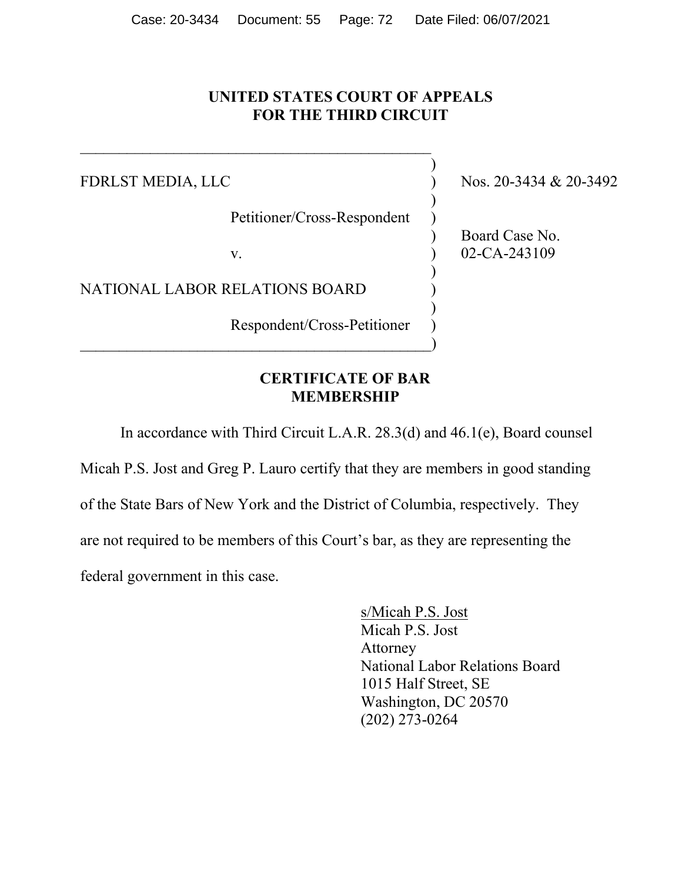# UNITED STATES COURT OF APPEALS FOR THE THIRD CIRCUIT

| | |
|---|---|
| FDRLST MEDIA, LLC<br><br>Petitioner/Cross-Respondent<br><br>v.<br><br>NATIONAL LABOR RELATIONS BOARD<br><br>Respondent/Cross-Petitioner | Nos. 20-3434 & 20-3492<br><br>Board Case No. 02-CA-243109 |

## CERTIFICATE OF BAR MEMBERSHIP

In accordance with Third Circuit L.A.R. 28.3(d) and 46.1(e), Board counsel Micah P.S. Jost and Greg P. Lauro certify that they are members in good standing of the State Bars of New York and the District of Columbia, respectively. They are not required to be members of this Court's bar, as they are representing the federal government in this case.

s/Micah P.S. Jost
Micah P.S. Jost
Attorney
National Labor Relations Board
1015 Half Street, SE
Washington, DC 20570
(202) 273-0264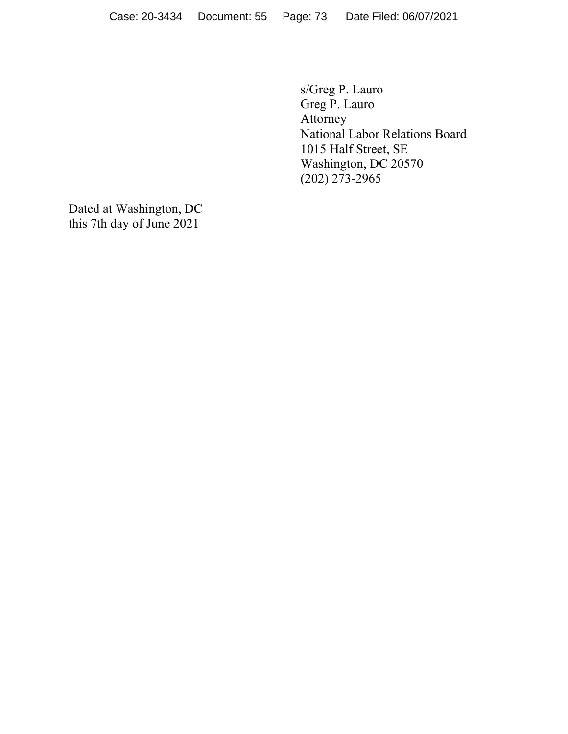s/Greg P. Lauro  
Greg P. Lauro  
Attorney  
National Labor Relations Board  
1015 Half Street, SE  
Washington, DC 20570  
(202) 273-2965

Dated at Washington, DC  
this 7th day of June 2021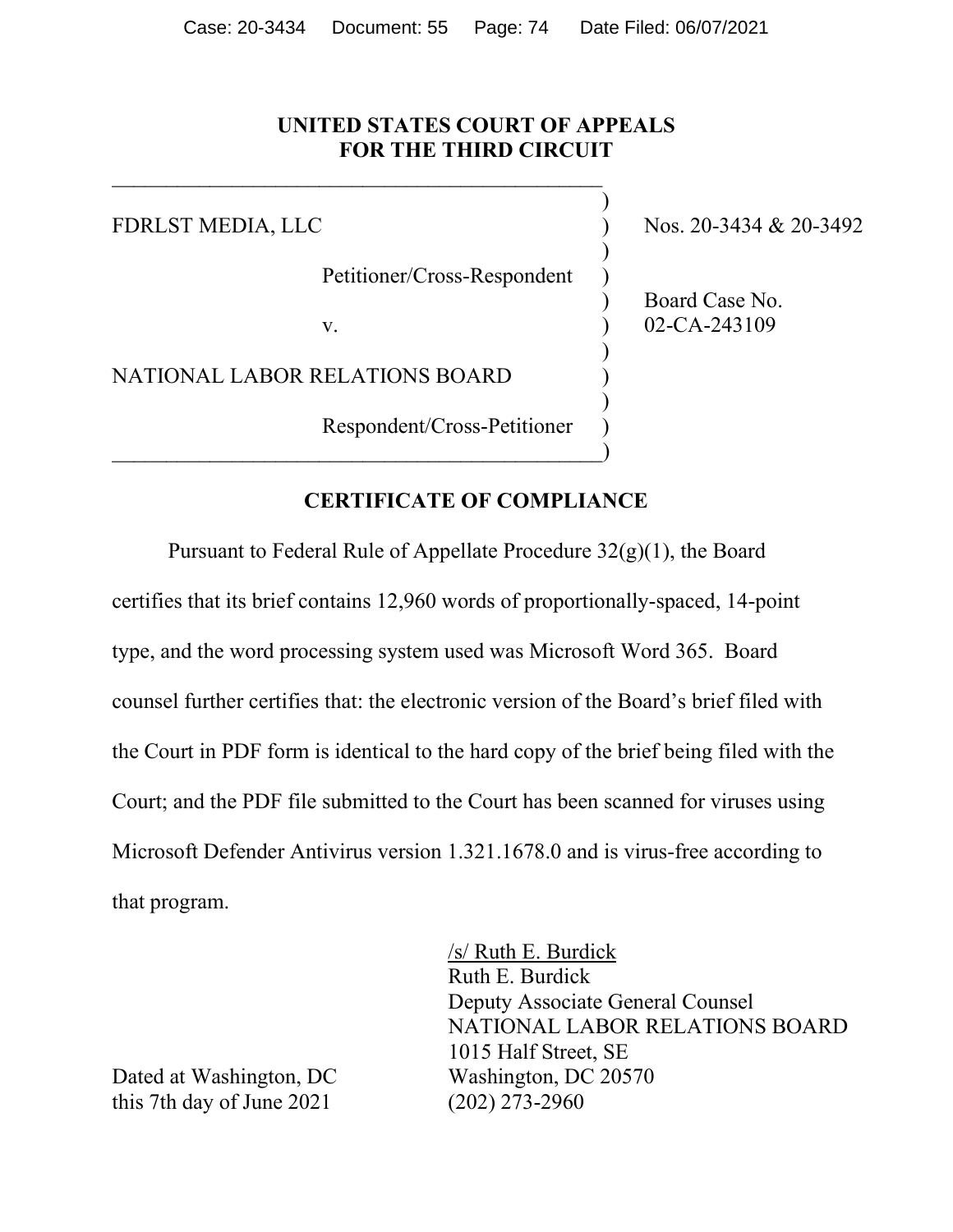**UNITED STATES COURT OF APPEALS**
**FOR THE THIRD CIRCUIT**

| | |
|---|---|
| FDRLST MEDIA, LLC | Nos. 20-3434 & 20-3492 |
| Petitioner/Cross-Respondent | |
| v. | Board Case No. 02-CA-243109 |
| NATIONAL LABOR RELATIONS BOARD | |
| Respondent/Cross-Petitioner | |

**CERTIFICATE OF COMPLIANCE**

Pursuant to Federal Rule of Appellate Procedure 32(g)(1), the Board certifies that its brief contains 12,960 words of proportionally-spaced, 14-point type, and the word processing system used was Microsoft Word 365. Board counsel further certifies that: the electronic version of the Board's brief filed with the Court in PDF form is identical to the hard copy of the brief being filed with the Court; and the PDF file submitted to the Court has been scanned for viruses using Microsoft Defender Antivirus version 1.321.1678.0 and is virus-free according to that program.

/s/ Ruth E. Burdick
Ruth E. Burdick
Deputy Associate General Counsel
NATIONAL LABOR RELATIONS BOARD
1015 Half Street, SE
Washington, DC 20570
(202) 273-2960

Dated at Washington, DC
this 7th day of June 2021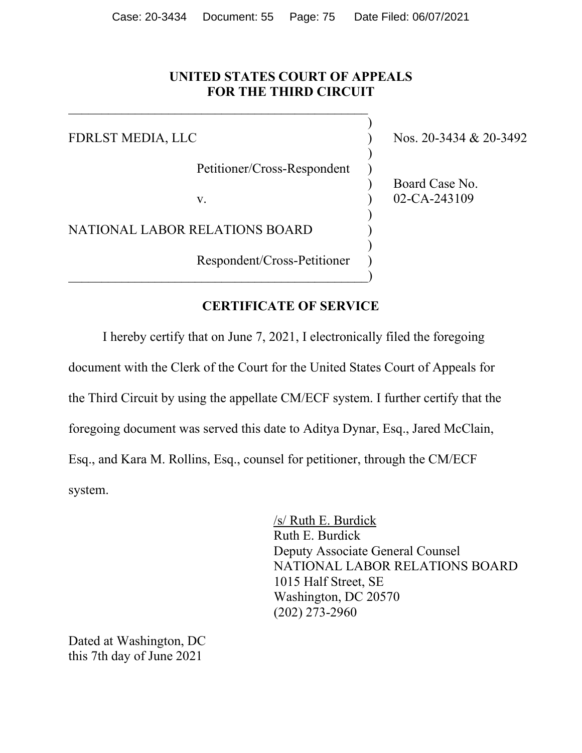**UNITED STATES COURT OF APPEALS**
**FOR THE THIRD CIRCUIT**

FDRLST MEDIA, LLC

Petitioner/Cross-Respondent

v.

NATIONAL LABOR RELATIONS BOARD

Respondent/Cross-Petitioner

Nos. 20-3434 & 20-3492

Board Case No.
02-CA-243109

**CERTIFICATE OF SERVICE**

I hereby certify that on June 7, 2021, I electronically filed the foregoing document with the Clerk of the Court for the United States Court of Appeals for the Third Circuit by using the appellate CM/ECF system. I further certify that the foregoing document was served this date to Aditya Dynar, Esq., Jared McClain, Esq., and Kara M. Rollins, Esq., counsel for petitioner, through the CM/ECF system.

/s/ Ruth E. Burdick
Ruth E. Burdick
Deputy Associate General Counsel
NATIONAL LABOR RELATIONS BOARD
1015 Half Street, SE
Washington, DC 20570
(202) 273-2960

Dated at Washington, DC
this 7th day of June 2021